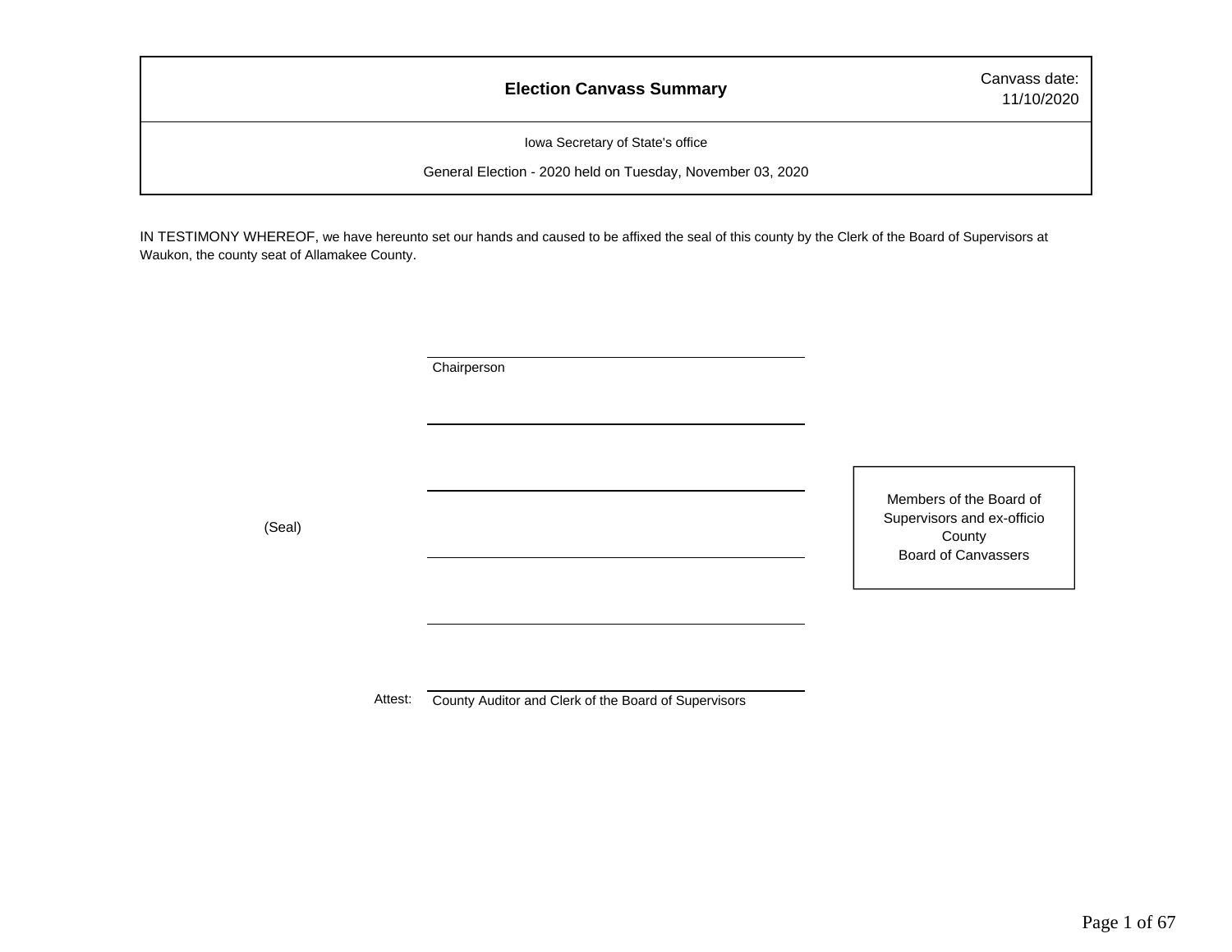# Election Canvass Summary

Canvass date: 11/10/2020

Iowa Secretary of State's office

General Election - 2020 held on Tuesday, November 03, 2020

IN TESTIMONY WHEREOF, we have hereunto set our hands and caused to be affixed the seal of this county by the Clerk of the Board of Supervisors at Waukon, the county seat of Allamakee County.

\_\_\_\_\_\_\_\_\_\_\_\_\_\_\_\_\_\_\_\_\_\_\_\_\_\_\_\_\_\_\_\_\_\_\_\_\_\_\_\_
Chairperson

\_\_\_\_\_\_\_\_\_\_\_\_\_\_\_\_\_\_\_\_\_\_\_\_\_\_\_\_\_\_\_\_\_\_\_\_\_\_\_\_

\_\_\_\_\_\_\_\_\_\_\_\_\_\_\_\_\_\_\_\_\_\_\_\_\_\_\_\_\_\_\_\_\_\_\_\_\_\_\_\_

(Seal)

\_\_\_\_\_\_\_\_\_\_\_\_\_\_\_\_\_\_\_\_\_\_\_\_\_\_\_\_\_\_\_\_\_\_\_\_\_\_\_\_

\_\_\_\_\_\_\_\_\_\_\_\_\_\_\_\_\_\_\_\_\_\_\_\_\_\_\_\_\_\_\_\_\_\_\_\_\_\_\_\_

Members of the Board of Supervisors and ex-officio County Board of Canvassers

Attest: \_\_\_\_\_\_\_\_\_\_\_\_\_\_\_\_\_\_\_\_\_\_\_\_\_\_\_\_\_\_\_\_\_\_\_\_\_\_\_\_
County Auditor and Clerk of the Board of Supervisors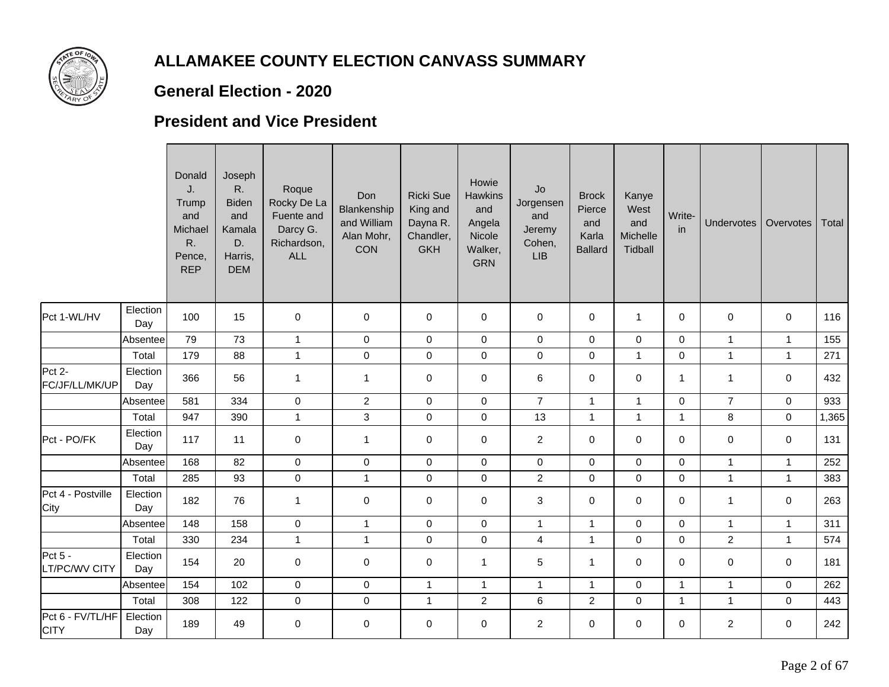# ALLAMAKEE COUNTY ELECTION CANVASS SUMMARY

## General Election - 2020

## President and Vice President

| | | Donald J. Trump and Michael R. Pence, REP | Joseph R. Biden and Kamala D. Harris, DEM | Roque Rocky De La Fuente and Darcy G. Richardson, ALL | Don Blankenship and William Alan Mohr, CON | Ricki Sue King and Dayna R. Chandler, GKH | Howie Hawkins and Angela Nicole Walker, GRN | Jo Jorgensen and Jeremy Cohen, LIB | Brock Pierce and Karla Ballard | Kanye West and Michelle Tidball | Write-in | Undervotes | Overvotes | Total |
|---|---|---|---|---|---|---|---|---|---|---|---|---|---|---|
| Pct 1-WL/HV | Election Day | 100 | 15 | 0 | 0 | 0 | 0 | 0 | 0 | 1 | 0 | 0 | 0 | 116 |
| | Absentee | 79 | 73 | 1 | 0 | 0 | 0 | 0 | 0 | 0 | 0 | 1 | 1 | 155 |
| | Total | 179 | 88 | 1 | 0 | 0 | 0 | 0 | 0 | 1 | 0 | 1 | 1 | 271 |
| Pct 2-FC/JF/LL/MK/UP | Election Day | 366 | 56 | 1 | 1 | 0 | 0 | 6 | 0 | 0 | 1 | 1 | 0 | 432 |
| | Absentee | 581 | 334 | 0 | 2 | 0 | 0 | 7 | 1 | 1 | 0 | 7 | 0 | 933 |
| | Total | 947 | 390 | 1 | 3 | 0 | 0 | 13 | 1 | 1 | 1 | 8 | 0 | 1,365 |
| Pct - PO/FK | Election Day | 117 | 11 | 0 | 1 | 0 | 0 | 2 | 0 | 0 | 0 | 0 | 0 | 131 |
| | Absentee | 168 | 82 | 0 | 0 | 0 | 0 | 0 | 0 | 0 | 0 | 1 | 1 | 252 |
| | Total | 285 | 93 | 0 | 1 | 0 | 0 | 2 | 0 | 0 | 0 | 1 | 1 | 383 |
| Pct 4 - Postville City | Election Day | 182 | 76 | 1 | 0 | 0 | 0 | 3 | 0 | 0 | 0 | 1 | 0 | 263 |
| | Absentee | 148 | 158 | 0 | 1 | 0 | 0 | 1 | 1 | 0 | 0 | 1 | 1 | 311 |
| | Total | 330 | 234 | 1 | 1 | 0 | 0 | 4 | 1 | 0 | 0 | 2 | 1 | 574 |
| Pct 5 - LT/PC/WV CITY | Election Day | 154 | 20 | 0 | 0 | 0 | 1 | 5 | 1 | 0 | 0 | 0 | 0 | 181 |
| | Absentee | 154 | 102 | 0 | 0 | 1 | 1 | 1 | 1 | 0 | 1 | 1 | 0 | 262 |
| | Total | 308 | 122 | 0 | 0 | 1 | 2 | 6 | 2 | 0 | 1 | 1 | 0 | 443 |
| Pct 6 - FV/TL/HF CITY | Election Day | 189 | 49 | 0 | 0 | 0 | 0 | 2 | 0 | 0 | 0 | 2 | 0 | 242 |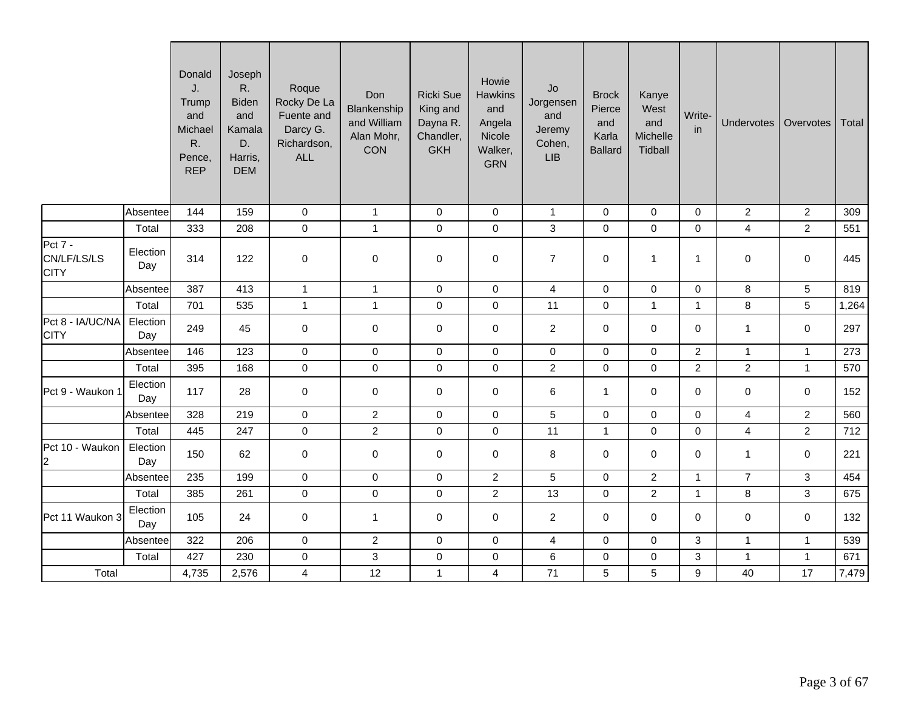| | | Donald J. Trump and Michael R. Pence, REP | Joseph R. Biden and Kamala D. Harris, DEM | Roque Rocky De La Fuente and Darcy G. Richardson, ALL | Don Blankenship and William Alan Mohr, CON | Ricki Sue King and Dayna R. Chandler, GKH | Howie Hawkins and Angela Nicole Walker, GRN | Jo Jorgensen and Jeremy Cohen, LIB | Brock Pierce and Karla Ballard | Kanye West and Michelle Tidball | Write-in | Undervotes | Overvotes | Total |
|---|---|---|---|---|---|---|---|---|---|---|---|---|---|---|
| | Absentee | 144 | 159 | 0 | 1 | 0 | 0 | 1 | 0 | 0 | 0 | 2 | 2 | 309 |
| | Total | 333 | 208 | 0 | 1 | 0 | 0 | 3 | 0 | 0 | 0 | 4 | 2 | 551 |
| Pct 7 - CN/LF/LS/LS CITY | Election Day | 314 | 122 | 0 | 0 | 0 | 0 | 7 | 0 | 1 | 1 | 0 | 0 | 445 |
| | Absentee | 387 | 413 | 1 | 1 | 0 | 0 | 4 | 0 | 0 | 0 | 8 | 5 | 819 |
| | Total | 701 | 535 | 1 | 1 | 0 | 0 | 11 | 0 | 1 | 1 | 8 | 5 | 1,264 |
| Pct 8 - IA/UC/NA CITY | Election Day | 249 | 45 | 0 | 0 | 0 | 0 | 2 | 0 | 0 | 0 | 1 | 0 | 297 |
| | Absentee | 146 | 123 | 0 | 0 | 0 | 0 | 0 | 0 | 0 | 2 | 1 | 1 | 273 |
| | Total | 395 | 168 | 0 | 0 | 0 | 0 | 2 | 0 | 0 | 2 | 2 | 1 | 570 |
| Pct 9 - Waukon 1 | Election Day | 117 | 28 | 0 | 0 | 0 | 0 | 6 | 1 | 0 | 0 | 0 | 0 | 152 |
| | Absentee | 328 | 219 | 0 | 2 | 0 | 0 | 5 | 0 | 0 | 0 | 4 | 2 | 560 |
| | Total | 445 | 247 | 0 | 2 | 0 | 0 | 11 | 1 | 0 | 0 | 4 | 2 | 712 |
| Pct 10 - Waukon 2 | Election Day | 150 | 62 | 0 | 0 | 0 | 0 | 8 | 0 | 0 | 0 | 1 | 0 | 221 |
| | Absentee | 235 | 199 | 0 | 0 | 0 | 2 | 5 | 0 | 2 | 1 | 7 | 3 | 454 |
| | Total | 385 | 261 | 0 | 0 | 0 | 2 | 13 | 0 | 2 | 1 | 8 | 3 | 675 |
| Pct 11 Waukon 3 | Election Day | 105 | 24 | 0 | 1 | 0 | 0 | 2 | 0 | 0 | 0 | 0 | 0 | 132 |
| | Absentee | 322 | 206 | 0 | 2 | 0 | 0 | 4 | 0 | 0 | 3 | 1 | 1 | 539 |
| | Total | 427 | 230 | 0 | 3 | 0 | 0 | 6 | 0 | 0 | 3 | 1 | 1 | 671 |
| Total | | 4,735 | 2,576 | 4 | 12 | 1 | 4 | 71 | 5 | 5 | 9 | 40 | 17 | 7,479 |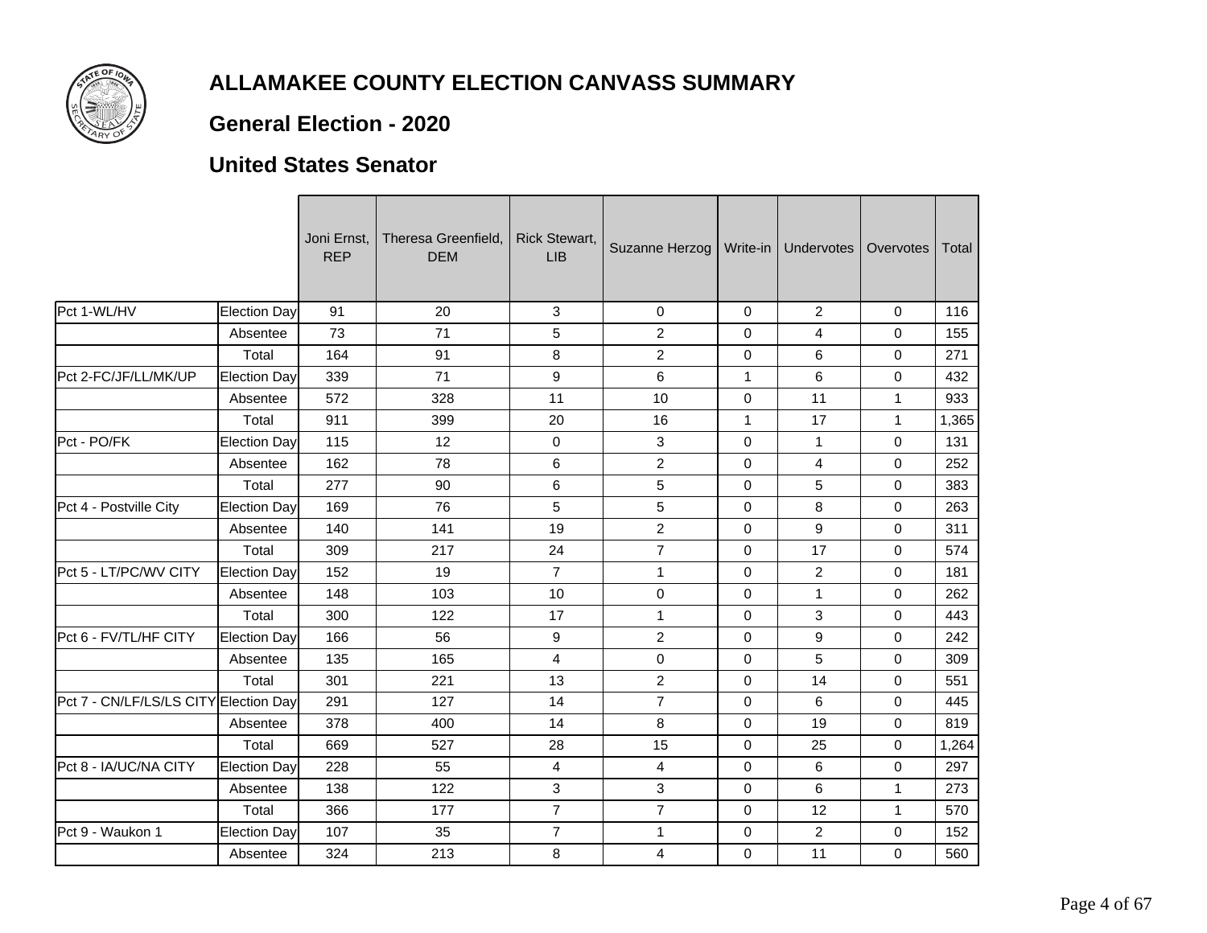# ALLAMAKEE COUNTY ELECTION CANVASS SUMMARY

## General Election - 2020

## United States Senator

| | | Joni Ernst, REP | Theresa Greenfield, DEM | Rick Stewart, LIB | Suzanne Herzog | Write-in | Undervotes | Overvotes | Total |
|---|---|---|---|---|---|---|---|---|---|
| Pct 1-WL/HV | Election Day | 91 | 20 | 3 | 0 | 0 | 2 | 0 | 116 |
| | Absentee | 73 | 71 | 5 | 2 | 0 | 4 | 0 | 155 |
| | Total | 164 | 91 | 8 | 2 | 0 | 6 | 0 | 271 |
| Pct 2-FC/JF/LL/MK/UP | Election Day | 339 | 71 | 9 | 6 | 1 | 6 | 0 | 432 |
| | Absentee | 572 | 328 | 11 | 10 | 0 | 11 | 1 | 933 |
| | Total | 911 | 399 | 20 | 16 | 1 | 17 | 1 | 1,365 |
| Pct - PO/FK | Election Day | 115 | 12 | 0 | 3 | 0 | 1 | 0 | 131 |
| | Absentee | 162 | 78 | 6 | 2 | 0 | 4 | 0 | 252 |
| | Total | 277 | 90 | 6 | 5 | 0 | 5 | 0 | 383 |
| Pct 4 - Postville City | Election Day | 169 | 76 | 5 | 5 | 0 | 8 | 0 | 263 |
| | Absentee | 140 | 141 | 19 | 2 | 0 | 9 | 0 | 311 |
| | Total | 309 | 217 | 24 | 7 | 0 | 17 | 0 | 574 |
| Pct 5 - LT/PC/WV CITY | Election Day | 152 | 19 | 7 | 1 | 0 | 2 | 0 | 181 |
| | Absentee | 148 | 103 | 10 | 0 | 0 | 1 | 0 | 262 |
| | Total | 300 | 122 | 17 | 1 | 0 | 3 | 0 | 443 |
| Pct 6 - FV/TL/HF CITY | Election Day | 166 | 56 | 9 | 2 | 0 | 9 | 0 | 242 |
| | Absentee | 135 | 165 | 4 | 0 | 0 | 5 | 0 | 309 |
| | Total | 301 | 221 | 13 | 2 | 0 | 14 | 0 | 551 |
| Pct 7 - CN/LF/LS/LS CITY | Election Day | 291 | 127 | 14 | 7 | 0 | 6 | 0 | 445 |
| | Absentee | 378 | 400 | 14 | 8 | 0 | 19 | 0 | 819 |
| | Total | 669 | 527 | 28 | 15 | 0 | 25 | 0 | 1,264 |
| Pct 8 - IA/UC/NA CITY | Election Day | 228 | 55 | 4 | 4 | 0 | 6 | 0 | 297 |
| | Absentee | 138 | 122 | 3 | 3 | 0 | 6 | 1 | 273 |
| | Total | 366 | 177 | 7 | 7 | 0 | 12 | 1 | 570 |
| Pct 9 - Waukon 1 | Election Day | 107 | 35 | 7 | 1 | 0 | 2 | 0 | 152 |
| | Absentee | 324 | 213 | 8 | 4 | 0 | 11 | 0 | 560 |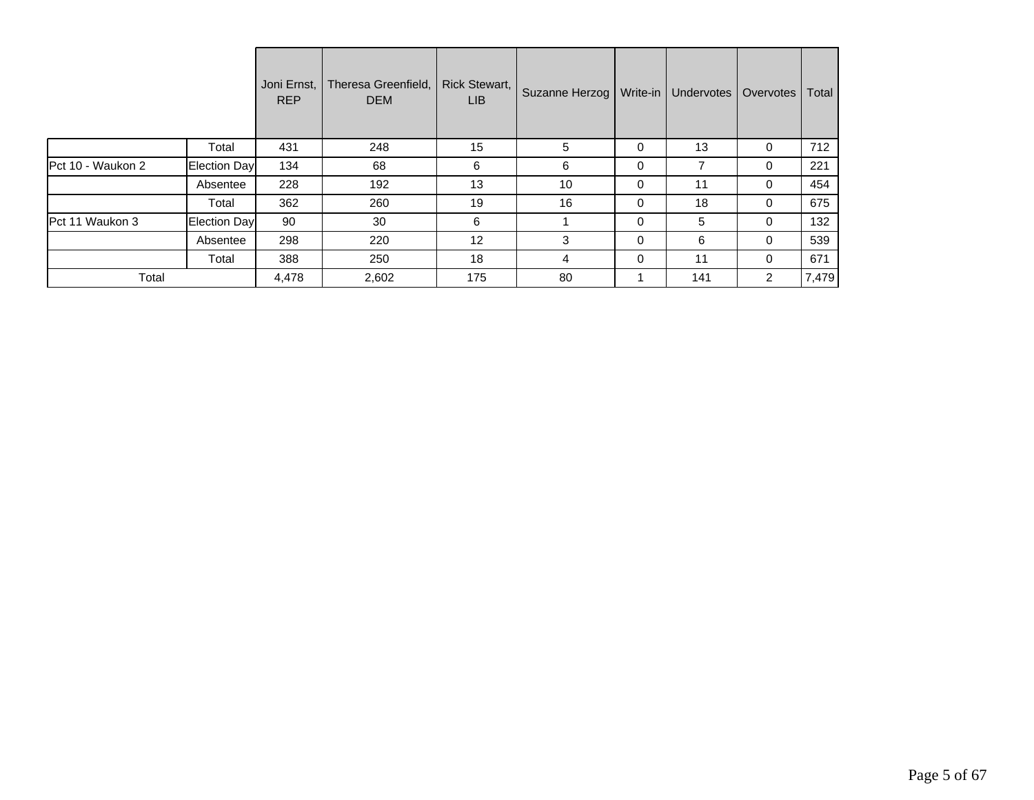| | | Joni Ernst, REP | Theresa Greenfield, DEM | Rick Stewart, LIB | Suzanne Herzog | Write-in | Undervotes | Overvotes | Total |
|---|---|---|---|---|---|---|---|---|---|
| | Total | 431 | 248 | 15 | 5 | 0 | 13 | 0 | 712 |
| Pct 10 - Waukon 2 | Election Day | 134 | 68 | 6 | 6 | 0 | 7 | 0 | 221 |
| | Absentee | 228 | 192 | 13 | 10 | 0 | 11 | 0 | 454 |
| | Total | 362 | 260 | 19 | 16 | 0 | 18 | 0 | 675 |
| Pct 11 Waukon 3 | Election Day | 90 | 30 | 6 | 1 | 0 | 5 | 0 | 132 |
| | Absentee | 298 | 220 | 12 | 3 | 0 | 6 | 0 | 539 |
| | Total | 388 | 250 | 18 | 4 | 0 | 11 | 0 | 671 |
| Total | | 4,478 | 2,602 | 175 | 80 | 1 | 141 | 2 | 7,479 |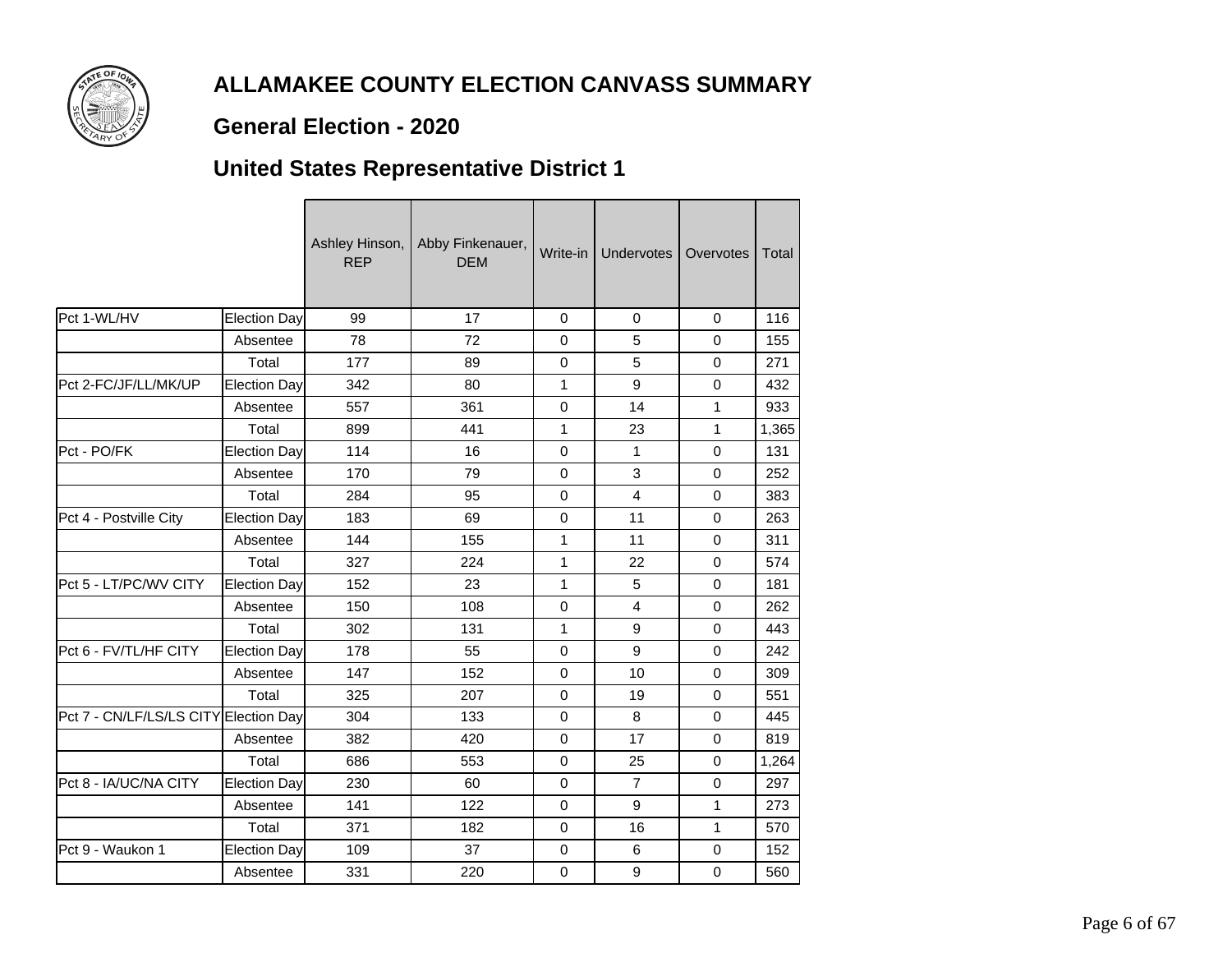# ALLAMAKEE COUNTY ELECTION CANVASS SUMMARY

## General Election - 2020

## United States Representative District 1

| | | Ashley Hinson, REP | Abby Finkenauer, DEM | Write-in | Undervotes | Overvotes | Total |
|---|---|---|---|---|---|---|---|
| Pct 1-WL/HV | Election Day | 99 | 17 | 0 | 0 | 0 | 116 |
| | Absentee | 78 | 72 | 0 | 5 | 0 | 155 |
| | Total | 177 | 89 | 0 | 5 | 0 | 271 |
| Pct 2-FC/JF/LL/MK/UP | Election Day | 342 | 80 | 1 | 9 | 0 | 432 |
| | Absentee | 557 | 361 | 0 | 14 | 1 | 933 |
| | Total | 899 | 441 | 1 | 23 | 1 | 1,365 |
| Pct - PO/FK | Election Day | 114 | 16 | 0 | 1 | 0 | 131 |
| | Absentee | 170 | 79 | 0 | 3 | 0 | 252 |
| | Total | 284 | 95 | 0 | 4 | 0 | 383 |
| Pct 4 - Postville City | Election Day | 183 | 69 | 0 | 11 | 0 | 263 |
| | Absentee | 144 | 155 | 1 | 11 | 0 | 311 |
| | Total | 327 | 224 | 1 | 22 | 0 | 574 |
| Pct 5 - LT/PC/WV CITY | Election Day | 152 | 23 | 1 | 5 | 0 | 181 |
| | Absentee | 150 | 108 | 0 | 4 | 0 | 262 |
| | Total | 302 | 131 | 1 | 9 | 0 | 443 |
| Pct 6 - FV/TL/HF CITY | Election Day | 178 | 55 | 0 | 9 | 0 | 242 |
| | Absentee | 147 | 152 | 0 | 10 | 0 | 309 |
| | Total | 325 | 207 | 0 | 19 | 0 | 551 |
| Pct 7 - CN/LF/LS/LS CITY | Election Day | 304 | 133 | 0 | 8 | 0 | 445 |
| | Absentee | 382 | 420 | 0 | 17 | 0 | 819 |
| | Total | 686 | 553 | 0 | 25 | 0 | 1,264 |
| Pct 8 - IA/UC/NA CITY | Election Day | 230 | 60 | 0 | 7 | 0 | 297 |
| | Absentee | 141 | 122 | 0 | 9 | 1 | 273 |
| | Total | 371 | 182 | 0 | 16 | 1 | 570 |
| Pct 9 - Waukon 1 | Election Day | 109 | 37 | 0 | 6 | 0 | 152 |
| | Absentee | 331 | 220 | 0 | 9 | 0 | 560 |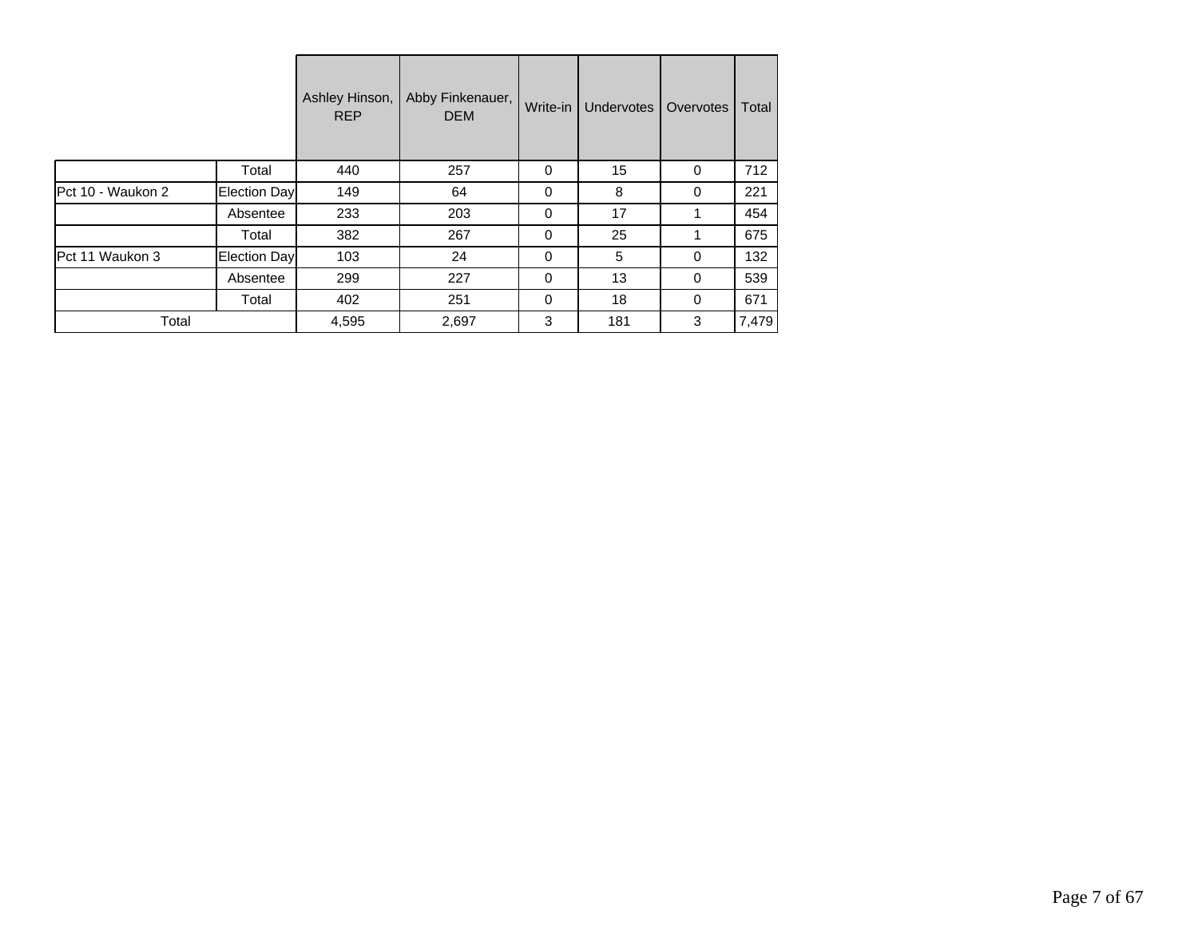| | | Ashley Hinson, REP | Abby Finkenauer, DEM | Write-in | Undervotes | Overvotes | Total |
|---|---|---|---|---|---|---|---|
| | Total | 440 | 257 | 0 | 15 | 0 | 712 |
| Pct 10 - Waukon 2 | Election Day | 149 | 64 | 0 | 8 | 0 | 221 |
| | Absentee | 233 | 203 | 0 | 17 | 1 | 454 |
| | Total | 382 | 267 | 0 | 25 | 1 | 675 |
| Pct 11 Waukon 3 | Election Day | 103 | 24 | 0 | 5 | 0 | 132 |
| | Absentee | 299 | 227 | 0 | 13 | 0 | 539 |
| | Total | 402 | 251 | 0 | 18 | 0 | 671 |
| Total | | 4,595 | 2,697 | 3 | 181 | 3 | 7,479 |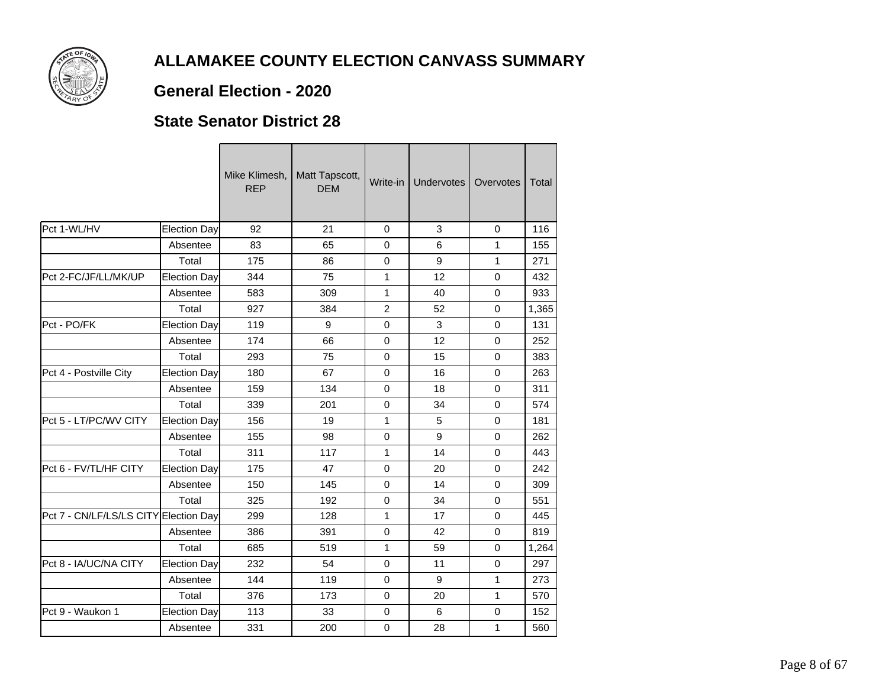# ALLAMAKEE COUNTY ELECTION CANVASS SUMMARY

## General Election - 2020

## State Senator District 28

| | | Mike Klimesh, REP | Matt Tapscott, DEM | Write-in | Undervotes | Overvotes | Total |
|---|---|---|---|---|---|---|---|
| Pct 1-WL/HV | Election Day | 92 | 21 | 0 | 3 | 0 | 116 |
| | Absentee | 83 | 65 | 0 | 6 | 1 | 155 |
| | Total | 175 | 86 | 0 | 9 | 1 | 271 |
| Pct 2-FC/JF/LL/MK/UP | Election Day | 344 | 75 | 1 | 12 | 0 | 432 |
| | Absentee | 583 | 309 | 1 | 40 | 0 | 933 |
| | Total | 927 | 384 | 2 | 52 | 0 | 1,365 |
| Pct - PO/FK | Election Day | 119 | 9 | 0 | 3 | 0 | 131 |
| | Absentee | 174 | 66 | 0 | 12 | 0 | 252 |
| | Total | 293 | 75 | 0 | 15 | 0 | 383 |
| Pct 4 - Postville City | Election Day | 180 | 67 | 0 | 16 | 0 | 263 |
| | Absentee | 159 | 134 | 0 | 18 | 0 | 311 |
| | Total | 339 | 201 | 0 | 34 | 0 | 574 |
| Pct 5 - LT/PC/WV CITY | Election Day | 156 | 19 | 1 | 5 | 0 | 181 |
| | Absentee | 155 | 98 | 0 | 9 | 0 | 262 |
| | Total | 311 | 117 | 1 | 14 | 0 | 443 |
| Pct 6 - FV/TL/HF CITY | Election Day | 175 | 47 | 0 | 20 | 0 | 242 |
| | Absentee | 150 | 145 | 0 | 14 | 0 | 309 |
| | Total | 325 | 192 | 0 | 34 | 0 | 551 |
| Pct 7 - CN/LF/LS/LS CITY | Election Day | 299 | 128 | 1 | 17 | 0 | 445 |
| | Absentee | 386 | 391 | 0 | 42 | 0 | 819 |
| | Total | 685 | 519 | 1 | 59 | 0 | 1,264 |
| Pct 8 - IA/UC/NA CITY | Election Day | 232 | 54 | 0 | 11 | 0 | 297 |
| | Absentee | 144 | 119 | 0 | 9 | 1 | 273 |
| | Total | 376 | 173 | 0 | 20 | 1 | 570 |
| Pct 9 - Waukon 1 | Election Day | 113 | 33 | 0 | 6 | 0 | 152 |
| | Absentee | 331 | 200 | 0 | 28 | 1 | 560 |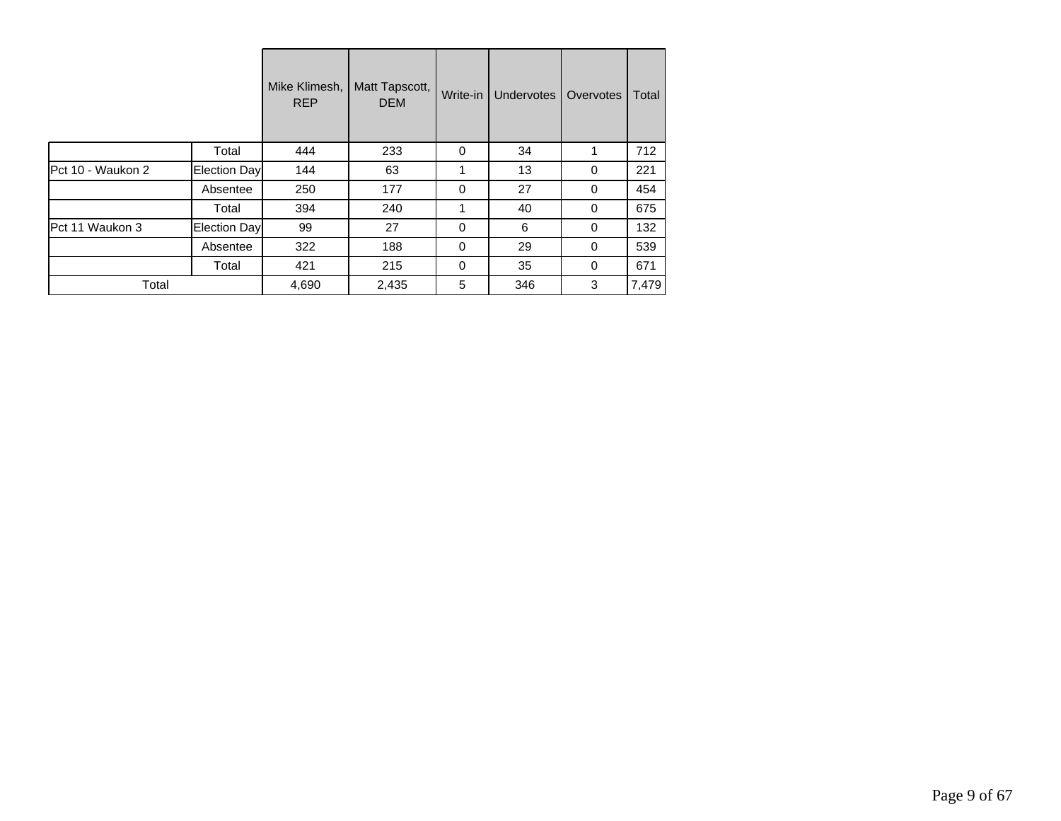| | | Mike Klimesh, REP | Matt Tapscott, DEM | Write-in | Undervotes | Overvotes | Total |
|---|---|---|---|---|---|---|---|
| | Total | 444 | 233 | 0 | 34 | 1 | 712 |
| Pct 10 - Waukon 2 | Election Day | 144 | 63 | 1 | 13 | 0 | 221 |
| | Absentee | 250 | 177 | 0 | 27 | 0 | 454 |
| | Total | 394 | 240 | 1 | 40 | 0 | 675 |
| Pct 11 Waukon 3 | Election Day | 99 | 27 | 0 | 6 | 0 | 132 |
| | Absentee | 322 | 188 | 0 | 29 | 0 | 539 |
| | Total | 421 | 215 | 0 | 35 | 0 | 671 |
| Total | | 4,690 | 2,435 | 5 | 346 | 3 | 7,479 |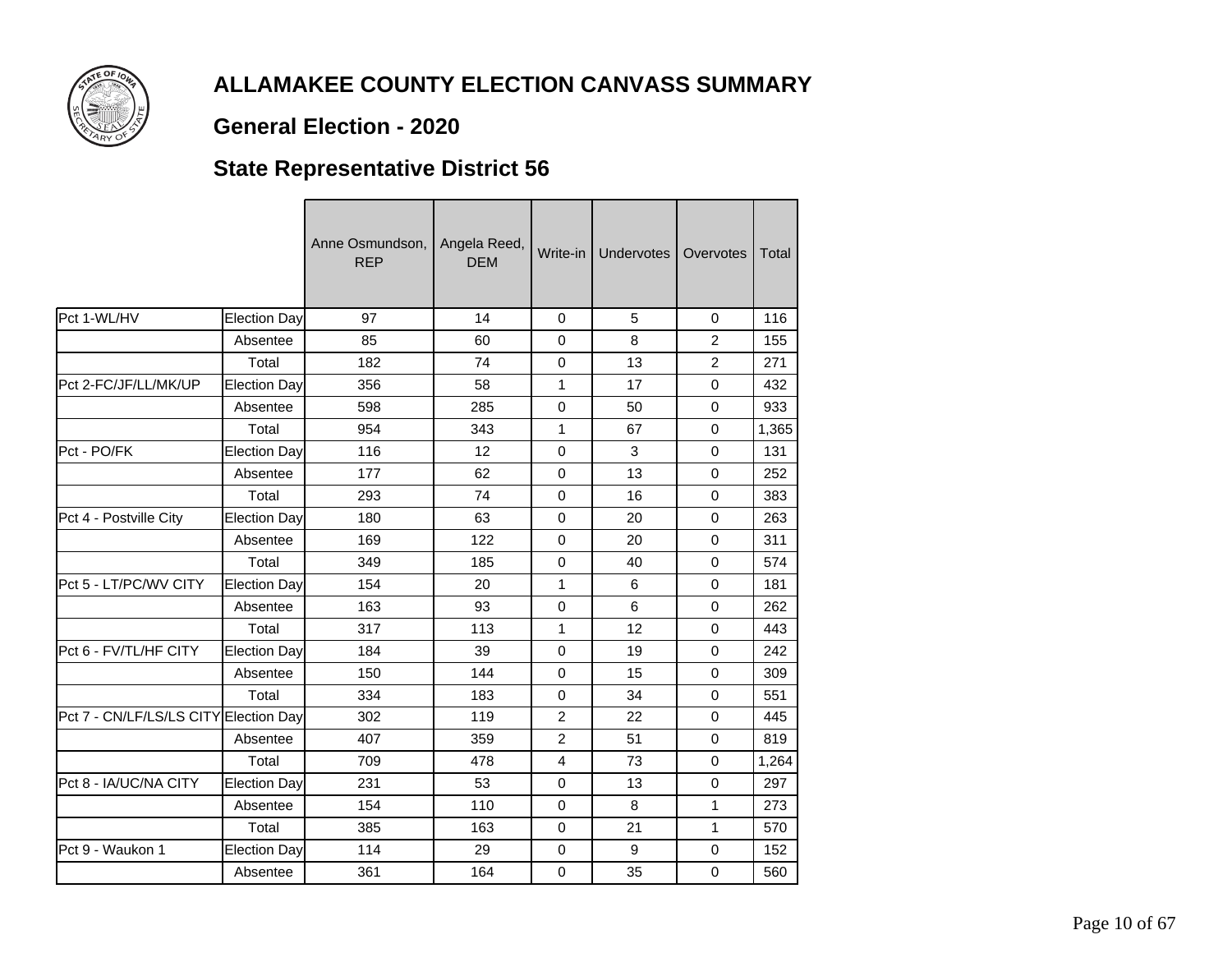# ALLAMAKEE COUNTY ELECTION CANVASS SUMMARY

## General Election - 2020

## State Representative District 56

| | | Anne Osmundson, REP | Angela Reed, DEM | Write-in | Undervotes | Overvotes | Total |
|---|---|---|---|---|---|---|---|
| Pct 1-WL/HV | Election Day | 97 | 14 | 0 | 5 | 0 | 116 |
| | Absentee | 85 | 60 | 0 | 8 | 2 | 155 |
| | Total | 182 | 74 | 0 | 13 | 2 | 271 |
| Pct 2-FC/JF/LL/MK/UP | Election Day | 356 | 58 | 1 | 17 | 0 | 432 |
| | Absentee | 598 | 285 | 0 | 50 | 0 | 933 |
| | Total | 954 | 343 | 1 | 67 | 0 | 1,365 |
| Pct - PO/FK | Election Day | 116 | 12 | 0 | 3 | 0 | 131 |
| | Absentee | 177 | 62 | 0 | 13 | 0 | 252 |
| | Total | 293 | 74 | 0 | 16 | 0 | 383 |
| Pct 4 - Postville City | Election Day | 180 | 63 | 0 | 20 | 0 | 263 |
| | Absentee | 169 | 122 | 0 | 20 | 0 | 311 |
| | Total | 349 | 185 | 0 | 40 | 0 | 574 |
| Pct 5 - LT/PC/WV CITY | Election Day | 154 | 20 | 1 | 6 | 0 | 181 |
| | Absentee | 163 | 93 | 0 | 6 | 0 | 262 |
| | Total | 317 | 113 | 1 | 12 | 0 | 443 |
| Pct 6 - FV/TL/HF CITY | Election Day | 184 | 39 | 0 | 19 | 0 | 242 |
| | Absentee | 150 | 144 | 0 | 15 | 0 | 309 |
| | Total | 334 | 183 | 0 | 34 | 0 | 551 |
| Pct 7 - CN/LF/LS/LS CITY | Election Day | 302 | 119 | 2 | 22 | 0 | 445 |
| | Absentee | 407 | 359 | 2 | 51 | 0 | 819 |
| | Total | 709 | 478 | 4 | 73 | 0 | 1,264 |
| Pct 8 - IA/UC/NA CITY | Election Day | 231 | 53 | 0 | 13 | 0 | 297 |
| | Absentee | 154 | 110 | 0 | 8 | 1 | 273 |
| | Total | 385 | 163 | 0 | 21 | 1 | 570 |
| Pct 9 - Waukon 1 | Election Day | 114 | 29 | 0 | 9 | 0 | 152 |
| | Absentee | 361 | 164 | 0 | 35 | 0 | 560 |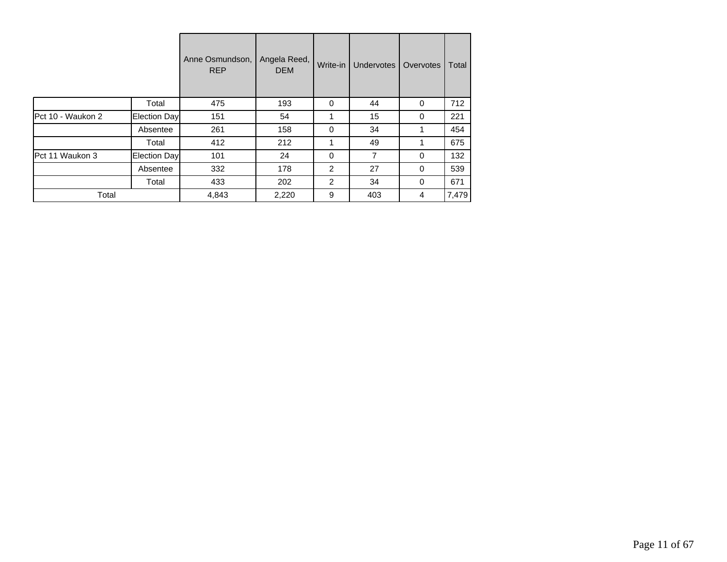| | | Anne Osmundson, REP | Angela Reed, DEM | Write-in | Undervotes | Overvotes | Total |
|---|---|---|---|---|---|---|---|
| | Total | 475 | 193 | 0 | 44 | 0 | 712 |
| Pct 10 - Waukon 2 | Election Day | 151 | 54 | 1 | 15 | 0 | 221 |
| | Absentee | 261 | 158 | 0 | 34 | 1 | 454 |
| | Total | 412 | 212 | 1 | 49 | 1 | 675 |
| Pct 11 Waukon 3 | Election Day | 101 | 24 | 0 | 7 | 0 | 132 |
| | Absentee | 332 | 178 | 2 | 27 | 0 | 539 |
| | Total | 433 | 202 | 2 | 34 | 0 | 671 |
| Total | | 4,843 | 2,220 | 9 | 403 | 4 | 7,479 |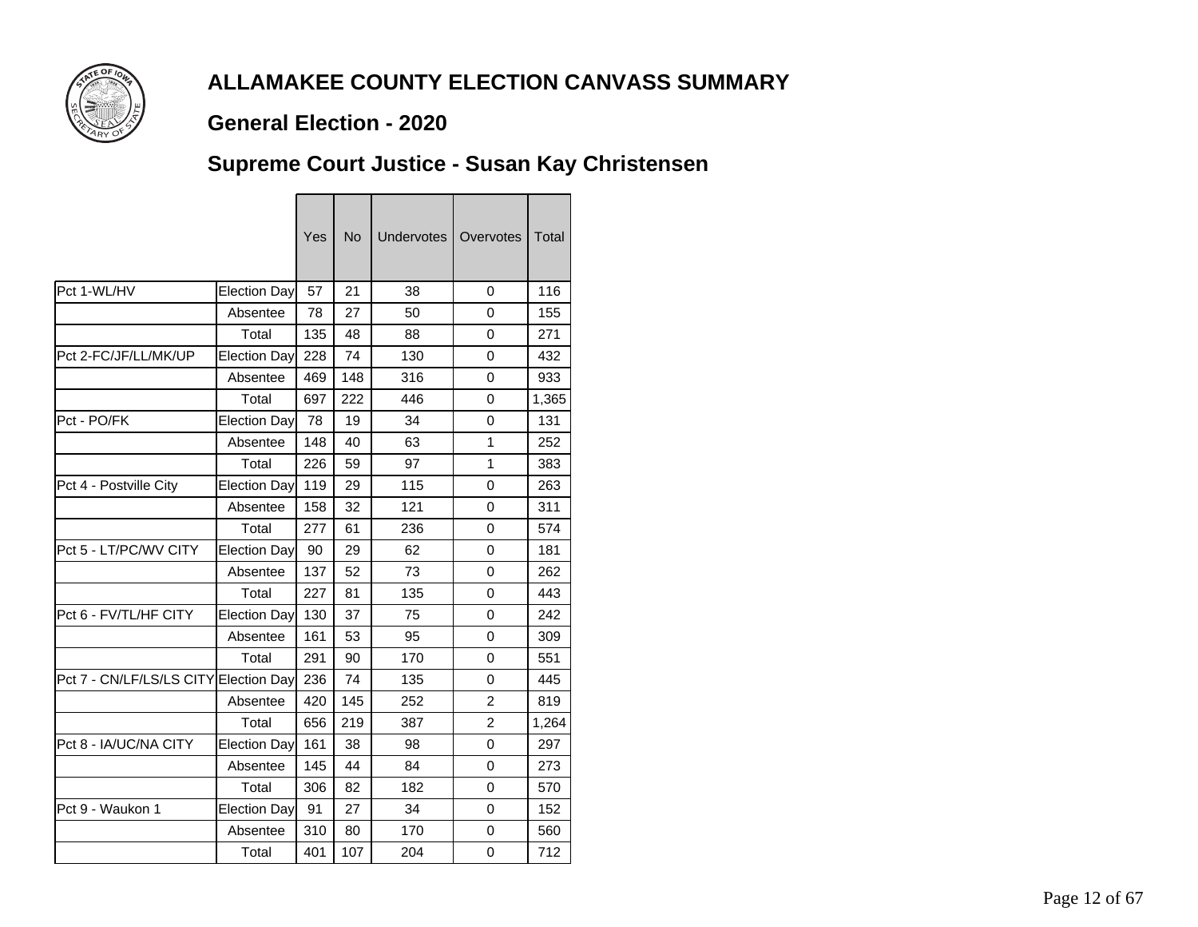# ALLAMAKEE COUNTY ELECTION CANVASS SUMMARY

## General Election - 2020

## Supreme Court Justice - Susan Kay Christensen

| | | Yes | No | Undervotes | Overvotes | Total |
|---|---|---|---|---|---|---|
| Pct 1-WL/HV | Election Day | 57 | 21 | 38 | 0 | 116 |
| | Absentee | 78 | 27 | 50 | 0 | 155 |
| | Total | 135 | 48 | 88 | 0 | 271 |
| Pct 2-FC/JF/LL/MK/UP | Election Day | 228 | 74 | 130 | 0 | 432 |
| | Absentee | 469 | 148 | 316 | 0 | 933 |
| | Total | 697 | 222 | 446 | 0 | 1,365 |
| Pct - PO/FK | Election Day | 78 | 19 | 34 | 0 | 131 |
| | Absentee | 148 | 40 | 63 | 1 | 252 |
| | Total | 226 | 59 | 97 | 1 | 383 |
| Pct 4 - Postville City | Election Day | 119 | 29 | 115 | 0 | 263 |
| | Absentee | 158 | 32 | 121 | 0 | 311 |
| | Total | 277 | 61 | 236 | 0 | 574 |
| Pct 5 - LT/PC/WV CITY | Election Day | 90 | 29 | 62 | 0 | 181 |
| | Absentee | 137 | 52 | 73 | 0 | 262 |
| | Total | 227 | 81 | 135 | 0 | 443 |
| Pct 6 - FV/TL/HF CITY | Election Day | 130 | 37 | 75 | 0 | 242 |
| | Absentee | 161 | 53 | 95 | 0 | 309 |
| | Total | 291 | 90 | 170 | 0 | 551 |
| Pct 7 - CN/LF/LS/LS CITY | Election Day | 236 | 74 | 135 | 0 | 445 |
| | Absentee | 420 | 145 | 252 | 2 | 819 |
| | Total | 656 | 219 | 387 | 2 | 1,264 |
| Pct 8 - IA/UC/NA CITY | Election Day | 161 | 38 | 98 | 0 | 297 |
| | Absentee | 145 | 44 | 84 | 0 | 273 |
| | Total | 306 | 82 | 182 | 0 | 570 |
| Pct 9 - Waukon 1 | Election Day | 91 | 27 | 34 | 0 | 152 |
| | Absentee | 310 | 80 | 170 | 0 | 560 |
| | Total | 401 | 107 | 204 | 0 | 712 |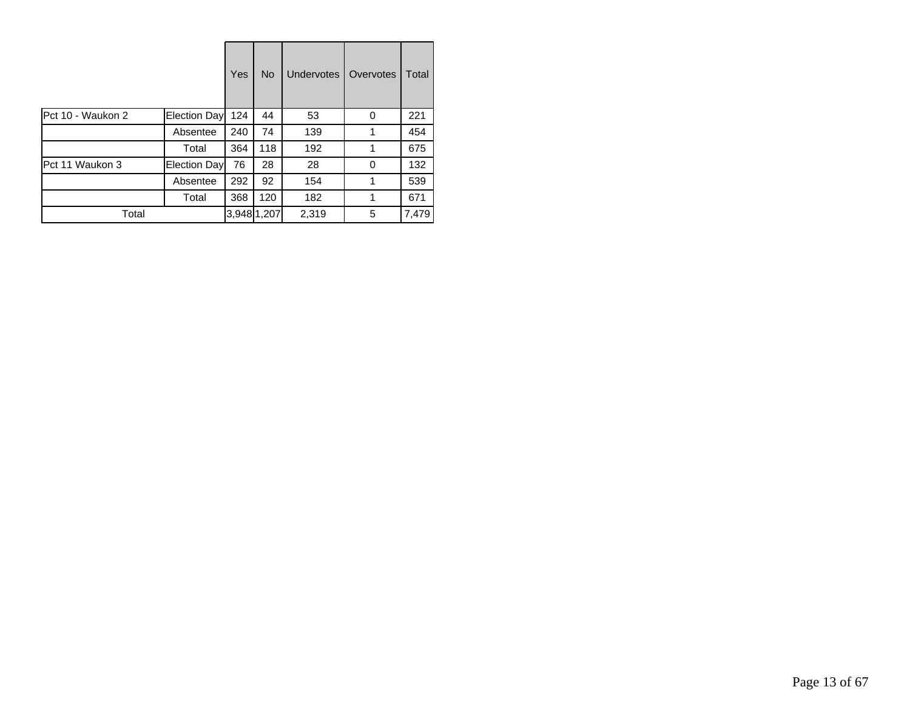| | | Yes | No | Undervotes | Overvotes | Total |
|---|---|---|---|---|---|---|
| Pct 10 - Waukon 2 | Election Day | 124 | 44 | 53 | 0 | 221 |
| | Absentee | 240 | 74 | 139 | 1 | 454 |
| | Total | 364 | 118 | 192 | 1 | 675 |
| Pct 11 Waukon 3 | Election Day | 76 | 28 | 28 | 0 | 132 |
| | Absentee | 292 | 92 | 154 | 1 | 539 |
| | Total | 368 | 120 | 182 | 1 | 671 |
| Total | | 3,948 | 1,207 | 2,319 | 5 | 7,479 |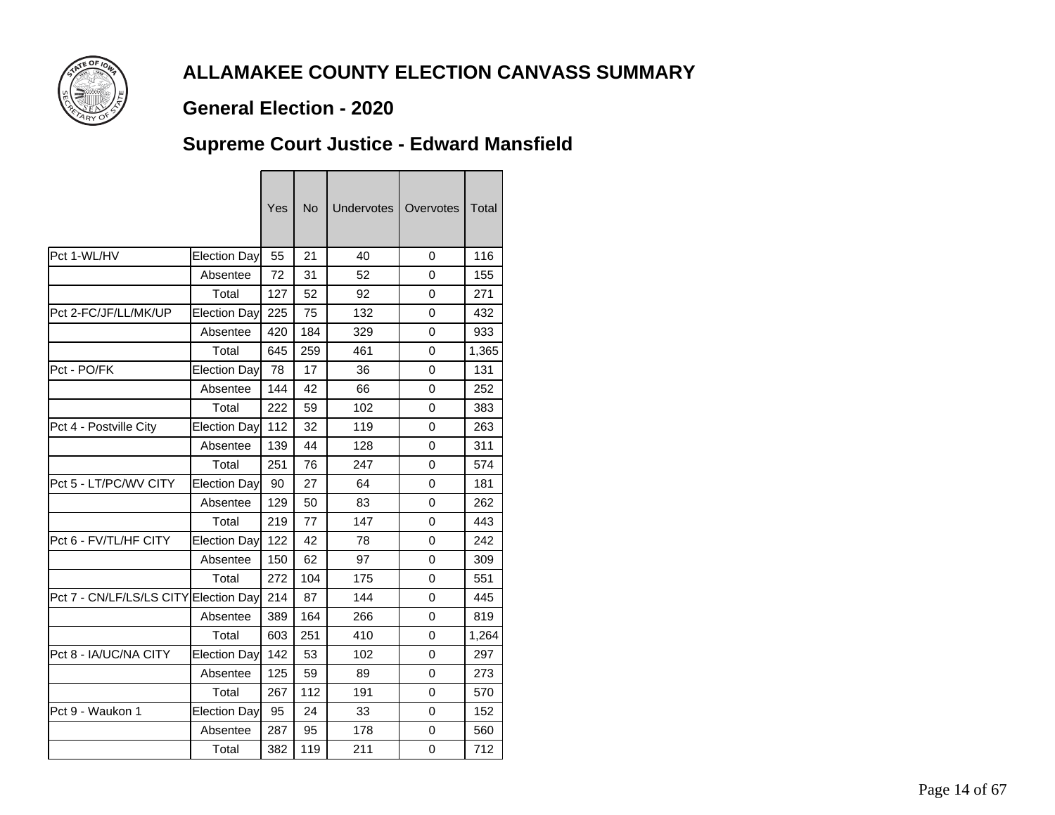# ALLAMAKEE COUNTY ELECTION CANVASS SUMMARY

## General Election - 2020

## Supreme Court Justice - Edward Mansfield

| | | Yes | No | Undervotes | Overvotes | Total |
|---|---|---|---|---|---|---|
| Pct 1-WL/HV | Election Day | 55 | 21 | 40 | 0 | 116 |
| | Absentee | 72 | 31 | 52 | 0 | 155 |
| | Total | 127 | 52 | 92 | 0 | 271 |
| Pct 2-FC/JF/LL/MK/UP | Election Day | 225 | 75 | 132 | 0 | 432 |
| | Absentee | 420 | 184 | 329 | 0 | 933 |
| | Total | 645 | 259 | 461 | 0 | 1,365 |
| Pct - PO/FK | Election Day | 78 | 17 | 36 | 0 | 131 |
| | Absentee | 144 | 42 | 66 | 0 | 252 |
| | Total | 222 | 59 | 102 | 0 | 383 |
| Pct 4 - Postville City | Election Day | 112 | 32 | 119 | 0 | 263 |
| | Absentee | 139 | 44 | 128 | 0 | 311 |
| | Total | 251 | 76 | 247 | 0 | 574 |
| Pct 5 - LT/PC/WV CITY | Election Day | 90 | 27 | 64 | 0 | 181 |
| | Absentee | 129 | 50 | 83 | 0 | 262 |
| | Total | 219 | 77 | 147 | 0 | 443 |
| Pct 6 - FV/TL/HF CITY | Election Day | 122 | 42 | 78 | 0 | 242 |
| | Absentee | 150 | 62 | 97 | 0 | 309 |
| | Total | 272 | 104 | 175 | 0 | 551 |
| Pct 7 - CN/LF/LS/LS CITY | Election Day | 214 | 87 | 144 | 0 | 445 |
| | Absentee | 389 | 164 | 266 | 0 | 819 |
| | Total | 603 | 251 | 410 | 0 | 1,264 |
| Pct 8 - IA/UC/NA CITY | Election Day | 142 | 53 | 102 | 0 | 297 |
| | Absentee | 125 | 59 | 89 | 0 | 273 |
| | Total | 267 | 112 | 191 | 0 | 570 |
| Pct 9 - Waukon 1 | Election Day | 95 | 24 | 33 | 0 | 152 |
| | Absentee | 287 | 95 | 178 | 0 | 560 |
| | Total | 382 | 119 | 211 | 0 | 712 |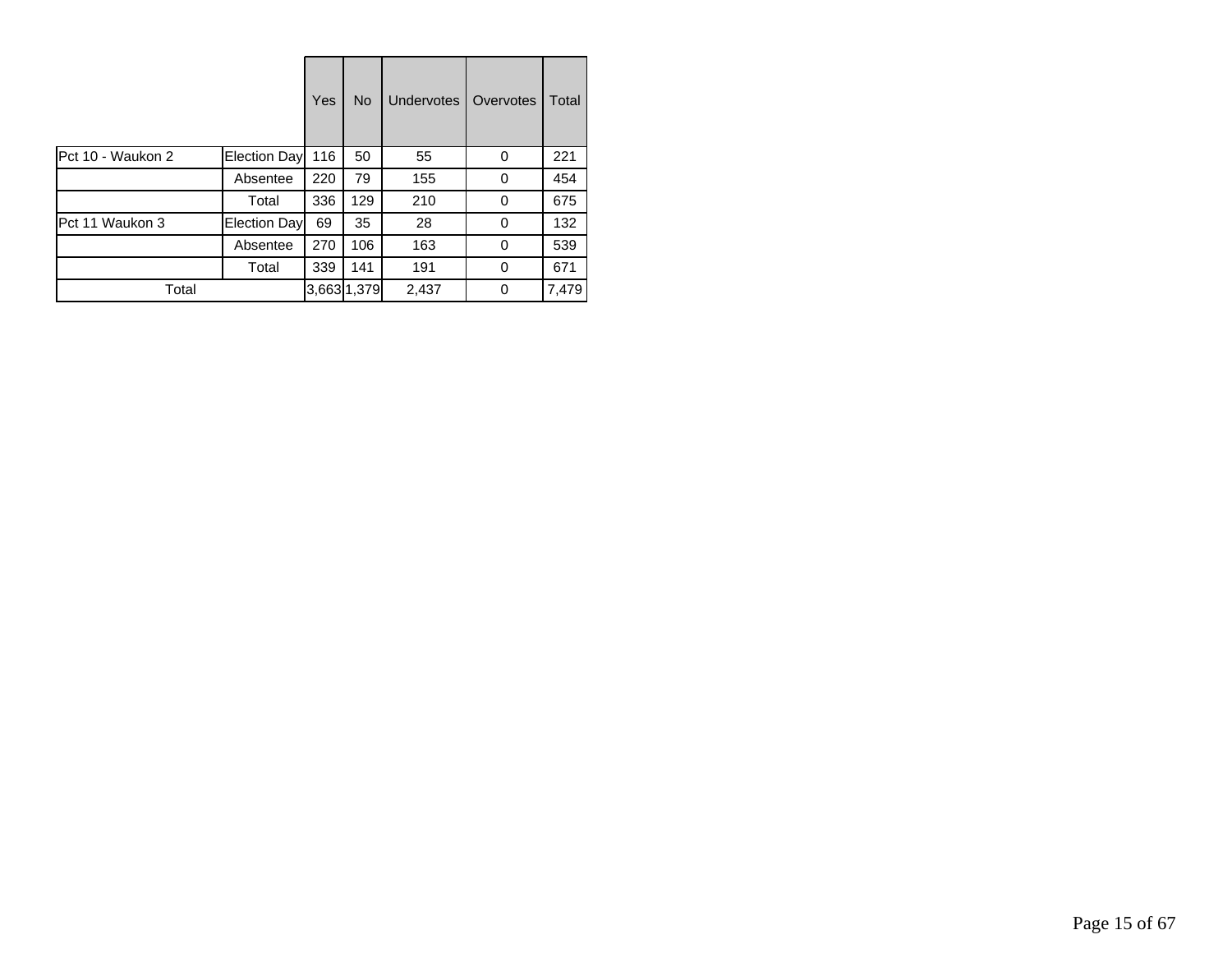| | | Yes | No | Undervotes | Overvotes | Total |
|---|---|---|---|---|---|---|
| Pct 10 - Waukon 2 | Election Day | 116 | 50 | 55 | 0 | 221 |
| | Absentee | 220 | 79 | 155 | 0 | 454 |
| | Total | 336 | 129 | 210 | 0 | 675 |
| Pct 11 Waukon 3 | Election Day | 69 | 35 | 28 | 0 | 132 |
| | Absentee | 270 | 106 | 163 | 0 | 539 |
| | Total | 339 | 141 | 191 | 0 | 671 |
| Total | | 3,663 | 1,379 | 2,437 | 0 | 7,479 |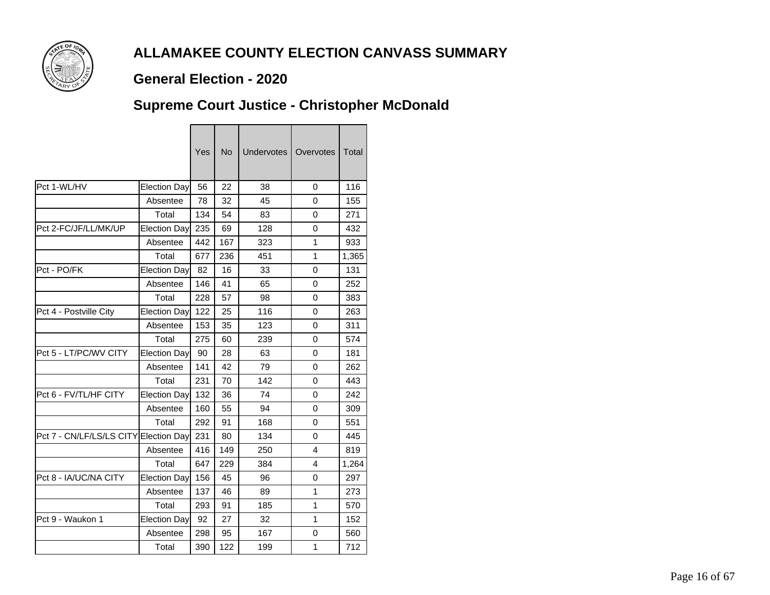# ALLAMAKEE COUNTY ELECTION CANVASS SUMMARY

## General Election - 2020

## Supreme Court Justice - Christopher McDonald

| | | Yes | No | Undervotes | Overvotes | Total |
|---|---|---|---|---|---|---|
| Pct 1-WL/HV | Election Day | 56 | 22 | 38 | 0 | 116 |
| | Absentee | 78 | 32 | 45 | 0 | 155 |
| | Total | 134 | 54 | 83 | 0 | 271 |
| Pct 2-FC/JF/LL/MK/UP | Election Day | 235 | 69 | 128 | 0 | 432 |
| | Absentee | 442 | 167 | 323 | 1 | 933 |
| | Total | 677 | 236 | 451 | 1 | 1,365 |
| Pct - PO/FK | Election Day | 82 | 16 | 33 | 0 | 131 |
| | Absentee | 146 | 41 | 65 | 0 | 252 |
| | Total | 228 | 57 | 98 | 0 | 383 |
| Pct 4 - Postville City | Election Day | 122 | 25 | 116 | 0 | 263 |
| | Absentee | 153 | 35 | 123 | 0 | 311 |
| | Total | 275 | 60 | 239 | 0 | 574 |
| Pct 5 - LT/PC/WV CITY | Election Day | 90 | 28 | 63 | 0 | 181 |
| | Absentee | 141 | 42 | 79 | 0 | 262 |
| | Total | 231 | 70 | 142 | 0 | 443 |
| Pct 6 - FV/TL/HF CITY | Election Day | 132 | 36 | 74 | 0 | 242 |
| | Absentee | 160 | 55 | 94 | 0 | 309 |
| | Total | 292 | 91 | 168 | 0 | 551 |
| Pct 7 - CN/LF/LS/LS CITY | Election Day | 231 | 80 | 134 | 0 | 445 |
| | Absentee | 416 | 149 | 250 | 4 | 819 |
| | Total | 647 | 229 | 384 | 4 | 1,264 |
| Pct 8 - IA/UC/NA CITY | Election Day | 156 | 45 | 96 | 0 | 297 |
| | Absentee | 137 | 46 | 89 | 1 | 273 |
| | Total | 293 | 91 | 185 | 1 | 570 |
| Pct 9 - Waukon 1 | Election Day | 92 | 27 | 32 | 1 | 152 |
| | Absentee | 298 | 95 | 167 | 0 | 560 |
| | Total | 390 | 122 | 199 | 1 | 712 |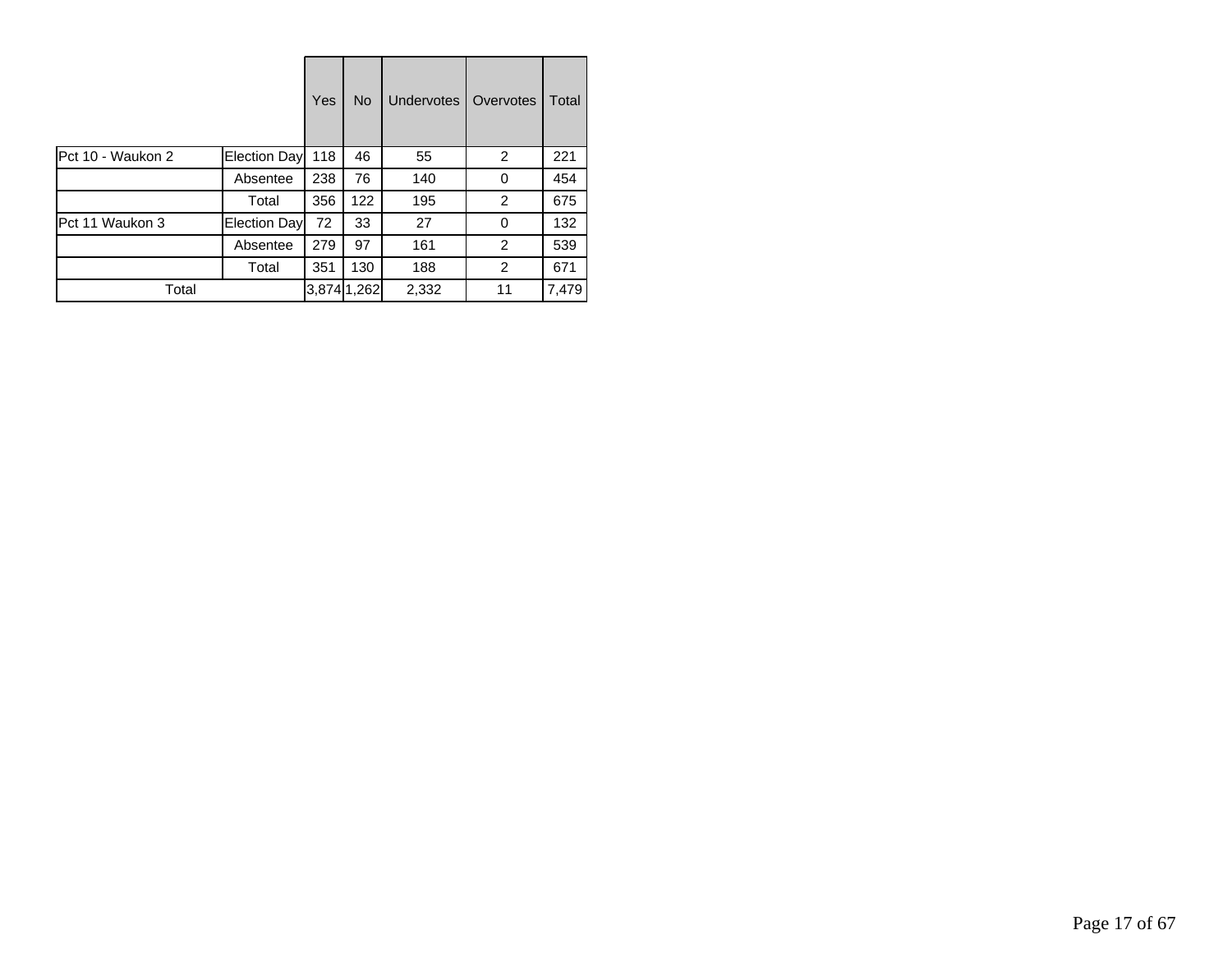| | | Yes | No | Undervotes | Overvotes | Total |
|---|---|---|---|---|---|---|
| Pct 10 - Waukon 2 | Election Day | 118 | 46 | 55 | 2 | 221 |
| | Absentee | 238 | 76 | 140 | 0 | 454 |
| | Total | 356 | 122 | 195 | 2 | 675 |
| Pct 11 Waukon 3 | Election Day | 72 | 33 | 27 | 0 | 132 |
| | Absentee | 279 | 97 | 161 | 2 | 539 |
| | Total | 351 | 130 | 188 | 2 | 671 |
| Total | | 3,874 | 1,262 | 2,332 | 11 | 7,479 |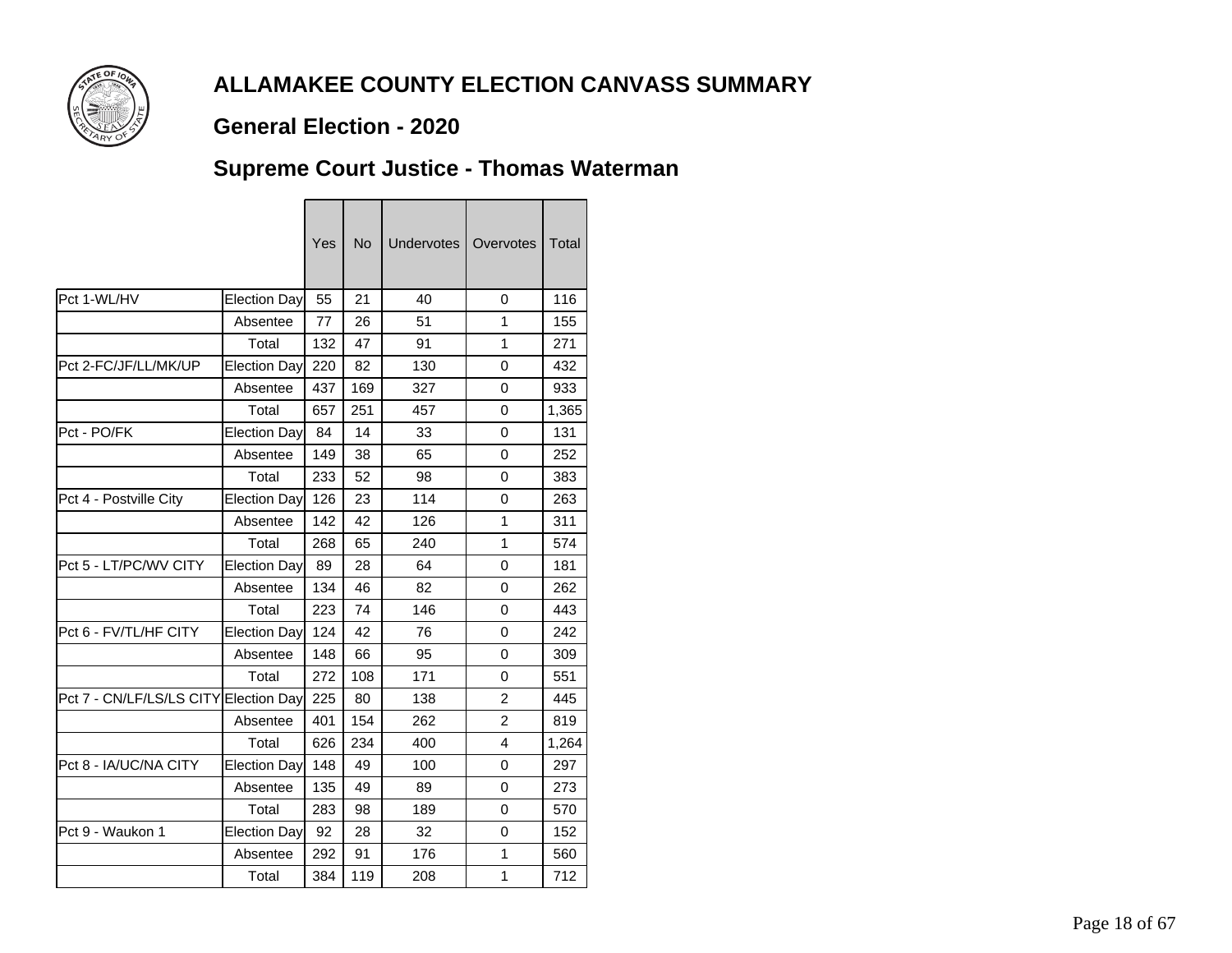# ALLAMAKEE COUNTY ELECTION CANVASS SUMMARY

## General Election - 2020

## Supreme Court Justice - Thomas Waterman

| | | Yes | No | Undervotes | Overvotes | Total |
|---|---|---|---|---|---|---|
| Pct 1-WL/HV | Election Day | 55 | 21 | 40 | 0 | 116 |
| | Absentee | 77 | 26 | 51 | 1 | 155 |
| | Total | 132 | 47 | 91 | 1 | 271 |
| Pct 2-FC/JF/LL/MK/UP | Election Day | 220 | 82 | 130 | 0 | 432 |
| | Absentee | 437 | 169 | 327 | 0 | 933 |
| | Total | 657 | 251 | 457 | 0 | 1,365 |
| Pct - PO/FK | Election Day | 84 | 14 | 33 | 0 | 131 |
| | Absentee | 149 | 38 | 65 | 0 | 252 |
| | Total | 233 | 52 | 98 | 0 | 383 |
| Pct 4 - Postville City | Election Day | 126 | 23 | 114 | 0 | 263 |
| | Absentee | 142 | 42 | 126 | 1 | 311 |
| | Total | 268 | 65 | 240 | 1 | 574 |
| Pct 5 - LT/PC/WV CITY | Election Day | 89 | 28 | 64 | 0 | 181 |
| | Absentee | 134 | 46 | 82 | 0 | 262 |
| | Total | 223 | 74 | 146 | 0 | 443 |
| Pct 6 - FV/TL/HF CITY | Election Day | 124 | 42 | 76 | 0 | 242 |
| | Absentee | 148 | 66 | 95 | 0 | 309 |
| | Total | 272 | 108 | 171 | 0 | 551 |
| Pct 7 - CN/LF/LS/LS CITY | Election Day | 225 | 80 | 138 | 2 | 445 |
| | Absentee | 401 | 154 | 262 | 2 | 819 |
| | Total | 626 | 234 | 400 | 4 | 1,264 |
| Pct 8 - IA/UC/NA CITY | Election Day | 148 | 49 | 100 | 0 | 297 |
| | Absentee | 135 | 49 | 89 | 0 | 273 |
| | Total | 283 | 98 | 189 | 0 | 570 |
| Pct 9 - Waukon 1 | Election Day | 92 | 28 | 32 | 0 | 152 |
| | Absentee | 292 | 91 | 176 | 1 | 560 |
| | Total | 384 | 119 | 208 | 1 | 712 |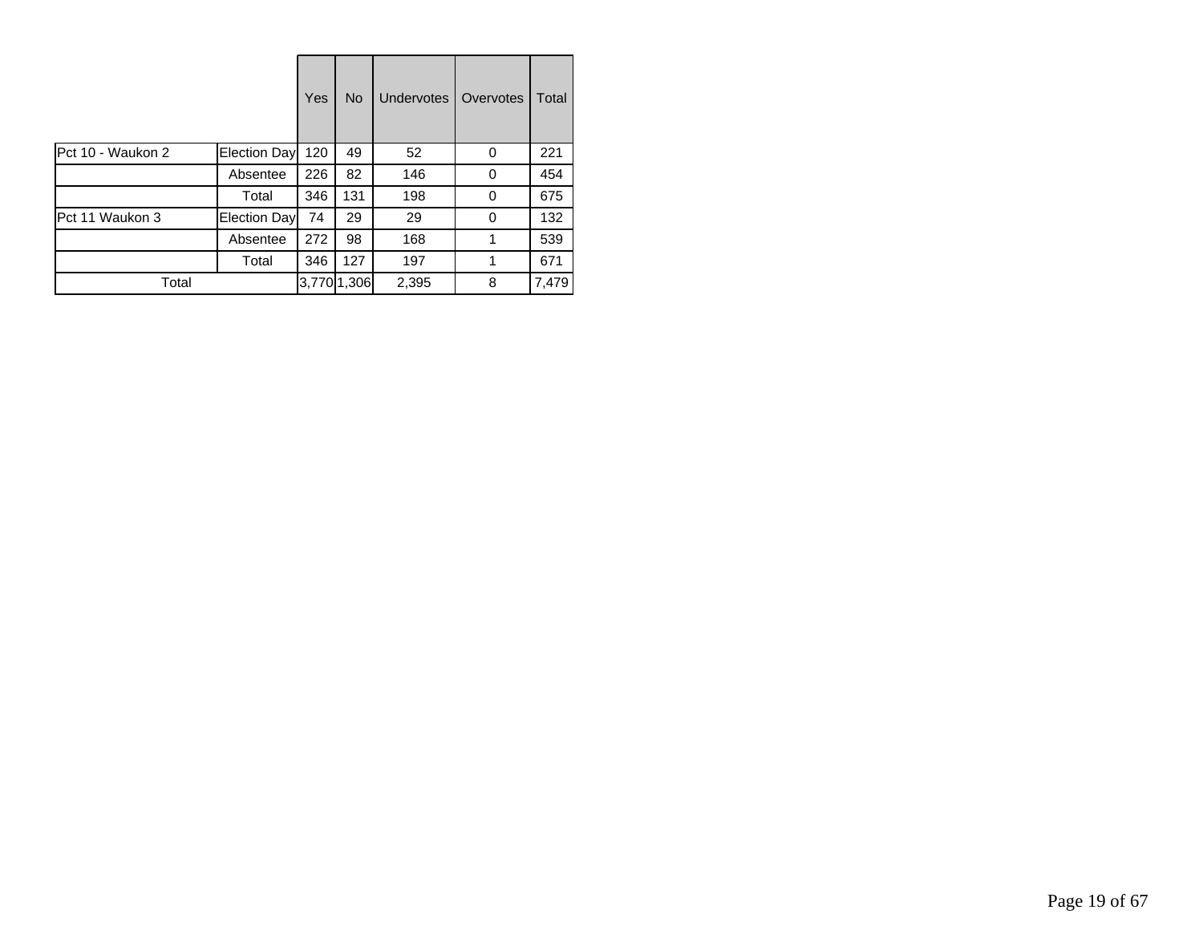| | | Yes | No | Undervotes | Overvotes | Total |
|---|---|---|---|---|---|---|
| Pct 10 - Waukon 2 | Election Day | 120 | 49 | 52 | 0 | 221 |
| | Absentee | 226 | 82 | 146 | 0 | 454 |
| | Total | 346 | 131 | 198 | 0 | 675 |
| Pct 11 Waukon 3 | Election Day | 74 | 29 | 29 | 0 | 132 |
| | Absentee | 272 | 98 | 168 | 1 | 539 |
| | Total | 346 | 127 | 197 | 1 | 671 |
| Total | | 3,770 | 1,306 | 2,395 | 8 | 7,479 |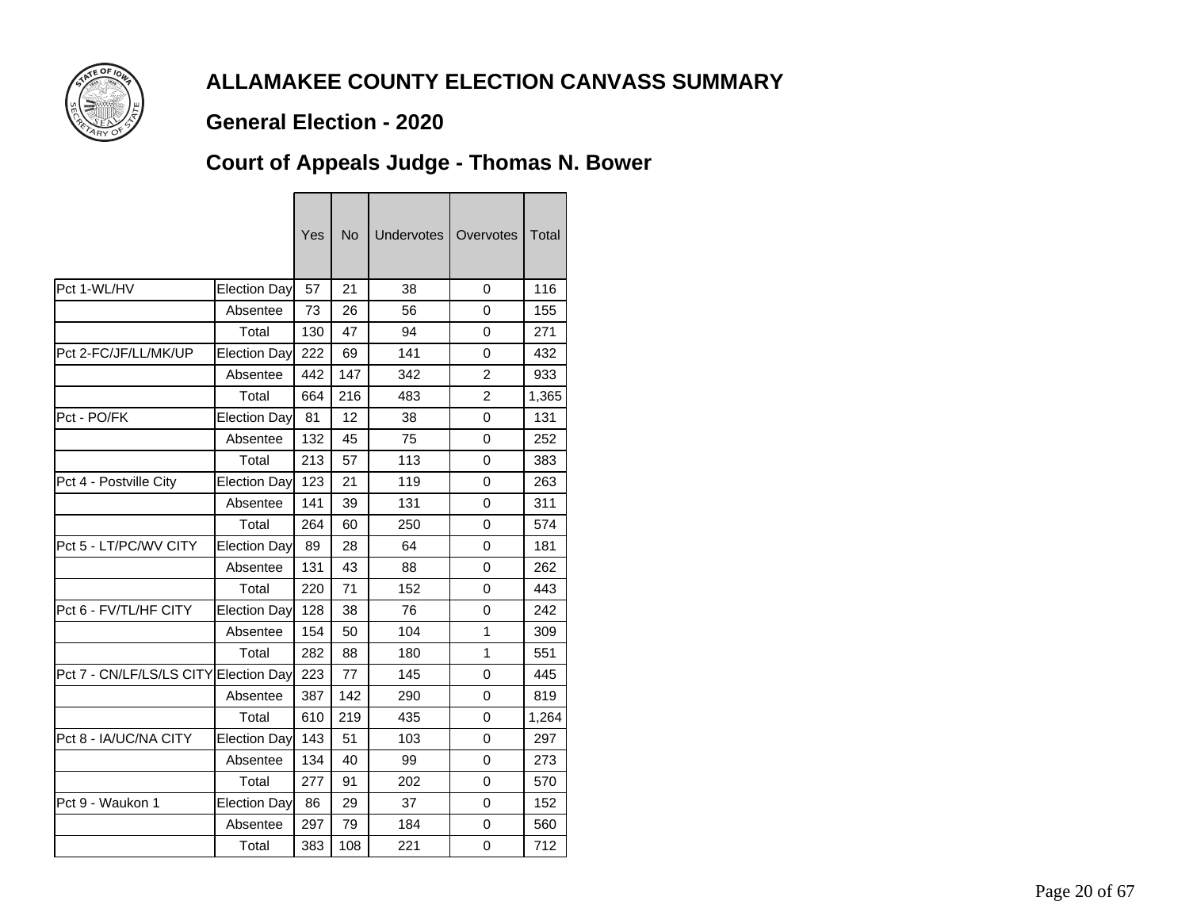# ALLAMAKEE COUNTY ELECTION CANVASS SUMMARY

## General Election - 2020

## Court of Appeals Judge - Thomas N. Bower

| | | Yes | No | Undervotes | Overvotes | Total |
|---|---|---|---|---|---|---|
| Pct 1-WL/HV | Election Day | 57 | 21 | 38 | 0 | 116 |
| | Absentee | 73 | 26 | 56 | 0 | 155 |
| | Total | 130 | 47 | 94 | 0 | 271 |
| Pct 2-FC/JF/LL/MK/UP | Election Day | 222 | 69 | 141 | 0 | 432 |
| | Absentee | 442 | 147 | 342 | 2 | 933 |
| | Total | 664 | 216 | 483 | 2 | 1,365 |
| Pct - PO/FK | Election Day | 81 | 12 | 38 | 0 | 131 |
| | Absentee | 132 | 45 | 75 | 0 | 252 |
| | Total | 213 | 57 | 113 | 0 | 383 |
| Pct 4 - Postville City | Election Day | 123 | 21 | 119 | 0 | 263 |
| | Absentee | 141 | 39 | 131 | 0 | 311 |
| | Total | 264 | 60 | 250 | 0 | 574 |
| Pct 5 - LT/PC/WV CITY | Election Day | 89 | 28 | 64 | 0 | 181 |
| | Absentee | 131 | 43 | 88 | 0 | 262 |
| | Total | 220 | 71 | 152 | 0 | 443 |
| Pct 6 - FV/TL/HF CITY | Election Day | 128 | 38 | 76 | 0 | 242 |
| | Absentee | 154 | 50 | 104 | 1 | 309 |
| | Total | 282 | 88 | 180 | 1 | 551 |
| Pct 7 - CN/LF/LS/LS CITY | Election Day | 223 | 77 | 145 | 0 | 445 |
| | Absentee | 387 | 142 | 290 | 0 | 819 |
| | Total | 610 | 219 | 435 | 0 | 1,264 |
| Pct 8 - IA/UC/NA CITY | Election Day | 143 | 51 | 103 | 0 | 297 |
| | Absentee | 134 | 40 | 99 | 0 | 273 |
| | Total | 277 | 91 | 202 | 0 | 570 |
| Pct 9 - Waukon 1 | Election Day | 86 | 29 | 37 | 0 | 152 |
| | Absentee | 297 | 79 | 184 | 0 | 560 |
| | Total | 383 | 108 | 221 | 0 | 712 |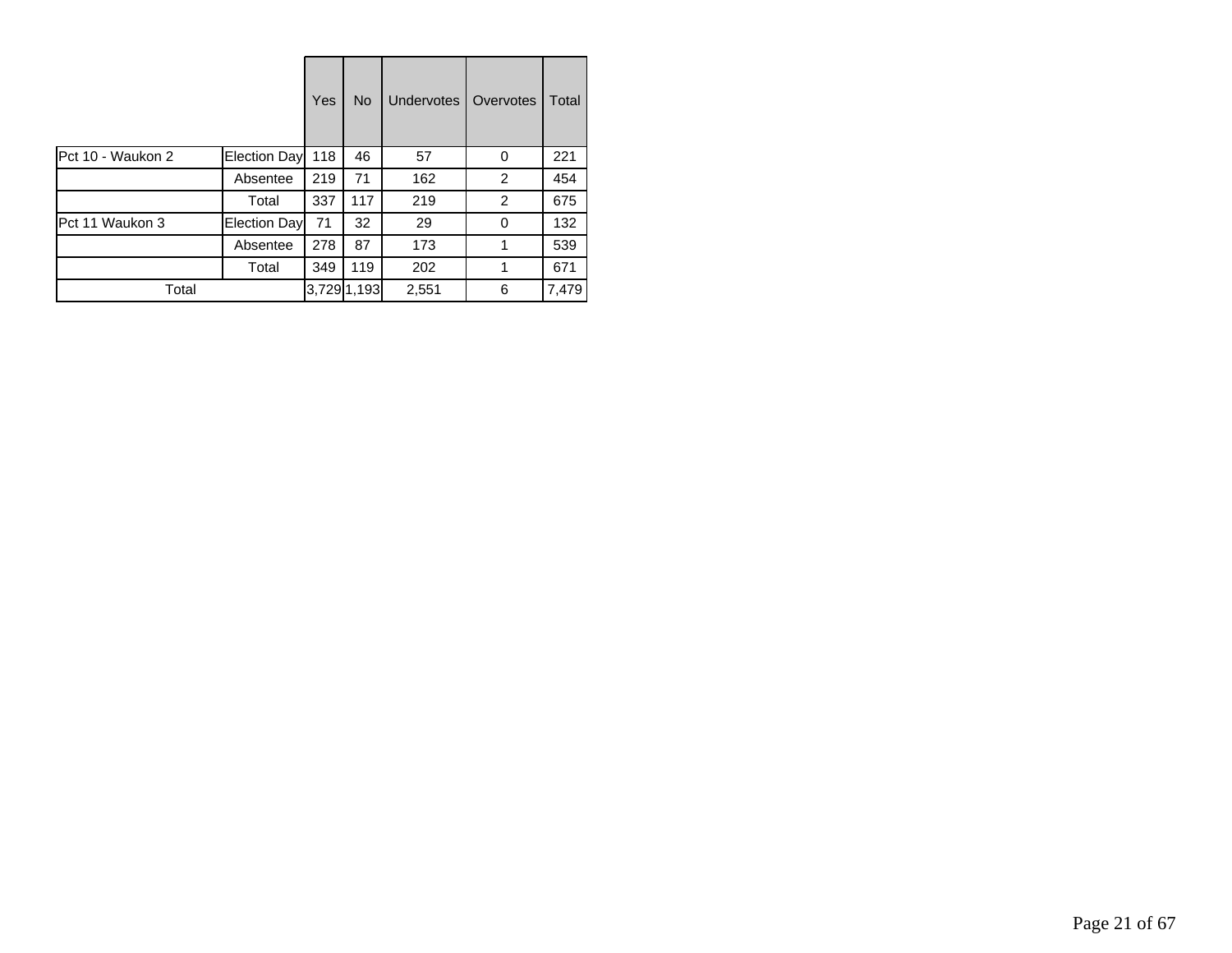| | | Yes | No | Undervotes | Overvotes | Total |
|---|---|---|---|---|---|---|
| Pct 10 - Waukon 2 | Election Day | 118 | 46 | 57 | 0 | 221 |
| | Absentee | 219 | 71 | 162 | 2 | 454 |
| | Total | 337 | 117 | 219 | 2 | 675 |
| Pct 11 Waukon 3 | Election Day | 71 | 32 | 29 | 0 | 132 |
| | Absentee | 278 | 87 | 173 | 1 | 539 |
| | Total | 349 | 119 | 202 | 1 | 671 |
| Total | | 3,729 | 1,193 | 2,551 | 6 | 7,479 |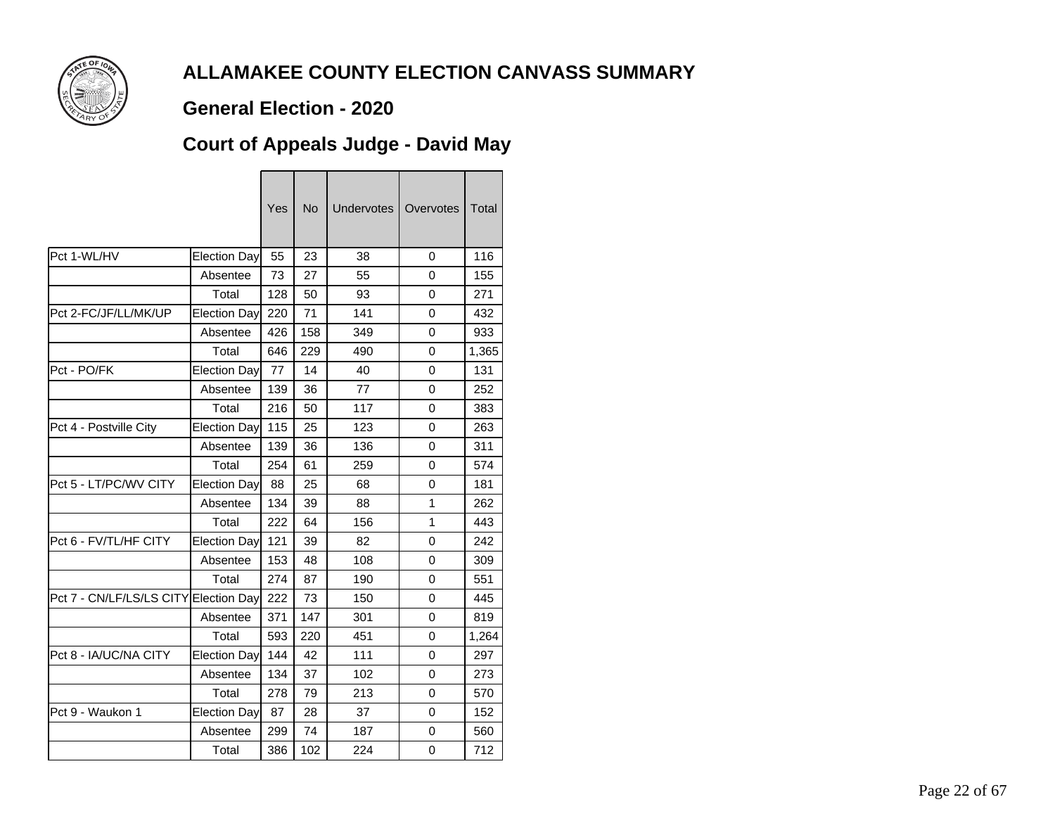# ALLAMAKEE COUNTY ELECTION CANVASS SUMMARY

## General Election - 2020

## Court of Appeals Judge - David May

| | | Yes | No | Undervotes | Overvotes | Total |
|---|---|---|---|---|---|---|
| Pct 1-WL/HV | Election Day | 55 | 23 | 38 | 0 | 116 |
| | Absentee | 73 | 27 | 55 | 0 | 155 |
| | Total | 128 | 50 | 93 | 0 | 271 |
| Pct 2-FC/JF/LL/MK/UP | Election Day | 220 | 71 | 141 | 0 | 432 |
| | Absentee | 426 | 158 | 349 | 0 | 933 |
| | Total | 646 | 229 | 490 | 0 | 1,365 |
| Pct - PO/FK | Election Day | 77 | 14 | 40 | 0 | 131 |
| | Absentee | 139 | 36 | 77 | 0 | 252 |
| | Total | 216 | 50 | 117 | 0 | 383 |
| Pct 4 - Postville City | Election Day | 115 | 25 | 123 | 0 | 263 |
| | Absentee | 139 | 36 | 136 | 0 | 311 |
| | Total | 254 | 61 | 259 | 0 | 574 |
| Pct 5 - LT/PC/WV CITY | Election Day | 88 | 25 | 68 | 0 | 181 |
| | Absentee | 134 | 39 | 88 | 1 | 262 |
| | Total | 222 | 64 | 156 | 1 | 443 |
| Pct 6 - FV/TL/HF CITY | Election Day | 121 | 39 | 82 | 0 | 242 |
| | Absentee | 153 | 48 | 108 | 0 | 309 |
| | Total | 274 | 87 | 190 | 0 | 551 |
| Pct 7 - CN/LF/LS/LS CITY | Election Day | 222 | 73 | 150 | 0 | 445 |
| | Absentee | 371 | 147 | 301 | 0 | 819 |
| | Total | 593 | 220 | 451 | 0 | 1,264 |
| Pct 8 - IA/UC/NA CITY | Election Day | 144 | 42 | 111 | 0 | 297 |
| | Absentee | 134 | 37 | 102 | 0 | 273 |
| | Total | 278 | 79 | 213 | 0 | 570 |
| Pct 9 - Waukon 1 | Election Day | 87 | 28 | 37 | 0 | 152 |
| | Absentee | 299 | 74 | 187 | 0 | 560 |
| | Total | 386 | 102 | 224 | 0 | 712 |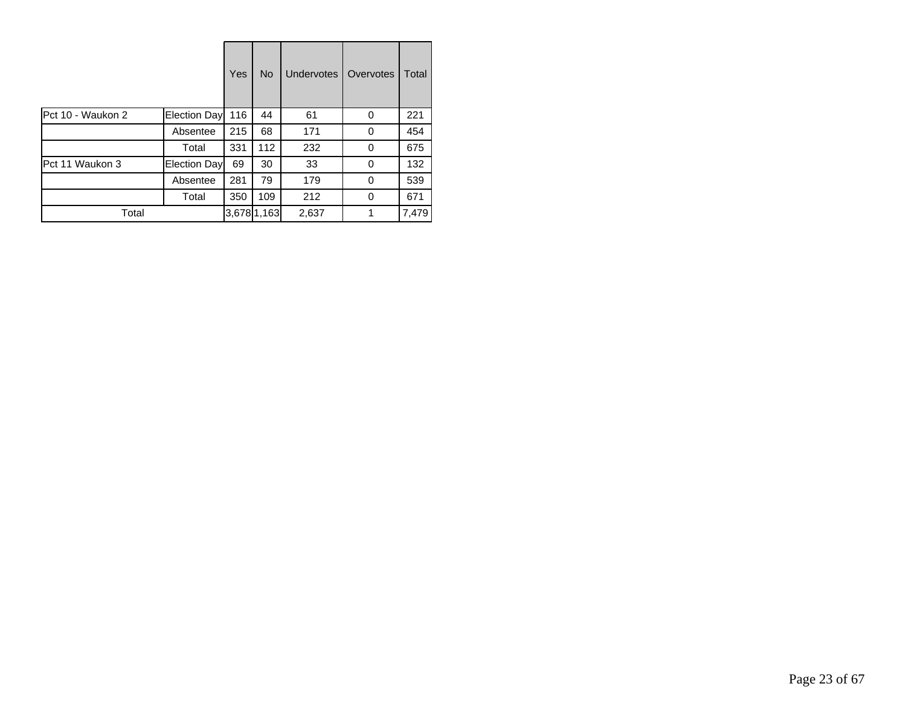| | | Yes | No | Undervotes | Overvotes | Total |
|---|---|---|---|---|---|---|
| Pct 10 - Waukon 2 | Election Day | 116 | 44 | 61 | 0 | 221 |
| | Absentee | 215 | 68 | 171 | 0 | 454 |
| | Total | 331 | 112 | 232 | 0 | 675 |
| Pct 11 Waukon 3 | Election Day | 69 | 30 | 33 | 0 | 132 |
| | Absentee | 281 | 79 | 179 | 0 | 539 |
| | Total | 350 | 109 | 212 | 0 | 671 |
| Total | | 3,678 | 1,163 | 2,637 | 1 | 7,479 |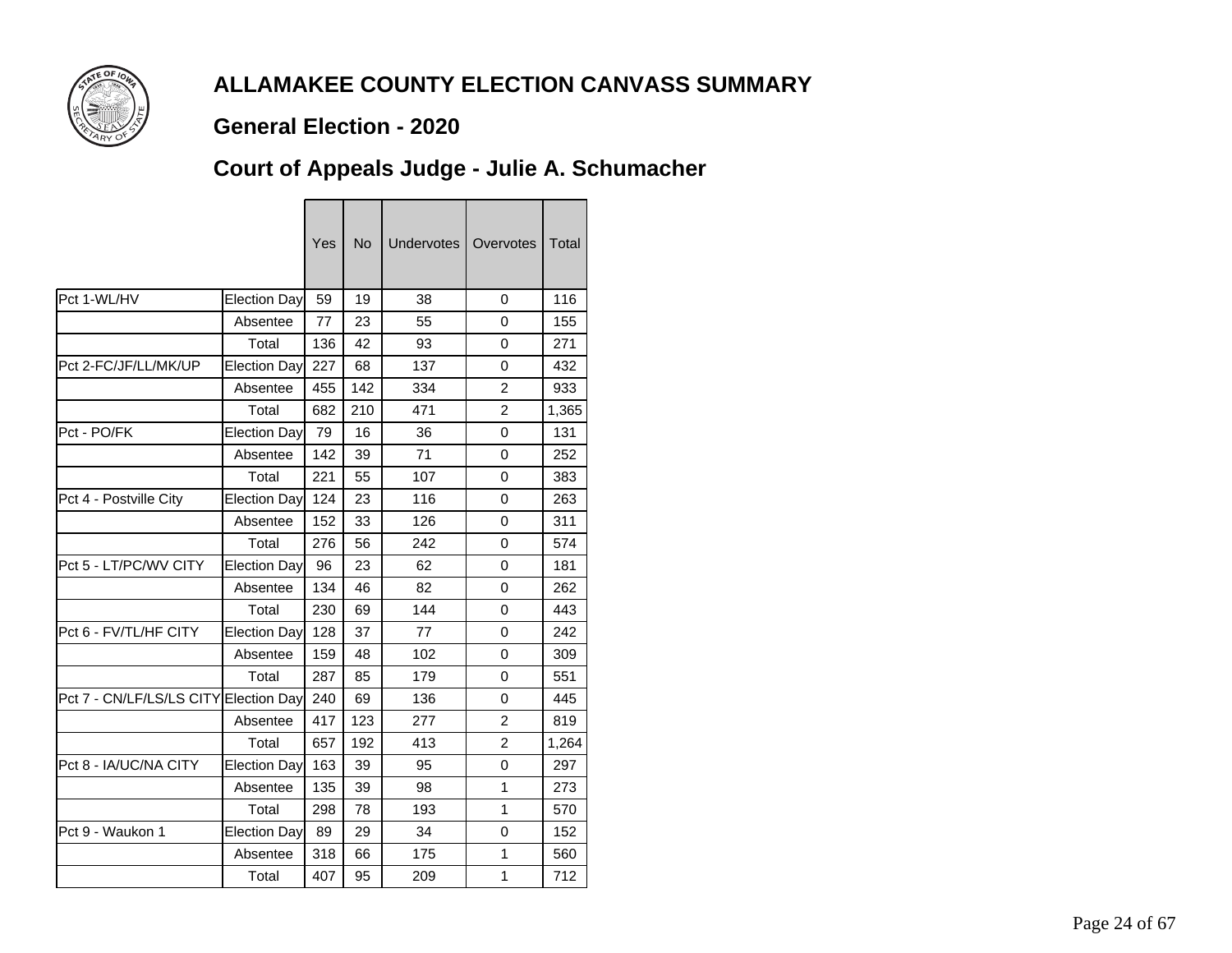# ALLAMAKEE COUNTY ELECTION CANVASS SUMMARY

## General Election - 2020

## Court of Appeals Judge - Julie A. Schumacher

| | | Yes | No | Undervotes | Overvotes | Total |
|---|---|---|---|---|---|---|
| Pct 1-WL/HV | Election Day | 59 | 19 | 38 | 0 | 116 |
| | Absentee | 77 | 23 | 55 | 0 | 155 |
| | Total | 136 | 42 | 93 | 0 | 271 |
| Pct 2-FC/JF/LL/MK/UP | Election Day | 227 | 68 | 137 | 0 | 432 |
| | Absentee | 455 | 142 | 334 | 2 | 933 |
| | Total | 682 | 210 | 471 | 2 | 1,365 |
| Pct - PO/FK | Election Day | 79 | 16 | 36 | 0 | 131 |
| | Absentee | 142 | 39 | 71 | 0 | 252 |
| | Total | 221 | 55 | 107 | 0 | 383 |
| Pct 4 - Postville City | Election Day | 124 | 23 | 116 | 0 | 263 |
| | Absentee | 152 | 33 | 126 | 0 | 311 |
| | Total | 276 | 56 | 242 | 0 | 574 |
| Pct 5 - LT/PC/WV CITY | Election Day | 96 | 23 | 62 | 0 | 181 |
| | Absentee | 134 | 46 | 82 | 0 | 262 |
| | Total | 230 | 69 | 144 | 0 | 443 |
| Pct 6 - FV/TL/HF CITY | Election Day | 128 | 37 | 77 | 0 | 242 |
| | Absentee | 159 | 48 | 102 | 0 | 309 |
| | Total | 287 | 85 | 179 | 0 | 551 |
| Pct 7 - CN/LF/LS/LS CITY | Election Day | 240 | 69 | 136 | 0 | 445 |
| | Absentee | 417 | 123 | 277 | 2 | 819 |
| | Total | 657 | 192 | 413 | 2 | 1,264 |
| Pct 8 - IA/UC/NA CITY | Election Day | 163 | 39 | 95 | 0 | 297 |
| | Absentee | 135 | 39 | 98 | 1 | 273 |
| | Total | 298 | 78 | 193 | 1 | 570 |
| Pct 9 - Waukon 1 | Election Day | 89 | 29 | 34 | 0 | 152 |
| | Absentee | 318 | 66 | 175 | 1 | 560 |
| | Total | 407 | 95 | 209 | 1 | 712 |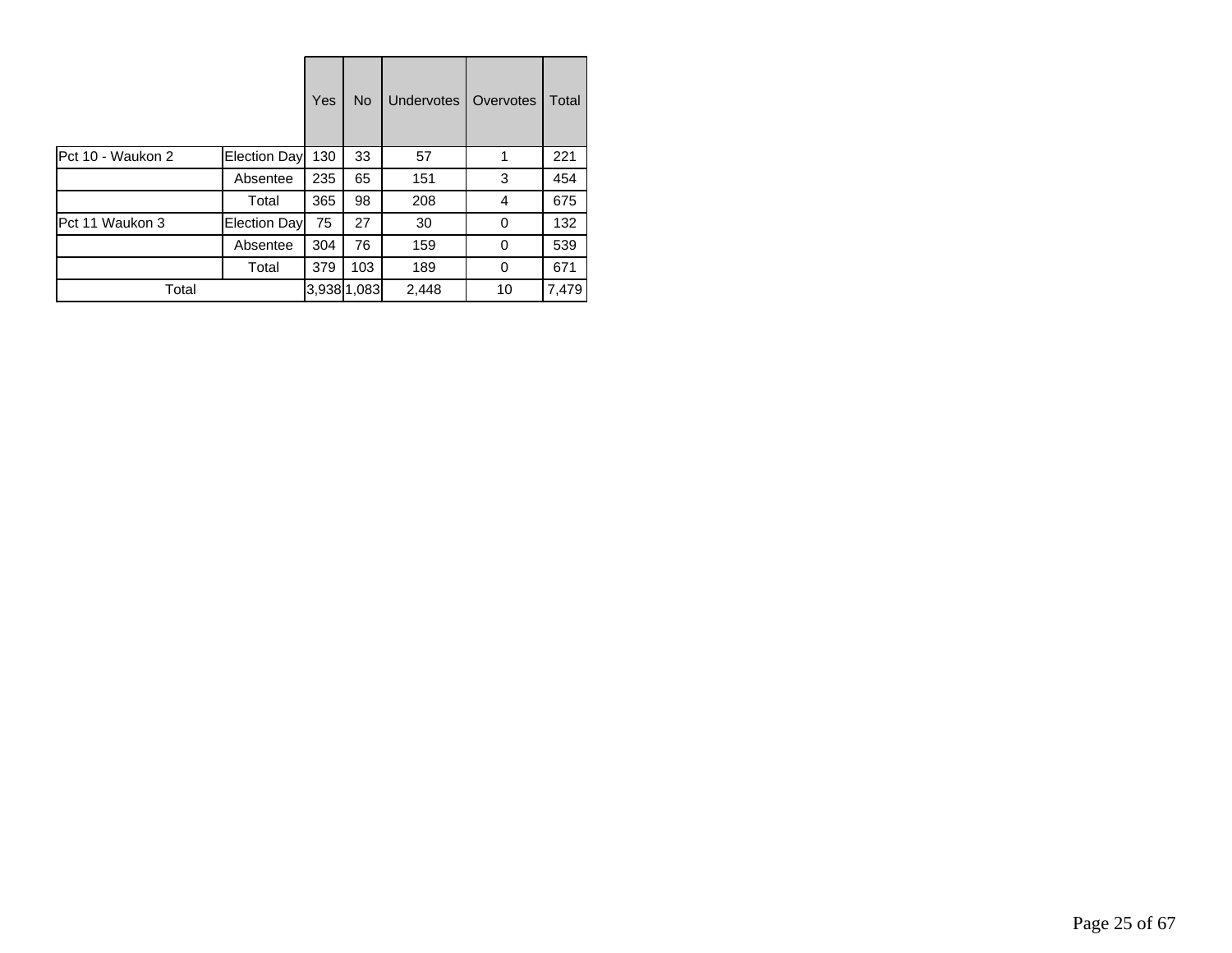| | | Yes | No | Undervotes | Overvotes | Total |
|---|---|---|---|---|---|---|
| Pct 10 - Waukon 2 | Election Day | 130 | 33 | 57 | 1 | 221 |
| | Absentee | 235 | 65 | 151 | 3 | 454 |
| | Total | 365 | 98 | 208 | 4 | 675 |
| Pct 11 Waukon 3 | Election Day | 75 | 27 | 30 | 0 | 132 |
| | Absentee | 304 | 76 | 159 | 0 | 539 |
| | Total | 379 | 103 | 189 | 0 | 671 |
| Total | | 3,938 | 1,083 | 2,448 | 10 | 7,479 |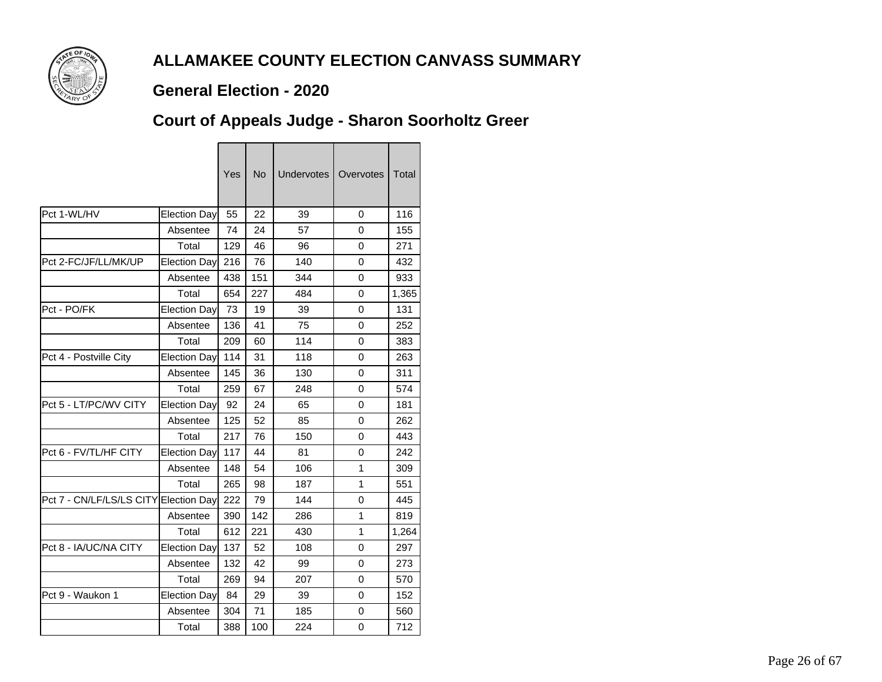# ALLAMAKEE COUNTY ELECTION CANVASS SUMMARY

## General Election - 2020

## Court of Appeals Judge - Sharon Soorholtz Greer

| | | Yes | No | Undervotes | Overvotes | Total |
|---|---|---|---|---|---|---|
| Pct 1-WL/HV | Election Day | 55 | 22 | 39 | 0 | 116 |
| | Absentee | 74 | 24 | 57 | 0 | 155 |
| | Total | 129 | 46 | 96 | 0 | 271 |
| Pct 2-FC/JF/LL/MK/UP | Election Day | 216 | 76 | 140 | 0 | 432 |
| | Absentee | 438 | 151 | 344 | 0 | 933 |
| | Total | 654 | 227 | 484 | 0 | 1,365 |
| Pct - PO/FK | Election Day | 73 | 19 | 39 | 0 | 131 |
| | Absentee | 136 | 41 | 75 | 0 | 252 |
| | Total | 209 | 60 | 114 | 0 | 383 |
| Pct 4 - Postville City | Election Day | 114 | 31 | 118 | 0 | 263 |
| | Absentee | 145 | 36 | 130 | 0 | 311 |
| | Total | 259 | 67 | 248 | 0 | 574 |
| Pct 5 - LT/PC/WV CITY | Election Day | 92 | 24 | 65 | 0 | 181 |
| | Absentee | 125 | 52 | 85 | 0 | 262 |
| | Total | 217 | 76 | 150 | 0 | 443 |
| Pct 6 - FV/TL/HF CITY | Election Day | 117 | 44 | 81 | 0 | 242 |
| | Absentee | 148 | 54 | 106 | 1 | 309 |
| | Total | 265 | 98 | 187 | 1 | 551 |
| Pct 7 - CN/LF/LS/LS CITY | Election Day | 222 | 79 | 144 | 0 | 445 |
| | Absentee | 390 | 142 | 286 | 1 | 819 |
| | Total | 612 | 221 | 430 | 1 | 1,264 |
| Pct 8 - IA/UC/NA CITY | Election Day | 137 | 52 | 108 | 0 | 297 |
| | Absentee | 132 | 42 | 99 | 0 | 273 |
| | Total | 269 | 94 | 207 | 0 | 570 |
| Pct 9 - Waukon 1 | Election Day | 84 | 29 | 39 | 0 | 152 |
| | Absentee | 304 | 71 | 185 | 0 | 560 |
| | Total | 388 | 100 | 224 | 0 | 712 |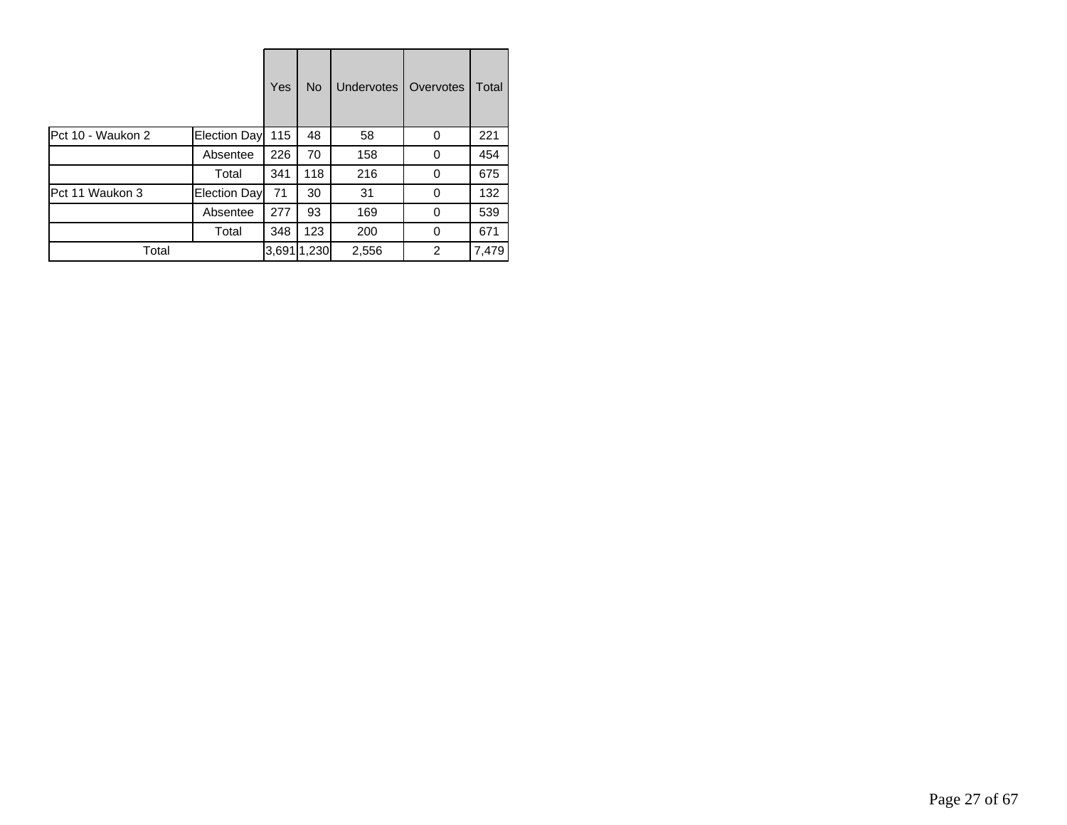| | | Yes | No | Undervotes | Overvotes | Total |
|---|---|---|---|---|---|---|
| Pct 10 - Waukon 2 | Election Day | 115 | 48 | 58 | 0 | 221 |
| | Absentee | 226 | 70 | 158 | 0 | 454 |
| | Total | 341 | 118 | 216 | 0 | 675 |
| Pct 11 Waukon 3 | Election Day | 71 | 30 | 31 | 0 | 132 |
| | Absentee | 277 | 93 | 169 | 0 | 539 |
| | Total | 348 | 123 | 200 | 0 | 671 |
| Total | | 3,691 | 1,230 | 2,556 | 2 | 7,479 |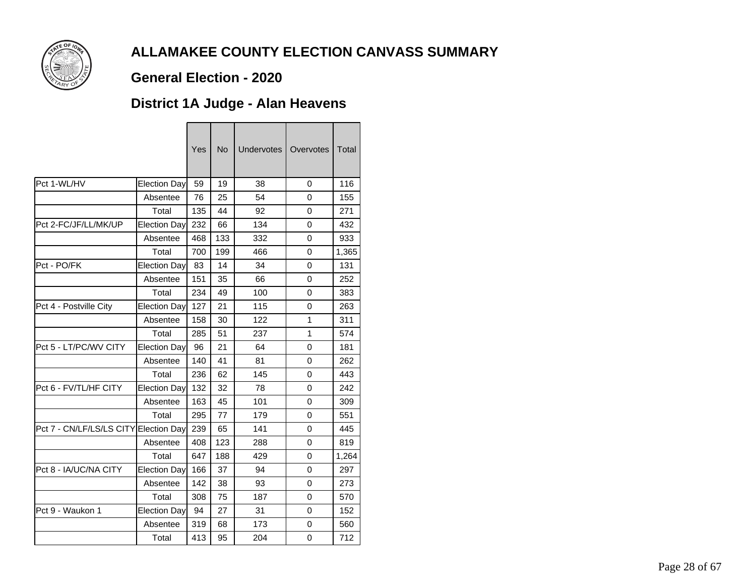# ALLAMAKEE COUNTY ELECTION CANVASS SUMMARY

## General Election - 2020

## District 1A Judge - Alan Heavens

| | | Yes | No | Undervotes | Overvotes | Total |
|---|---|---|---|---|---|---|
| Pct 1-WL/HV | Election Day | 59 | 19 | 38 | 0 | 116 |
| | Absentee | 76 | 25 | 54 | 0 | 155 |
| | Total | 135 | 44 | 92 | 0 | 271 |
| Pct 2-FC/JF/LL/MK/UP | Election Day | 232 | 66 | 134 | 0 | 432 |
| | Absentee | 468 | 133 | 332 | 0 | 933 |
| | Total | 700 | 199 | 466 | 0 | 1,365 |
| Pct - PO/FK | Election Day | 83 | 14 | 34 | 0 | 131 |
| | Absentee | 151 | 35 | 66 | 0 | 252 |
| | Total | 234 | 49 | 100 | 0 | 383 |
| Pct 4 - Postville City | Election Day | 127 | 21 | 115 | 0 | 263 |
| | Absentee | 158 | 30 | 122 | 1 | 311 |
| | Total | 285 | 51 | 237 | 1 | 574 |
| Pct 5 - LT/PC/WV CITY | Election Day | 96 | 21 | 64 | 0 | 181 |
| | Absentee | 140 | 41 | 81 | 0 | 262 |
| | Total | 236 | 62 | 145 | 0 | 443 |
| Pct 6 - FV/TL/HF CITY | Election Day | 132 | 32 | 78 | 0 | 242 |
| | Absentee | 163 | 45 | 101 | 0 | 309 |
| | Total | 295 | 77 | 179 | 0 | 551 |
| Pct 7 - CN/LF/LS/LS CITY | Election Day | 239 | 65 | 141 | 0 | 445 |
| | Absentee | 408 | 123 | 288 | 0 | 819 |
| | Total | 647 | 188 | 429 | 0 | 1,264 |
| Pct 8 - IA/UC/NA CITY | Election Day | 166 | 37 | 94 | 0 | 297 |
| | Absentee | 142 | 38 | 93 | 0 | 273 |
| | Total | 308 | 75 | 187 | 0 | 570 |
| Pct 9 - Waukon 1 | Election Day | 94 | 27 | 31 | 0 | 152 |
| | Absentee | 319 | 68 | 173 | 0 | 560 |
| | Total | 413 | 95 | 204 | 0 | 712 |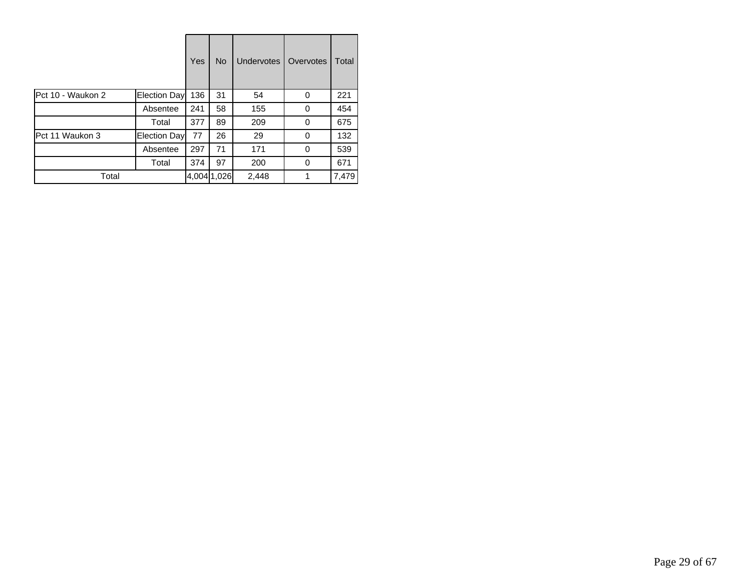| | | Yes | No | Undervotes | Overvotes | Total |
|---|---|---|---|---|---|---|
| Pct 10 - Waukon 2 | Election Day | 136 | 31 | 54 | 0 | 221 |
| | Absentee | 241 | 58 | 155 | 0 | 454 |
| | Total | 377 | 89 | 209 | 0 | 675 |
| Pct 11 Waukon 3 | Election Day | 77 | 26 | 29 | 0 | 132 |
| | Absentee | 297 | 71 | 171 | 0 | 539 |
| | Total | 374 | 97 | 200 | 0 | 671 |
| Total | | 4,004 | 1,026 | 2,448 | 1 | 7,479 |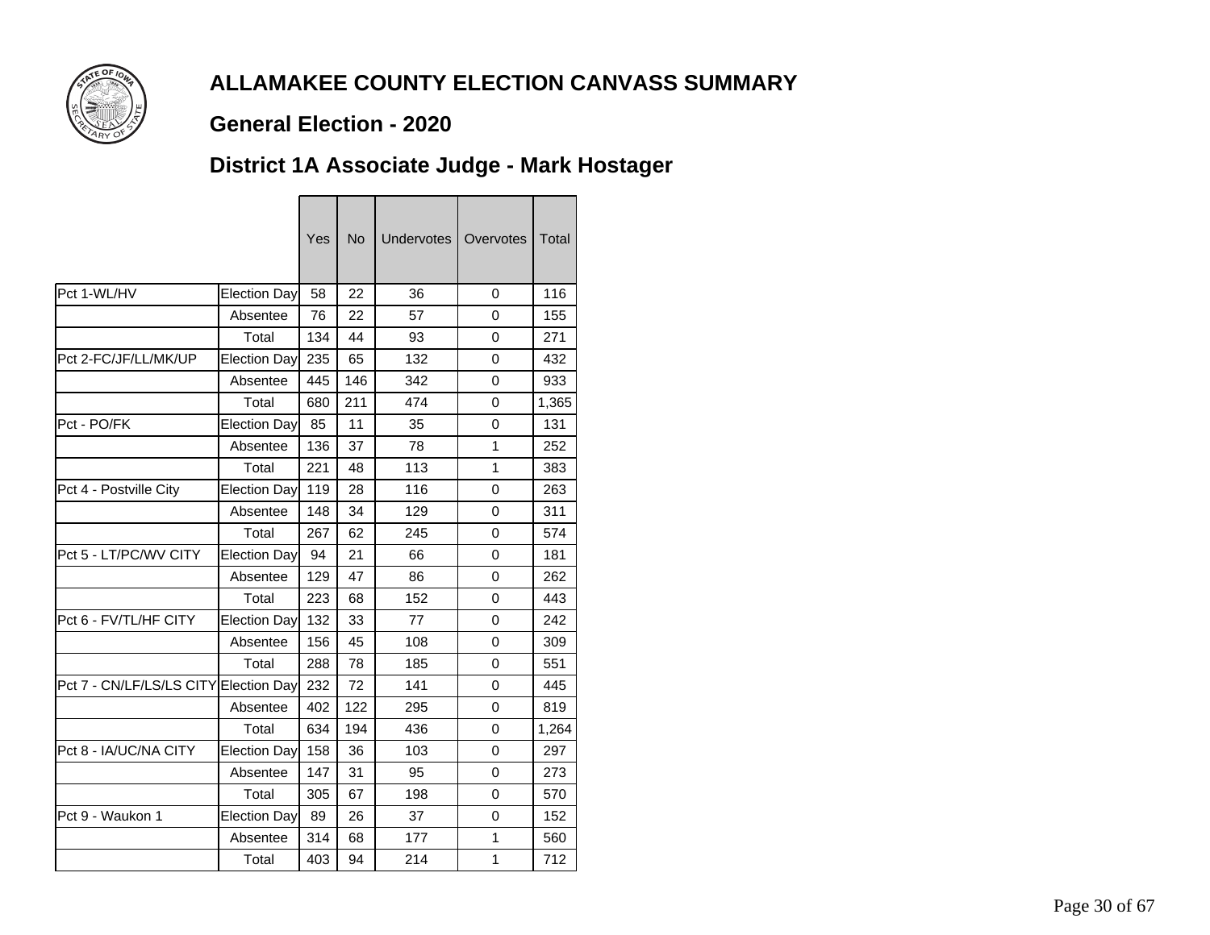# ALLAMAKEE COUNTY ELECTION CANVASS SUMMARY

## General Election - 2020

## District 1A Associate Judge - Mark Hostager

| | | Yes | No | Undervotes | Overvotes | Total |
|---|---|---|---|---|---|---|
| Pct 1-WL/HV | Election Day | 58 | 22 | 36 | 0 | 116 |
| | Absentee | 76 | 22 | 57 | 0 | 155 |
| | Total | 134 | 44 | 93 | 0 | 271 |
| Pct 2-FC/JF/LL/MK/UP | Election Day | 235 | 65 | 132 | 0 | 432 |
| | Absentee | 445 | 146 | 342 | 0 | 933 |
| | Total | 680 | 211 | 474 | 0 | 1,365 |
| Pct - PO/FK | Election Day | 85 | 11 | 35 | 0 | 131 |
| | Absentee | 136 | 37 | 78 | 1 | 252 |
| | Total | 221 | 48 | 113 | 1 | 383 |
| Pct 4 - Postville City | Election Day | 119 | 28 | 116 | 0 | 263 |
| | Absentee | 148 | 34 | 129 | 0 | 311 |
| | Total | 267 | 62 | 245 | 0 | 574 |
| Pct 5 - LT/PC/WV CITY | Election Day | 94 | 21 | 66 | 0 | 181 |
| | Absentee | 129 | 47 | 86 | 0 | 262 |
| | Total | 223 | 68 | 152 | 0 | 443 |
| Pct 6 - FV/TL/HF CITY | Election Day | 132 | 33 | 77 | 0 | 242 |
| | Absentee | 156 | 45 | 108 | 0 | 309 |
| | Total | 288 | 78 | 185 | 0 | 551 |
| Pct 7 - CN/LF/LS/LS CITY | Election Day | 232 | 72 | 141 | 0 | 445 |
| | Absentee | 402 | 122 | 295 | 0 | 819 |
| | Total | 634 | 194 | 436 | 0 | 1,264 |
| Pct 8 - IA/UC/NA CITY | Election Day | 158 | 36 | 103 | 0 | 297 |
| | Absentee | 147 | 31 | 95 | 0 | 273 |
| | Total | 305 | 67 | 198 | 0 | 570 |
| Pct 9 - Waukon 1 | Election Day | 89 | 26 | 37 | 0 | 152 |
| | Absentee | 314 | 68 | 177 | 1 | 560 |
| | Total | 403 | 94 | 214 | 1 | 712 |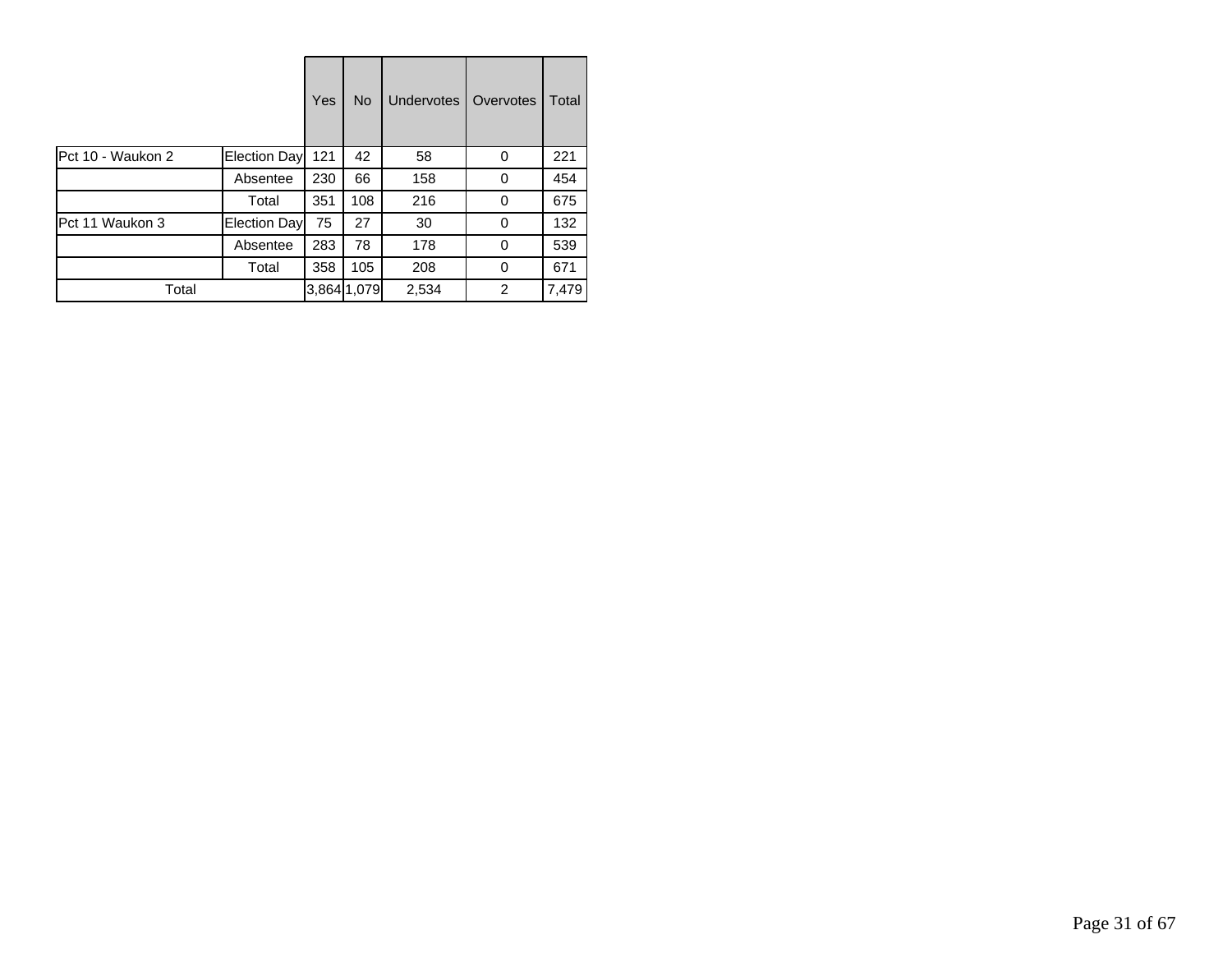| | | Yes | No | Undervotes | Overvotes | Total |
|---|---|---|---|---|---|---|
| Pct 10 - Waukon 2 | Election Day | 121 | 42 | 58 | 0 | 221 |
| | Absentee | 230 | 66 | 158 | 0 | 454 |
| | Total | 351 | 108 | 216 | 0 | 675 |
| Pct 11 Waukon 3 | Election Day | 75 | 27 | 30 | 0 | 132 |
| | Absentee | 283 | 78 | 178 | 0 | 539 |
| | Total | 358 | 105 | 208 | 0 | 671 |
| Total | | 3,864 | 1,079 | 2,534 | 2 | 7,479 |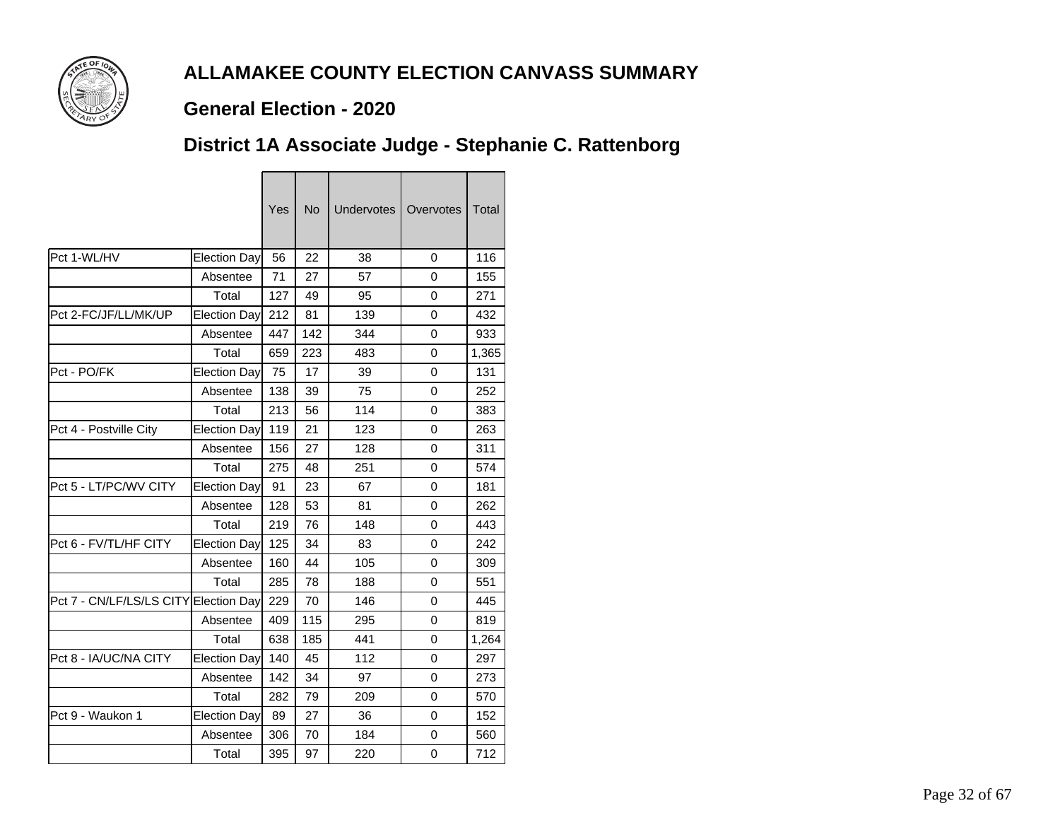# ALLAMAKEE COUNTY ELECTION CANVASS SUMMARY

## General Election - 2020

## District 1A Associate Judge - Stephanie C. Rattenborg

| | | Yes | No | Undervotes | Overvotes | Total |
|---|---|---|---|---|---|---|
| Pct 1-WL/HV | Election Day | 56 | 22 | 38 | 0 | 116 |
| | Absentee | 71 | 27 | 57 | 0 | 155 |
| | Total | 127 | 49 | 95 | 0 | 271 |
| Pct 2-FC/JF/LL/MK/UP | Election Day | 212 | 81 | 139 | 0 | 432 |
| | Absentee | 447 | 142 | 344 | 0 | 933 |
| | Total | 659 | 223 | 483 | 0 | 1,365 |
| Pct - PO/FK | Election Day | 75 | 17 | 39 | 0 | 131 |
| | Absentee | 138 | 39 | 75 | 0 | 252 |
| | Total | 213 | 56 | 114 | 0 | 383 |
| Pct 4 - Postville City | Election Day | 119 | 21 | 123 | 0 | 263 |
| | Absentee | 156 | 27 | 128 | 0 | 311 |
| | Total | 275 | 48 | 251 | 0 | 574 |
| Pct 5 - LT/PC/WV CITY | Election Day | 91 | 23 | 67 | 0 | 181 |
| | Absentee | 128 | 53 | 81 | 0 | 262 |
| | Total | 219 | 76 | 148 | 0 | 443 |
| Pct 6 - FV/TL/HF CITY | Election Day | 125 | 34 | 83 | 0 | 242 |
| | Absentee | 160 | 44 | 105 | 0 | 309 |
| | Total | 285 | 78 | 188 | 0 | 551 |
| Pct 7 - CN/LF/LS/LS CITY | Election Day | 229 | 70 | 146 | 0 | 445 |
| | Absentee | 409 | 115 | 295 | 0 | 819 |
| | Total | 638 | 185 | 441 | 0 | 1,264 |
| Pct 8 - IA/UC/NA CITY | Election Day | 140 | 45 | 112 | 0 | 297 |
| | Absentee | 142 | 34 | 97 | 0 | 273 |
| | Total | 282 | 79 | 209 | 0 | 570 |
| Pct 9 - Waukon 1 | Election Day | 89 | 27 | 36 | 0 | 152 |
| | Absentee | 306 | 70 | 184 | 0 | 560 |
| | Total | 395 | 97 | 220 | 0 | 712 |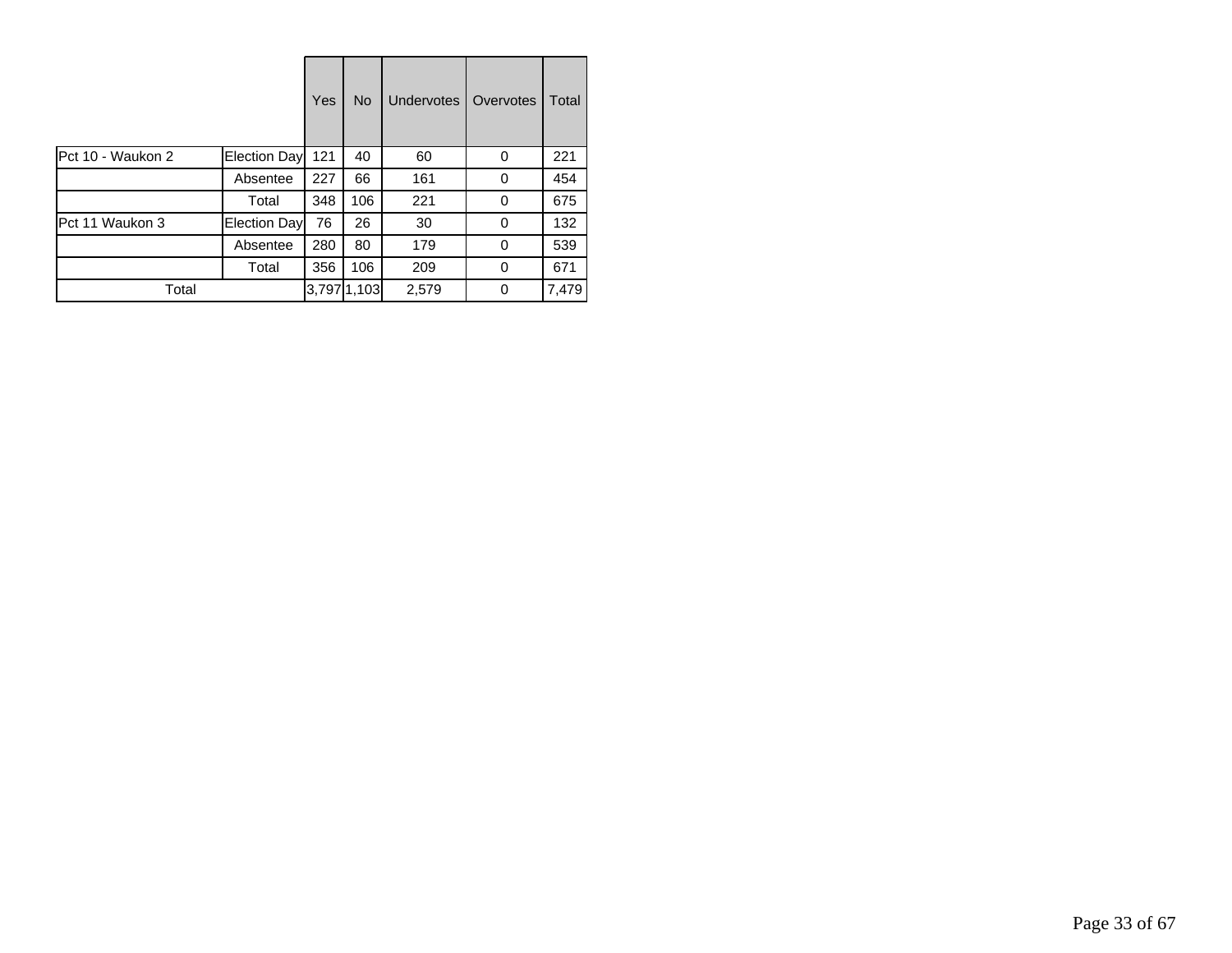| | | Yes | No | Undervotes | Overvotes | Total |
|---|---|---|---|---|---|---|
| Pct 10 - Waukon 2 | Election Day | 121 | 40 | 60 | 0 | 221 |
| | Absentee | 227 | 66 | 161 | 0 | 454 |
| | Total | 348 | 106 | 221 | 0 | 675 |
| Pct 11 Waukon 3 | Election Day | 76 | 26 | 30 | 0 | 132 |
| | Absentee | 280 | 80 | 179 | 0 | 539 |
| | Total | 356 | 106 | 209 | 0 | 671 |
| Total | | 3,797 | 1,103 | 2,579 | 0 | 7,479 |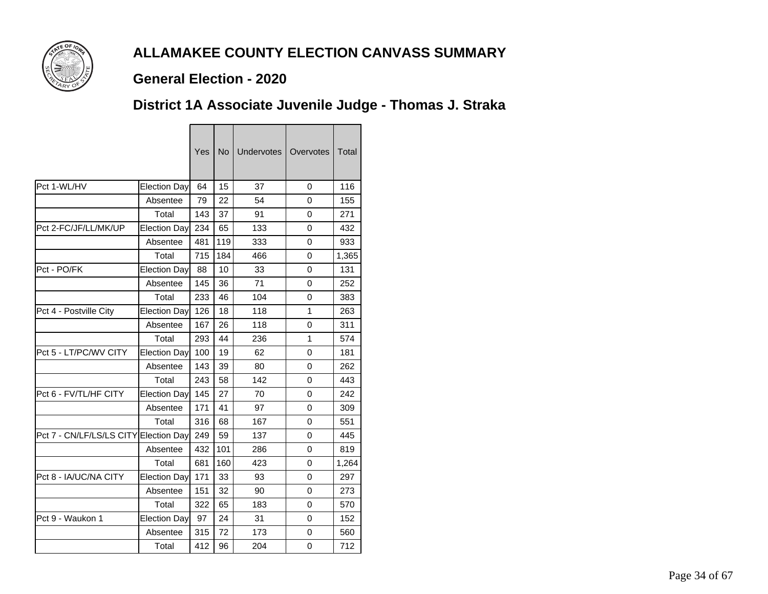# ALLAMAKEE COUNTY ELECTION CANVASS SUMMARY

## General Election - 2020

## District 1A Associate Juvenile Judge - Thomas J. Straka

| | | Yes | No | Undervotes | Overvotes | Total |
|---|---|---|---|---|---|---|
| Pct 1-WL/HV | Election Day | 64 | 15 | 37 | 0 | 116 |
| | Absentee | 79 | 22 | 54 | 0 | 155 |
| | Total | 143 | 37 | 91 | 0 | 271 |
| Pct 2-FC/JF/LL/MK/UP | Election Day | 234 | 65 | 133 | 0 | 432 |
| | Absentee | 481 | 119 | 333 | 0 | 933 |
| | Total | 715 | 184 | 466 | 0 | 1,365 |
| Pct - PO/FK | Election Day | 88 | 10 | 33 | 0 | 131 |
| | Absentee | 145 | 36 | 71 | 0 | 252 |
| | Total | 233 | 46 | 104 | 0 | 383 |
| Pct 4 - Postville City | Election Day | 126 | 18 | 118 | 1 | 263 |
| | Absentee | 167 | 26 | 118 | 0 | 311 |
| | Total | 293 | 44 | 236 | 1 | 574 |
| Pct 5 - LT/PC/WV CITY | Election Day | 100 | 19 | 62 | 0 | 181 |
| | Absentee | 143 | 39 | 80 | 0 | 262 |
| | Total | 243 | 58 | 142 | 0 | 443 |
| Pct 6 - FV/TL/HF CITY | Election Day | 145 | 27 | 70 | 0 | 242 |
| | Absentee | 171 | 41 | 97 | 0 | 309 |
| | Total | 316 | 68 | 167 | 0 | 551 |
| Pct 7 - CN/LF/LS/LS CITY | Election Day | 249 | 59 | 137 | 0 | 445 |
| | Absentee | 432 | 101 | 286 | 0 | 819 |
| | Total | 681 | 160 | 423 | 0 | 1,264 |
| Pct 8 - IA/UC/NA CITY | Election Day | 171 | 33 | 93 | 0 | 297 |
| | Absentee | 151 | 32 | 90 | 0 | 273 |
| | Total | 322 | 65 | 183 | 0 | 570 |
| Pct 9 - Waukon 1 | Election Day | 97 | 24 | 31 | 0 | 152 |
| | Absentee | 315 | 72 | 173 | 0 | 560 |
| | Total | 412 | 96 | 204 | 0 | 712 |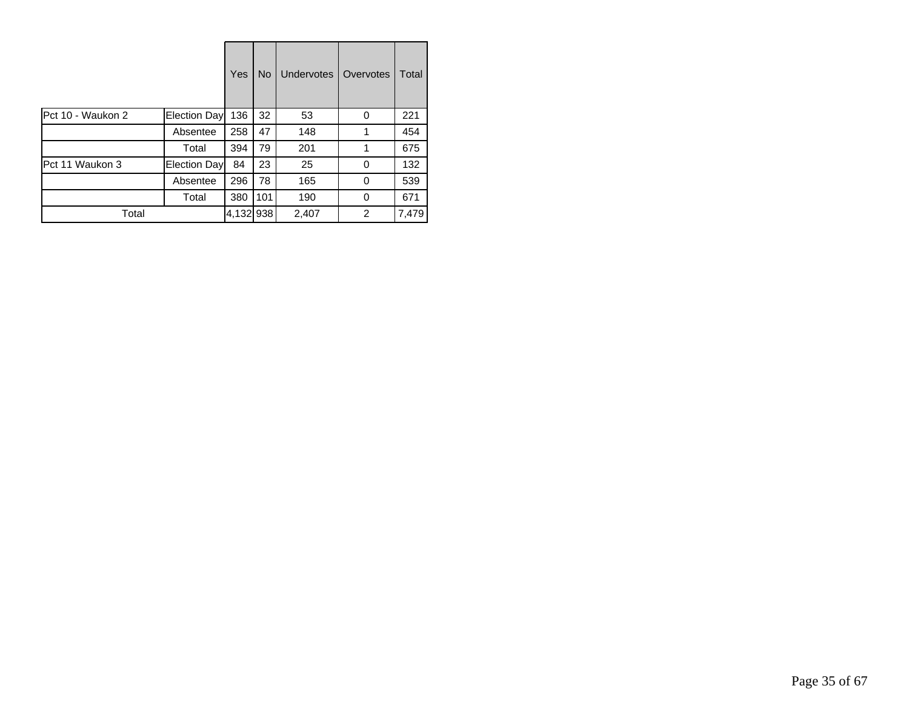| | | Yes | No | Undervotes | Overvotes | Total |
|---|---|---|---|---|---|---|
| Pct 10 - Waukon 2 | Election Day | 136 | 32 | 53 | 0 | 221 |
| | Absentee | 258 | 47 | 148 | 1 | 454 |
| | Total | 394 | 79 | 201 | 1 | 675 |
| Pct 11 Waukon 3 | Election Day | 84 | 23 | 25 | 0 | 132 |
| | Absentee | 296 | 78 | 165 | 0 | 539 |
| | Total | 380 | 101 | 190 | 0 | 671 |
| Total | | 4,132 | 938 | 2,407 | 2 | 7,479 |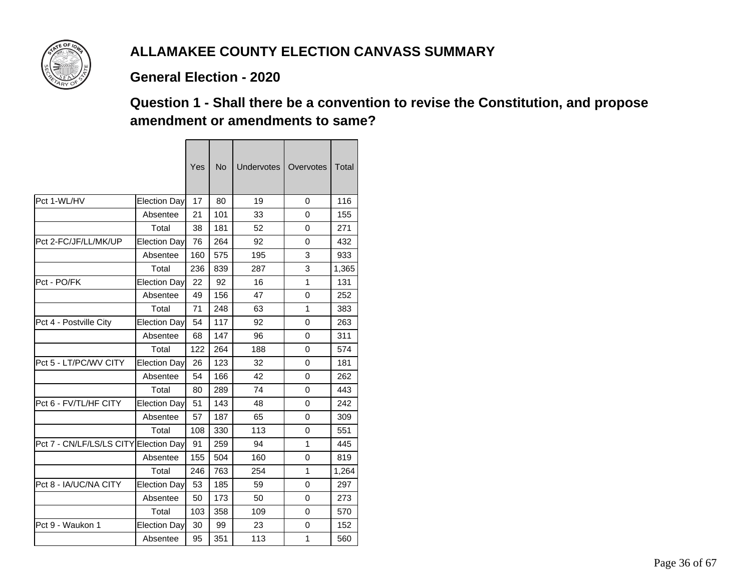# ALLAMAKEE COUNTY ELECTION CANVASS SUMMARY

## General Election - 2020

## Question 1 - Shall there be a convention to revise the Constitution, and propose amendment or amendments to same?

| | | Yes | No | Undervotes | Overvotes | Total |
|---|---|---|---|---|---|---|
| Pct 1-WL/HV | Election Day | 17 | 80 | 19 | 0 | 116 |
| | Absentee | 21 | 101 | 33 | 0 | 155 |
| | Total | 38 | 181 | 52 | 0 | 271 |
| Pct 2-FC/JF/LL/MK/UP | Election Day | 76 | 264 | 92 | 0 | 432 |
| | Absentee | 160 | 575 | 195 | 3 | 933 |
| | Total | 236 | 839 | 287 | 3 | 1,365 |
| Pct - PO/FK | Election Day | 22 | 92 | 16 | 1 | 131 |
| | Absentee | 49 | 156 | 47 | 0 | 252 |
| | Total | 71 | 248 | 63 | 1 | 383 |
| Pct 4 - Postville City | Election Day | 54 | 117 | 92 | 0 | 263 |
| | Absentee | 68 | 147 | 96 | 0 | 311 |
| | Total | 122 | 264 | 188 | 0 | 574 |
| Pct 5 - LT/PC/WV CITY | Election Day | 26 | 123 | 32 | 0 | 181 |
| | Absentee | 54 | 166 | 42 | 0 | 262 |
| | Total | 80 | 289 | 74 | 0 | 443 |
| Pct 6 - FV/TL/HF CITY | Election Day | 51 | 143 | 48 | 0 | 242 |
| | Absentee | 57 | 187 | 65 | 0 | 309 |
| | Total | 108 | 330 | 113 | 0 | 551 |
| Pct 7 - CN/LF/LS/LS CITY | Election Day | 91 | 259 | 94 | 1 | 445 |
| | Absentee | 155 | 504 | 160 | 0 | 819 |
| | Total | 246 | 763 | 254 | 1 | 1,264 |
| Pct 8 - IA/UC/NA CITY | Election Day | 53 | 185 | 59 | 0 | 297 |
| | Absentee | 50 | 173 | 50 | 0 | 273 |
| | Total | 103 | 358 | 109 | 0 | 570 |
| Pct 9 - Waukon 1 | Election Day | 30 | 99 | 23 | 0 | 152 |
| | Absentee | 95 | 351 | 113 | 1 | 560 |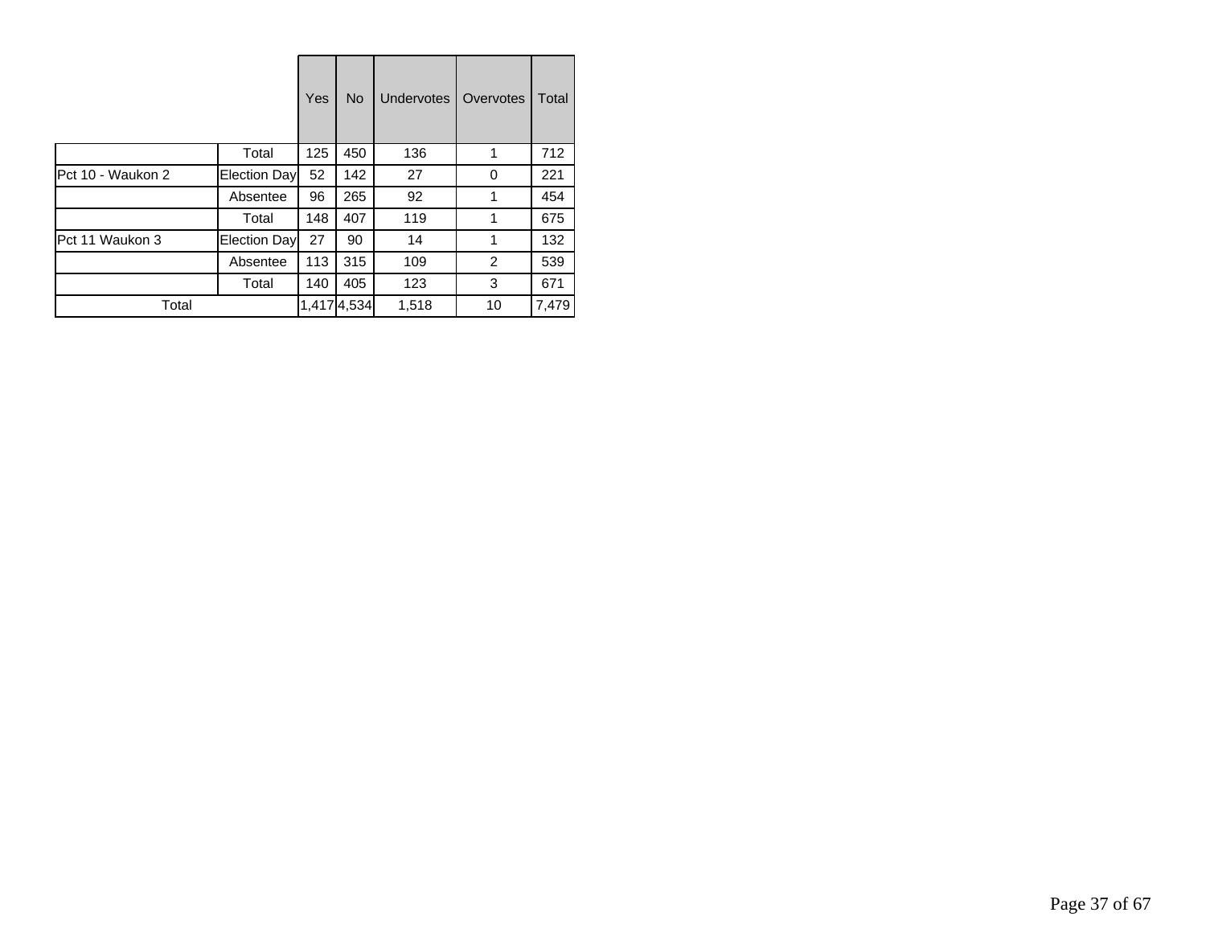| | | Yes | No | Undervotes | Overvotes | Total |
|---|---|---|---|---|---|---|
| | Total | 125 | 450 | 136 | 1 | 712 |
| Pct 10 - Waukon 2 | Election Day | 52 | 142 | 27 | 0 | 221 |
| | Absentee | 96 | 265 | 92 | 1 | 454 |
| | Total | 148 | 407 | 119 | 1 | 675 |
| Pct 11 Waukon 3 | Election Day | 27 | 90 | 14 | 1 | 132 |
| | Absentee | 113 | 315 | 109 | 2 | 539 |
| | Total | 140 | 405 | 123 | 3 | 671 |
| Total | | 1,417 | 4,534 | 1,518 | 10 | 7,479 |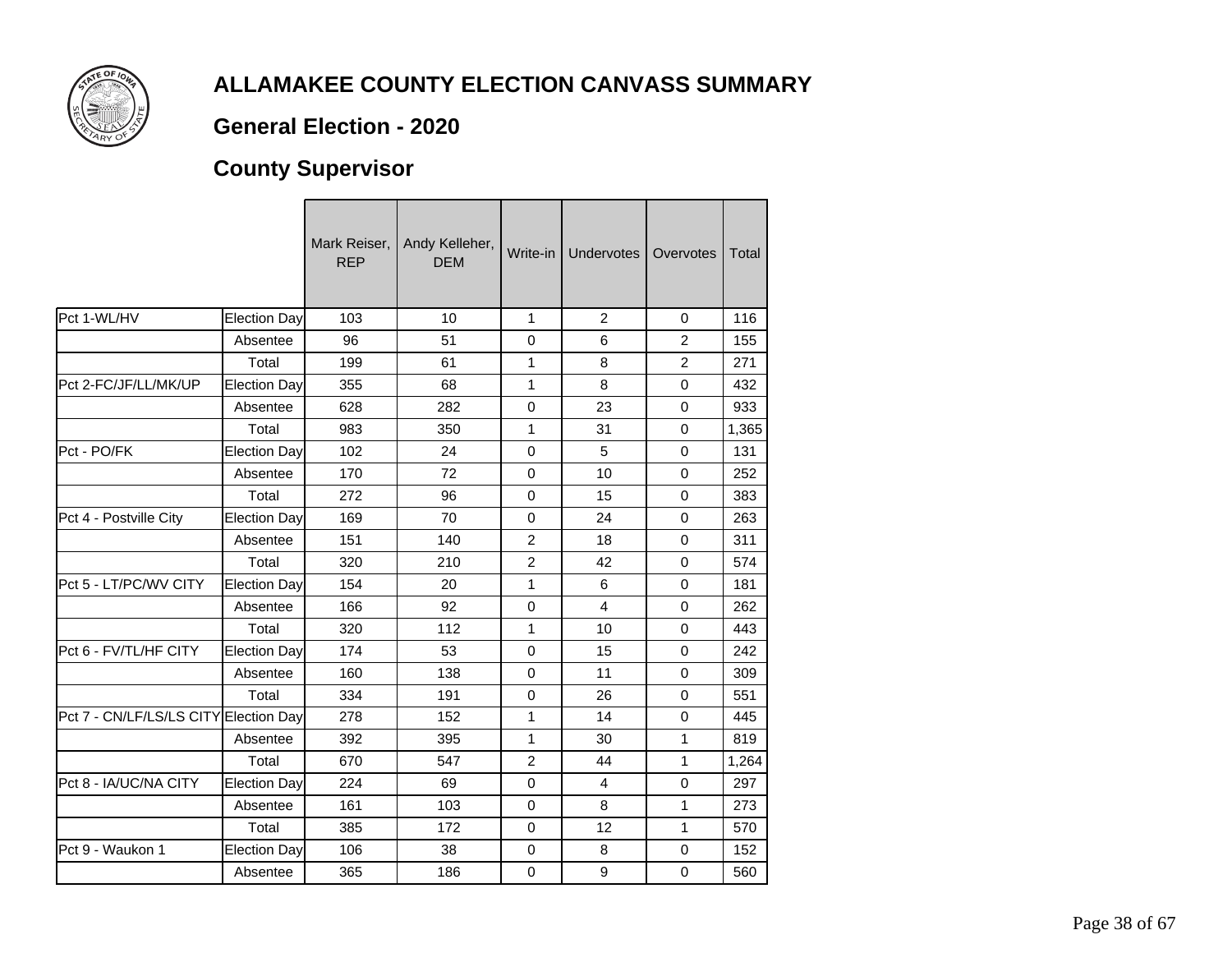# ALLAMAKEE COUNTY ELECTION CANVASS SUMMARY

## General Election - 2020

## County Supervisor

| | | Mark Reiser, REP | Andy Kelleher, DEM | Write-in | Undervotes | Overvotes | Total |
|---|---|---|---|---|---|---|---|
| Pct 1-WL/HV | Election Day | 103 | 10 | 1 | 2 | 0 | 116 |
| | Absentee | 96 | 51 | 0 | 6 | 2 | 155 |
| | Total | 199 | 61 | 1 | 8 | 2 | 271 |
| Pct 2-FC/JF/LL/MK/UP | Election Day | 355 | 68 | 1 | 8 | 0 | 432 |
| | Absentee | 628 | 282 | 0 | 23 | 0 | 933 |
| | Total | 983 | 350 | 1 | 31 | 0 | 1,365 |
| Pct - PO/FK | Election Day | 102 | 24 | 0 | 5 | 0 | 131 |
| | Absentee | 170 | 72 | 0 | 10 | 0 | 252 |
| | Total | 272 | 96 | 0 | 15 | 0 | 383 |
| Pct 4 - Postville City | Election Day | 169 | 70 | 0 | 24 | 0 | 263 |
| | Absentee | 151 | 140 | 2 | 18 | 0 | 311 |
| | Total | 320 | 210 | 2 | 42 | 0 | 574 |
| Pct 5 - LT/PC/WV CITY | Election Day | 154 | 20 | 1 | 6 | 0 | 181 |
| | Absentee | 166 | 92 | 0 | 4 | 0 | 262 |
| | Total | 320 | 112 | 1 | 10 | 0 | 443 |
| Pct 6 - FV/TL/HF CITY | Election Day | 174 | 53 | 0 | 15 | 0 | 242 |
| | Absentee | 160 | 138 | 0 | 11 | 0 | 309 |
| | Total | 334 | 191 | 0 | 26 | 0 | 551 |
| Pct 7 - CN/LF/LS/LS CITY | Election Day | 278 | 152 | 1 | 14 | 0 | 445 |
| | Absentee | 392 | 395 | 1 | 30 | 1 | 819 |
| | Total | 670 | 547 | 2 | 44 | 1 | 1,264 |
| Pct 8 - IA/UC/NA CITY | Election Day | 224 | 69 | 0 | 4 | 0 | 297 |
| | Absentee | 161 | 103 | 0 | 8 | 1 | 273 |
| | Total | 385 | 172 | 0 | 12 | 1 | 570 |
| Pct 9 - Waukon 1 | Election Day | 106 | 38 | 0 | 8 | 0 | 152 |
| | Absentee | 365 | 186 | 0 | 9 | 0 | 560 |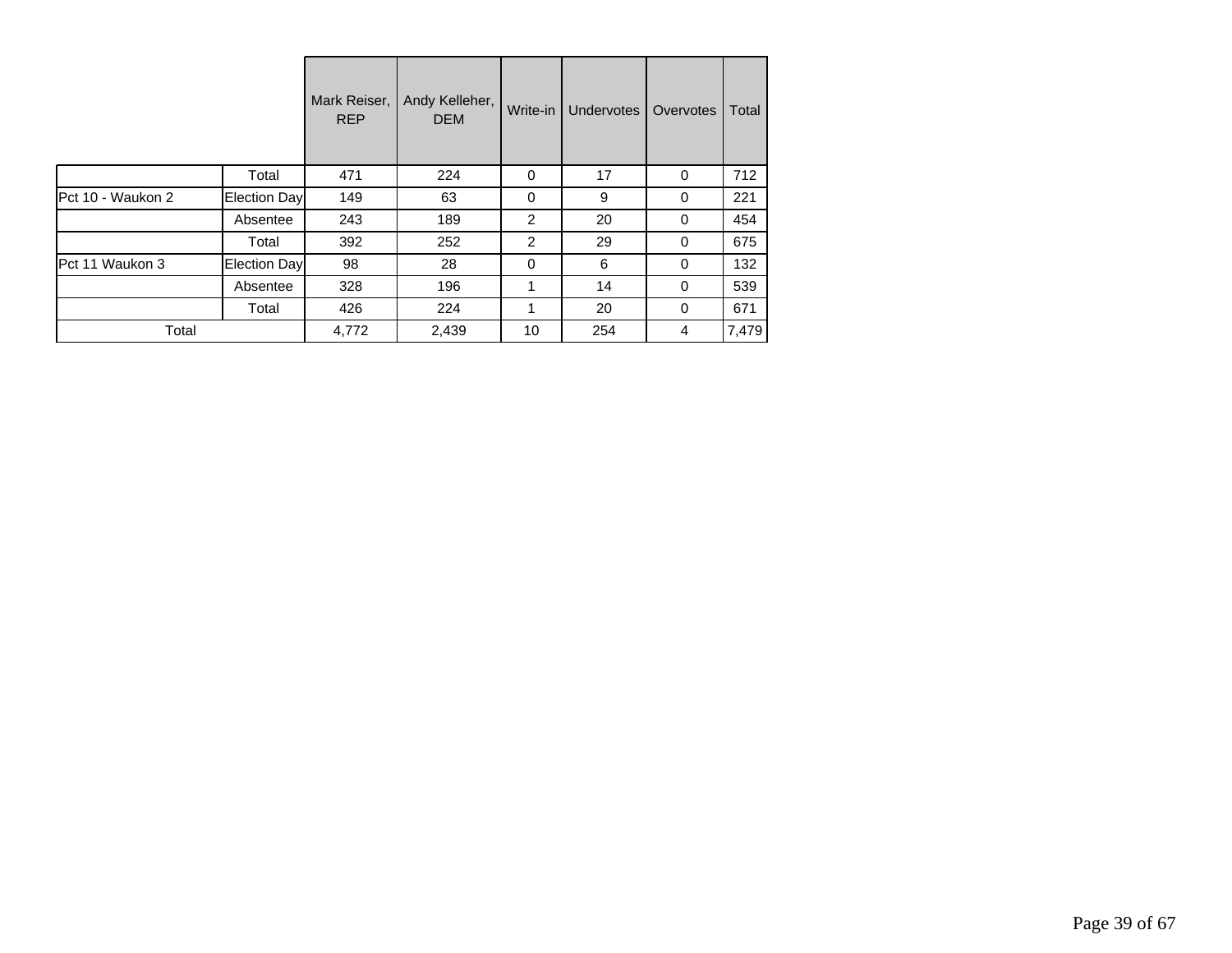| | | Mark Reiser, REP | Andy Kelleher, DEM | Write-in | Undervotes | Overvotes | Total |
|---|---|---|---|---|---|---|---|
| | Total | 471 | 224 | 0 | 17 | 0 | 712 |
| Pct 10 - Waukon 2 | Election Day | 149 | 63 | 0 | 9 | 0 | 221 |
| | Absentee | 243 | 189 | 2 | 20 | 0 | 454 |
| | Total | 392 | 252 | 2 | 29 | 0 | 675 |
| Pct 11 Waukon 3 | Election Day | 98 | 28 | 0 | 6 | 0 | 132 |
| | Absentee | 328 | 196 | 1 | 14 | 0 | 539 |
| | Total | 426 | 224 | 1 | 20 | 0 | 671 |
| Total | | 4,772 | 2,439 | 10 | 254 | 4 | 7,479 |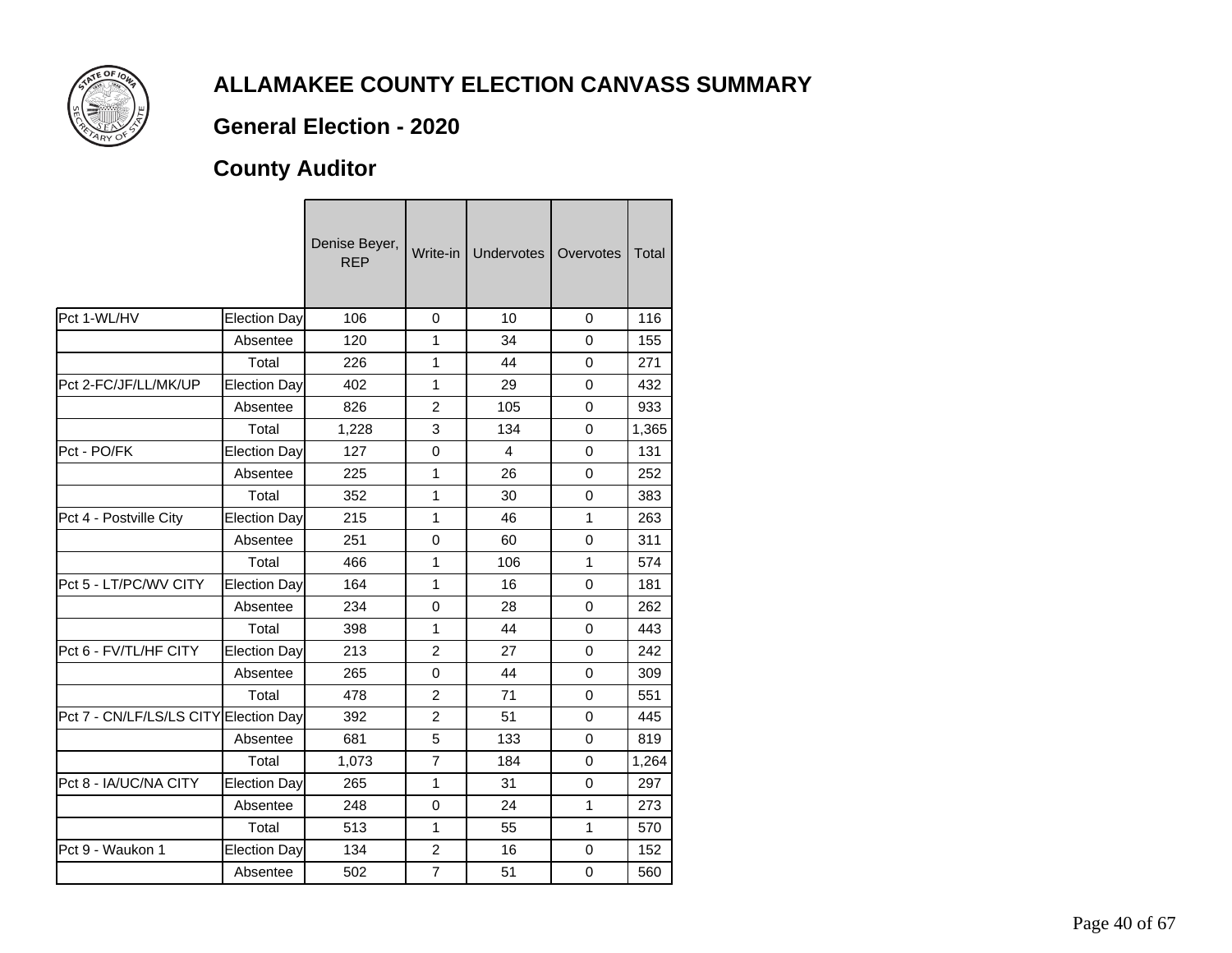# ALLAMAKEE COUNTY ELECTION CANVASS SUMMARY

## General Election - 2020

## County Auditor

| | | Denise Beyer, REP | Write-in | Undervotes | Overvotes | Total |
|---|---|---|---|---|---|---|
| Pct 1-WL/HV | Election Day | 106 | 0 | 10 | 0 | 116 |
| | Absentee | 120 | 1 | 34 | 0 | 155 |
| | Total | 226 | 1 | 44 | 0 | 271 |
| Pct 2-FC/JF/LL/MK/UP | Election Day | 402 | 1 | 29 | 0 | 432 |
| | Absentee | 826 | 2 | 105 | 0 | 933 |
| | Total | 1,228 | 3 | 134 | 0 | 1,365 |
| Pct - PO/FK | Election Day | 127 | 0 | 4 | 0 | 131 |
| | Absentee | 225 | 1 | 26 | 0 | 252 |
| | Total | 352 | 1 | 30 | 0 | 383 |
| Pct 4 - Postville City | Election Day | 215 | 1 | 46 | 1 | 263 |
| | Absentee | 251 | 0 | 60 | 0 | 311 |
| | Total | 466 | 1 | 106 | 1 | 574 |
| Pct 5 - LT/PC/WV CITY | Election Day | 164 | 1 | 16 | 0 | 181 |
| | Absentee | 234 | 0 | 28 | 0 | 262 |
| | Total | 398 | 1 | 44 | 0 | 443 |
| Pct 6 - FV/TL/HF CITY | Election Day | 213 | 2 | 27 | 0 | 242 |
| | Absentee | 265 | 0 | 44 | 0 | 309 |
| | Total | 478 | 2 | 71 | 0 | 551 |
| Pct 7 - CN/LF/LS/LS CITY | Election Day | 392 | 2 | 51 | 0 | 445 |
| | Absentee | 681 | 5 | 133 | 0 | 819 |
| | Total | 1,073 | 7 | 184 | 0 | 1,264 |
| Pct 8 - IA/UC/NA CITY | Election Day | 265 | 1 | 31 | 0 | 297 |
| | Absentee | 248 | 0 | 24 | 1 | 273 |
| | Total | 513 | 1 | 55 | 1 | 570 |
| Pct 9 - Waukon 1 | Election Day | 134 | 2 | 16 | 0 | 152 |
| | Absentee | 502 | 7 | 51 | 0 | 560 |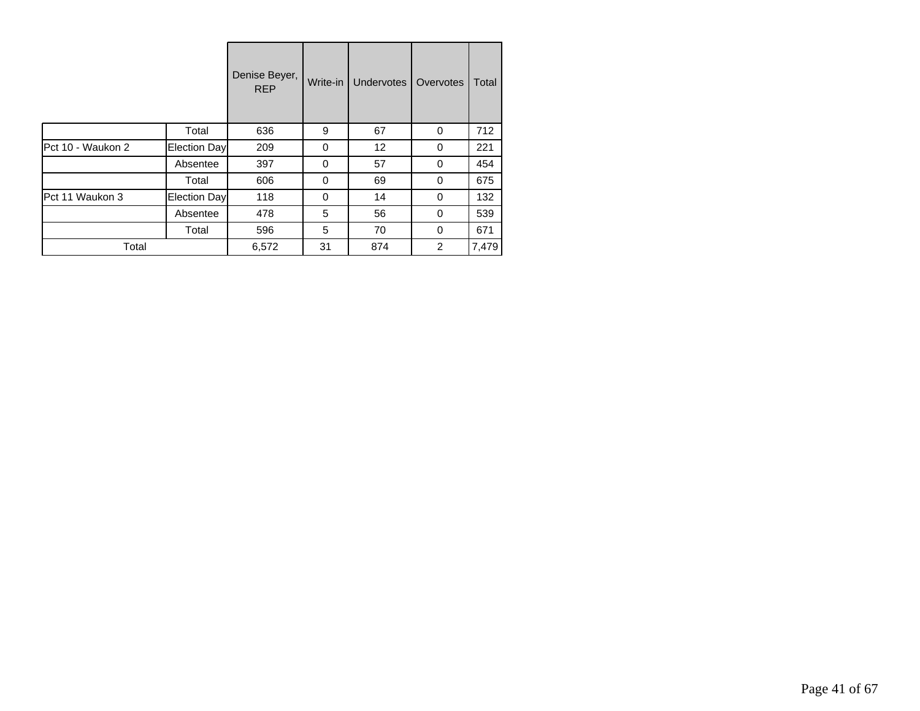| | | Denise Beyer, REP | Write-in | Undervotes | Overvotes | Total |
|---|---|---|---|---|---|---|
| | Total | 636 | 9 | 67 | 0 | 712 |
| Pct 10 - Waukon 2 | Election Day | 209 | 0 | 12 | 0 | 221 |
| | Absentee | 397 | 0 | 57 | 0 | 454 |
| | Total | 606 | 0 | 69 | 0 | 675 |
| Pct 11 Waukon 3 | Election Day | 118 | 0 | 14 | 0 | 132 |
| | Absentee | 478 | 5 | 56 | 0 | 539 |
| | Total | 596 | 5 | 70 | 0 | 671 |
| Total | | 6,572 | 31 | 874 | 2 | 7,479 |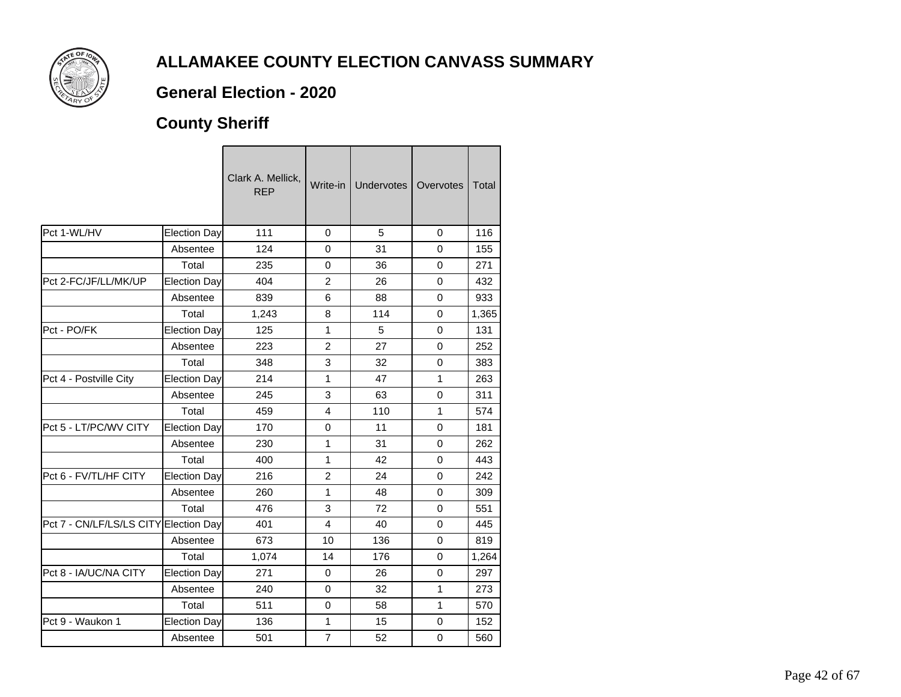# ALLAMAKEE COUNTY ELECTION CANVASS SUMMARY

## General Election - 2020

## County Sheriff

| | | Clark A. Mellick, REP | Write-in | Undervotes | Overvotes | Total |
|---|---|---|---|---|---|---|
| Pct 1-WL/HV | Election Day | 111 | 0 | 5 | 0 | 116 |
| | Absentee | 124 | 0 | 31 | 0 | 155 |
| | Total | 235 | 0 | 36 | 0 | 271 |
| Pct 2-FC/JF/LL/MK/UP | Election Day | 404 | 2 | 26 | 0 | 432 |
| | Absentee | 839 | 6 | 88 | 0 | 933 |
| | Total | 1,243 | 8 | 114 | 0 | 1,365 |
| Pct - PO/FK | Election Day | 125 | 1 | 5 | 0 | 131 |
| | Absentee | 223 | 2 | 27 | 0 | 252 |
| | Total | 348 | 3 | 32 | 0 | 383 |
| Pct 4 - Postville City | Election Day | 214 | 1 | 47 | 1 | 263 |
| | Absentee | 245 | 3 | 63 | 0 | 311 |
| | Total | 459 | 4 | 110 | 1 | 574 |
| Pct 5 - LT/PC/WV CITY | Election Day | 170 | 0 | 11 | 0 | 181 |
| | Absentee | 230 | 1 | 31 | 0 | 262 |
| | Total | 400 | 1 | 42 | 0 | 443 |
| Pct 6 - FV/TL/HF CITY | Election Day | 216 | 2 | 24 | 0 | 242 |
| | Absentee | 260 | 1 | 48 | 0 | 309 |
| | Total | 476 | 3 | 72 | 0 | 551 |
| Pct 7 - CN/LF/LS/LS CITY | Election Day | 401 | 4 | 40 | 0 | 445 |
| | Absentee | 673 | 10 | 136 | 0 | 819 |
| | Total | 1,074 | 14 | 176 | 0 | 1,264 |
| Pct 8 - IA/UC/NA CITY | Election Day | 271 | 0 | 26 | 0 | 297 |
| | Absentee | 240 | 0 | 32 | 1 | 273 |
| | Total | 511 | 0 | 58 | 1 | 570 |
| Pct 9 - Waukon 1 | Election Day | 136 | 1 | 15 | 0 | 152 |
| | Absentee | 501 | 7 | 52 | 0 | 560 |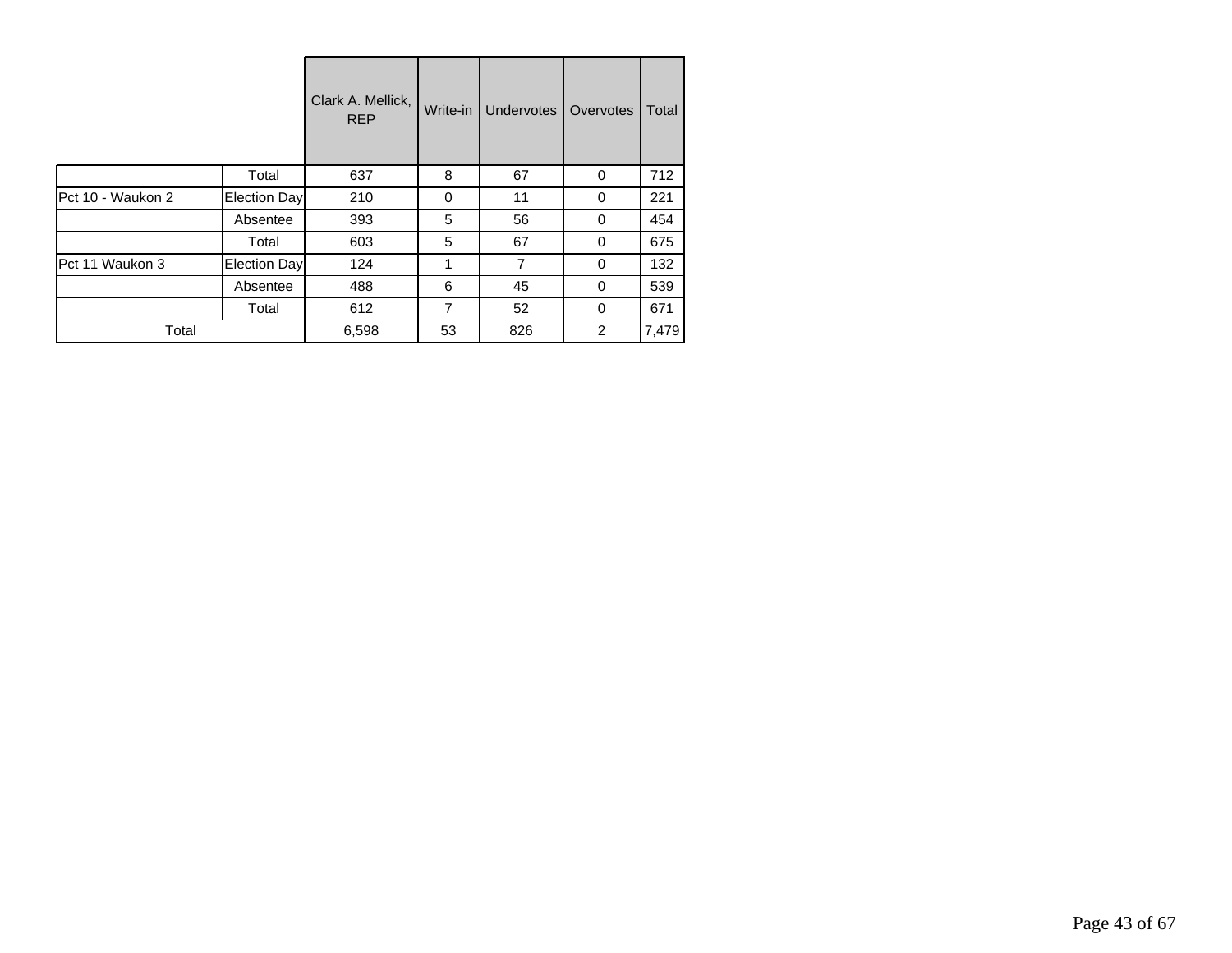| | | Clark A. Mellick, REP | Write-in | Undervotes | Overvotes | Total |
|---|---|---|---|---|---|---|
| | Total | 637 | 8 | 67 | 0 | 712 |
| Pct 10 - Waukon 2 | Election Day | 210 | 0 | 11 | 0 | 221 |
| | Absentee | 393 | 5 | 56 | 0 | 454 |
| | Total | 603 | 5 | 67 | 0 | 675 |
| Pct 11 Waukon 3 | Election Day | 124 | 1 | 7 | 0 | 132 |
| | Absentee | 488 | 6 | 45 | 0 | 539 |
| | Total | 612 | 7 | 52 | 0 | 671 |
| Total | | 6,598 | 53 | 826 | 2 | 7,479 |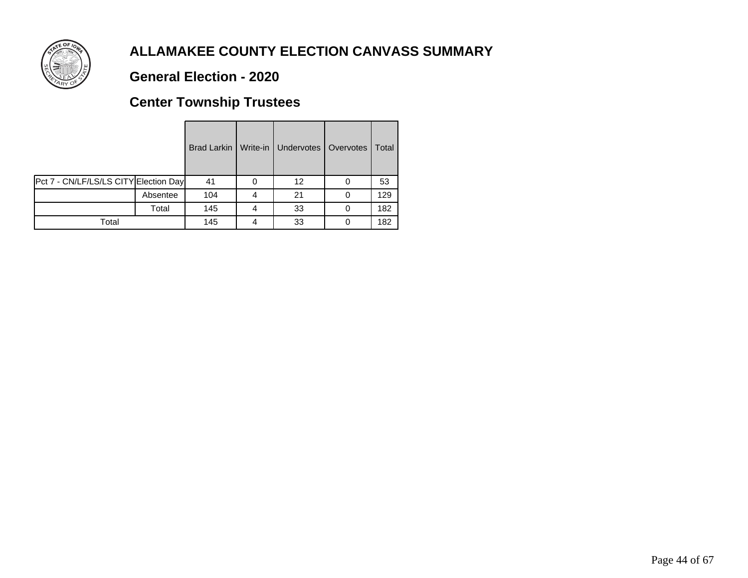# ALLAMAKEE COUNTY ELECTION CANVASS SUMMARY

## General Election - 2020

## Center Township Trustees

| | | Brad Larkin | Write-in | Undervotes | Overvotes | Total |
|---|---|---|---|---|---|---|
| Pct 7 - CN/LF/LS/LS CITY | Election Day | 41 | 0 | 12 | 0 | 53 |
| | Absentee | 104 | 4 | 21 | 0 | 129 |
| | Total | 145 | 4 | 33 | 0 | 182 |
| Total | | 145 | 4 | 33 | 0 | 182 |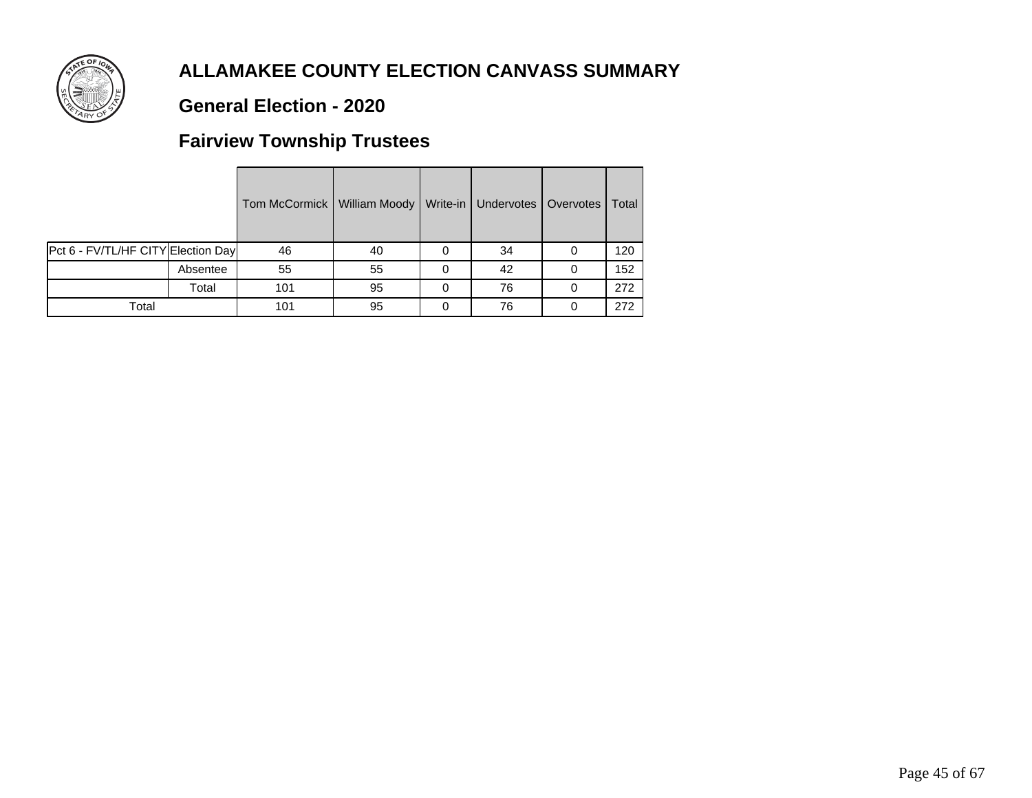# ALLAMAKEE COUNTY ELECTION CANVASS SUMMARY

## General Election - 2020

## Fairview Township Trustees

| | | Tom McCormick | William Moody | Write-in | Undervotes | Overvotes | Total |
|---|---|---|---|---|---|---|---|
| Pct 6 - FV/TL/HF CITY | Election Day | 46 | 40 | 0 | 34 | 0 | 120 |
| | Absentee | 55 | 55 | 0 | 42 | 0 | 152 |
| | Total | 101 | 95 | 0 | 76 | 0 | 272 |
| Total | | 101 | 95 | 0 | 76 | 0 | 272 |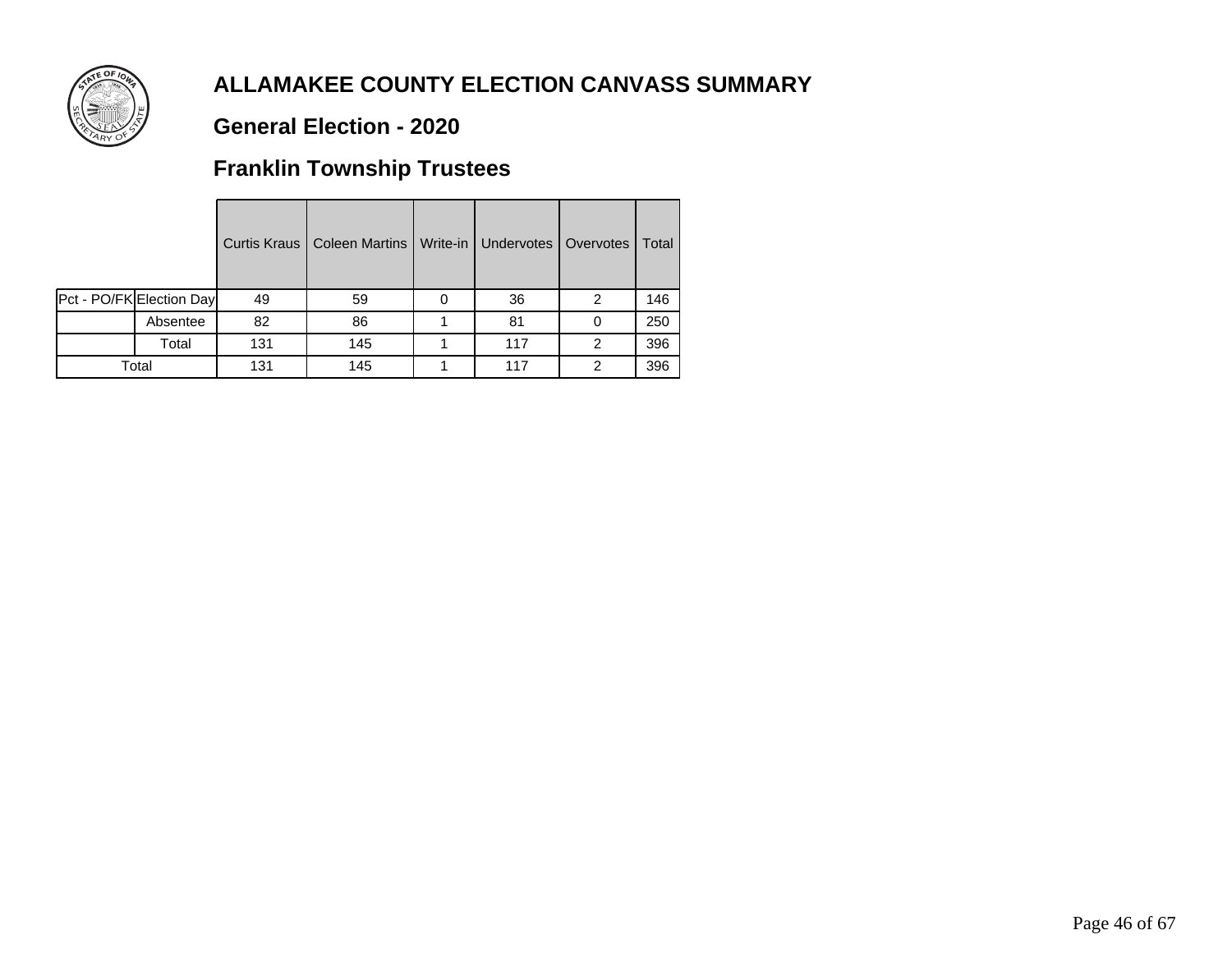# ALLAMAKEE COUNTY ELECTION CANVASS SUMMARY

## General Election - 2020

## Franklin Township Trustees

| | | Curtis Kraus | Coleen Martins | Write-in | Undervotes | Overvotes | Total |
|---|---|---|---|---|---|---|---|
| Pct - PO/FK | Election Day | 49 | 59 | 0 | 36 | 2 | 146 |
| | Absentee | 82 | 86 | 1 | 81 | 0 | 250 |
| | Total | 131 | 145 | 1 | 117 | 2 | 396 |
| Total | | 131 | 145 | 1 | 117 | 2 | 396 |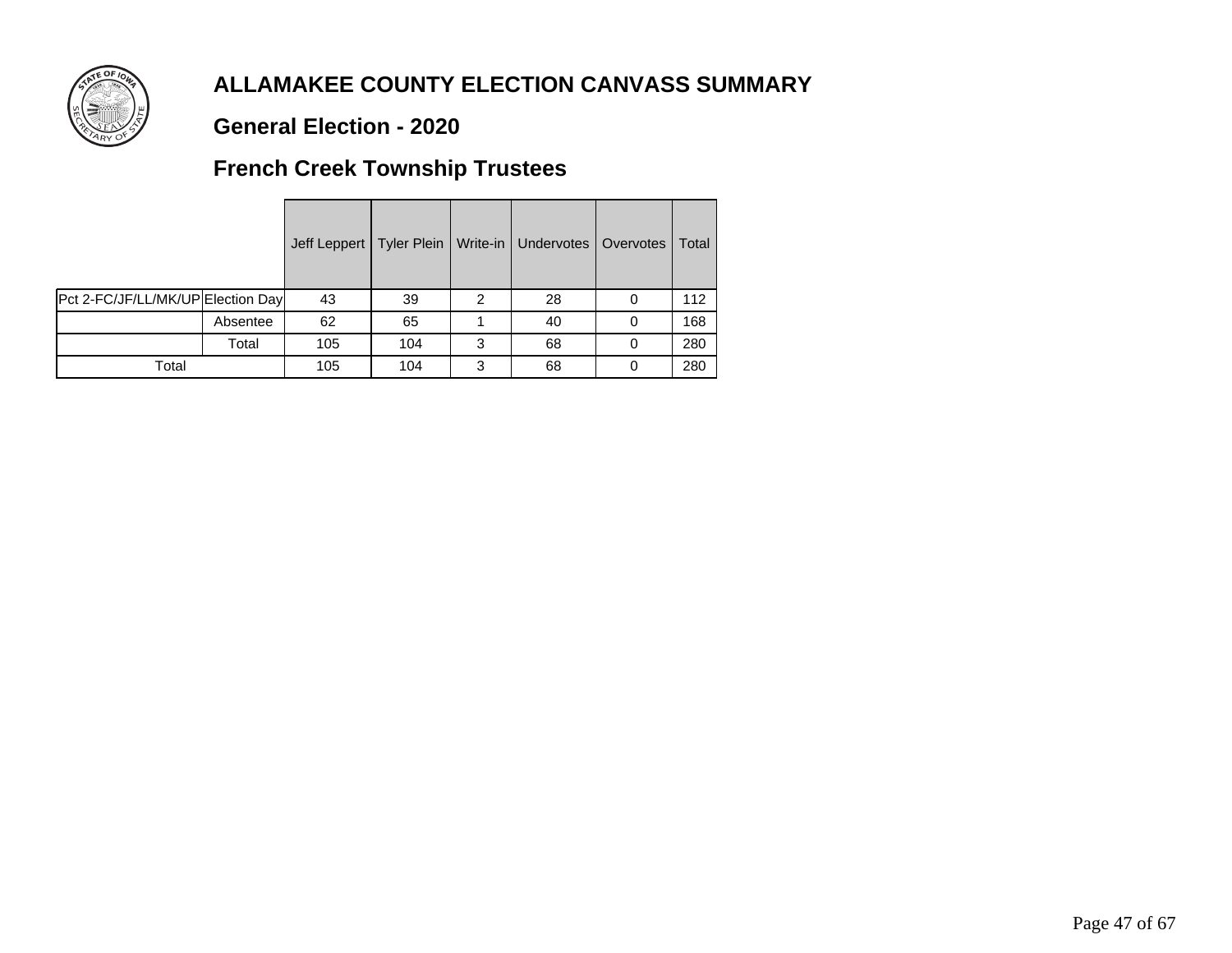# ALLAMAKEE COUNTY ELECTION CANVASS SUMMARY

## General Election - 2020

## French Creek Township Trustees

| | | Jeff Leppert | Tyler Plein | Write-in | Undervotes | Overvotes | Total |
|---|---|---|---|---|---|---|---|
| Pct 2-FC/JF/LL/MK/UP | Election Day | 43 | 39 | 2 | 28 | 0 | 112 |
| | Absentee | 62 | 65 | 1 | 40 | 0 | 168 |
| | Total | 105 | 104 | 3 | 68 | 0 | 280 |
| Total | | 105 | 104 | 3 | 68 | 0 | 280 |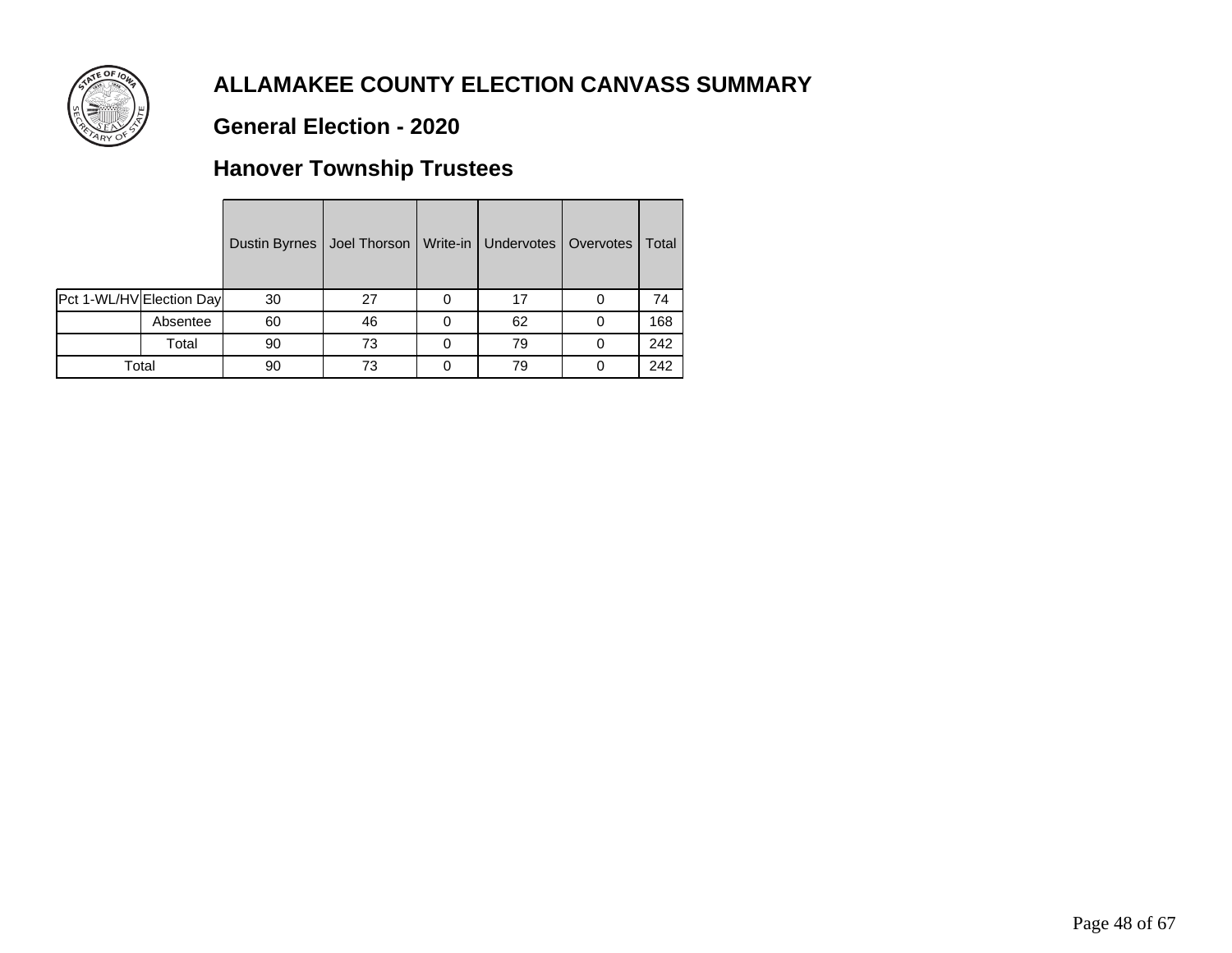# ALLAMAKEE COUNTY ELECTION CANVASS SUMMARY

## General Election - 2020

## Hanover Township Trustees

| | | Dustin Byrnes | Joel Thorson | Write-in | Undervotes | Overvotes | Total |
|---|---|---|---|---|---|---|---|
| Pct 1-WL/HV | Election Day | 30 | 27 | 0 | 17 | 0 | 74 |
| | Absentee | 60 | 46 | 0 | 62 | 0 | 168 |
| | Total | 90 | 73 | 0 | 79 | 0 | 242 |
| Total | | 90 | 73 | 0 | 79 | 0 | 242 |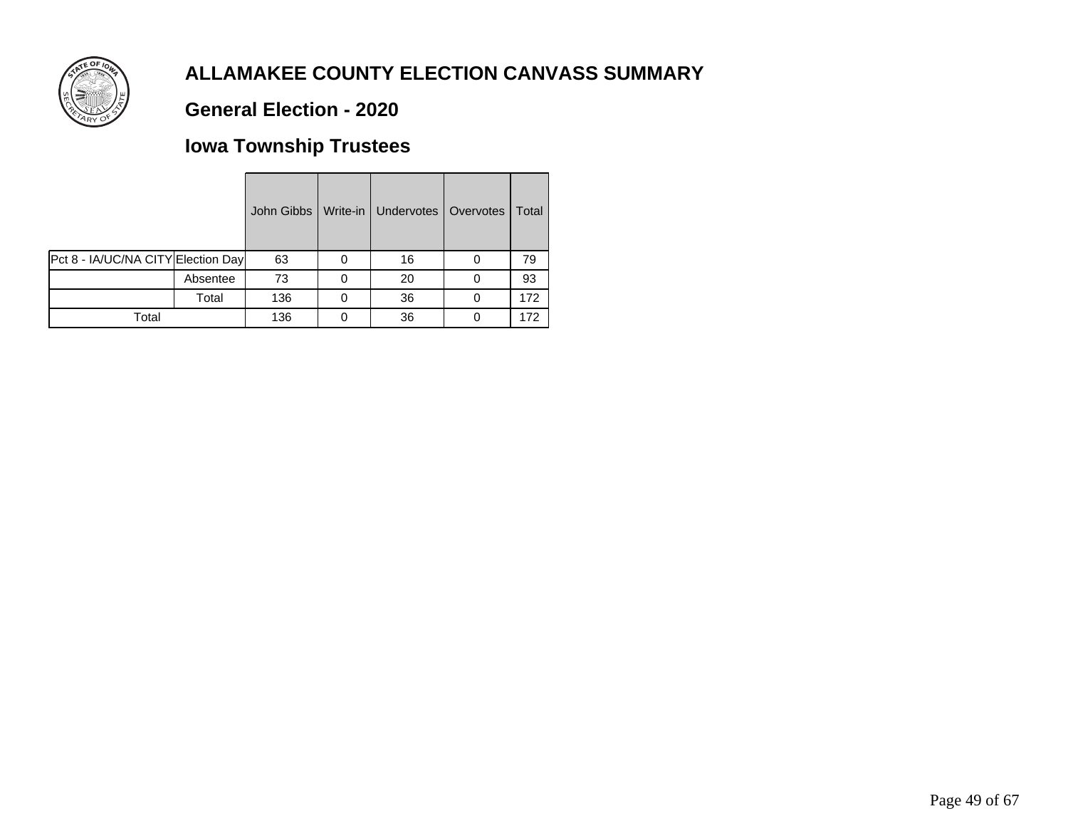# ALLAMAKEE COUNTY ELECTION CANVASS SUMMARY

## General Election - 2020

## Iowa Township Trustees

| | | John Gibbs | Write-in | Undervotes | Overvotes | Total |
|---|---|---|---|---|---|---|
| Pct 8 - IA/UC/NA CITY | Election Day | 63 | 0 | 16 | 0 | 79 |
| | Absentee | 73 | 0 | 20 | 0 | 93 |
| | Total | 136 | 0 | 36 | 0 | 172 |
| Total | | 136 | 0 | 36 | 0 | 172 |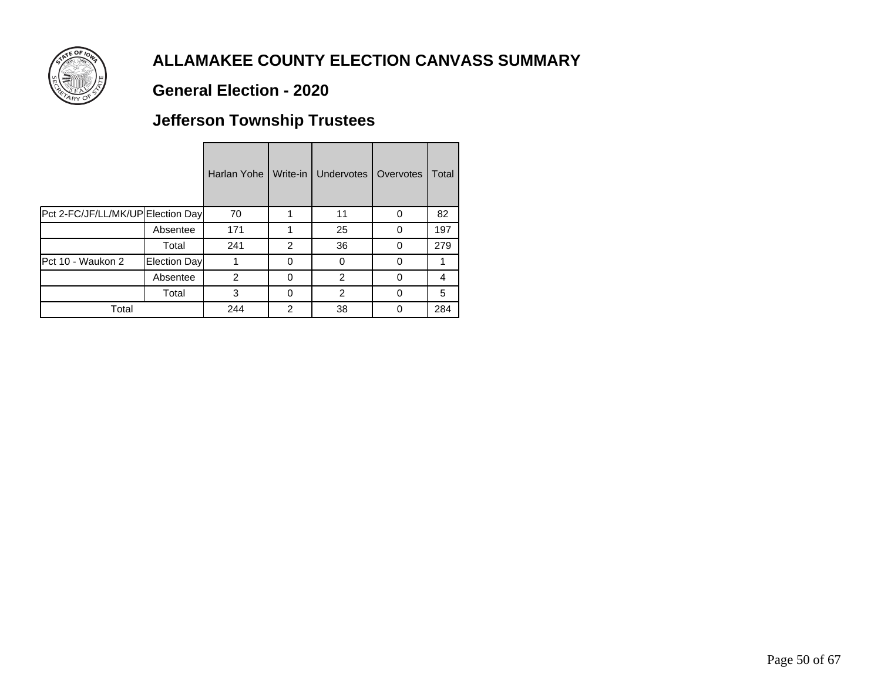# ALLAMAKEE COUNTY ELECTION CANVASS SUMMARY

## General Election - 2020

## Jefferson Township Trustees

| | | Harlan Yohe | Write-in | Undervotes | Overvotes | Total |
|---|---|---|---|---|---|---|
| Pct 2-FC/JF/LL/MK/UP | Election Day | 70 | 1 | 11 | 0 | 82 |
| | Absentee | 171 | 1 | 25 | 0 | 197 |
| | Total | 241 | 2 | 36 | 0 | 279 |
| Pct 10 - Waukon 2 | Election Day | 1 | 0 | 0 | 0 | 1 |
| | Absentee | 2 | 0 | 2 | 0 | 4 |
| | Total | 3 | 0 | 2 | 0 | 5 |
| Total | | 244 | 2 | 38 | 0 | 284 |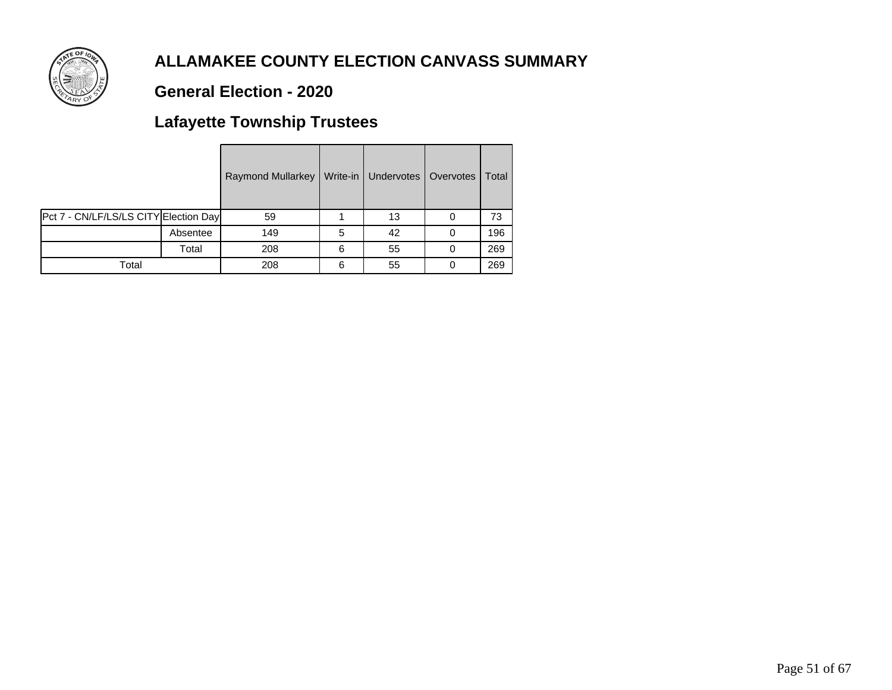# ALLAMAKEE COUNTY ELECTION CANVASS SUMMARY

## General Election - 2020

## Lafayette Township Trustees

| | | Raymond Mullarkey | Write-in | Undervotes | Overvotes | Total |
|---|---|---|---|---|---|---|
| Pct 7 - CN/LF/LS/LS CITY | Election Day | 59 | 1 | 13 | 0 | 73 |
| | Absentee | 149 | 5 | 42 | 0 | 196 |
| | Total | 208 | 6 | 55 | 0 | 269 |
| Total | | 208 | 6 | 55 | 0 | 269 |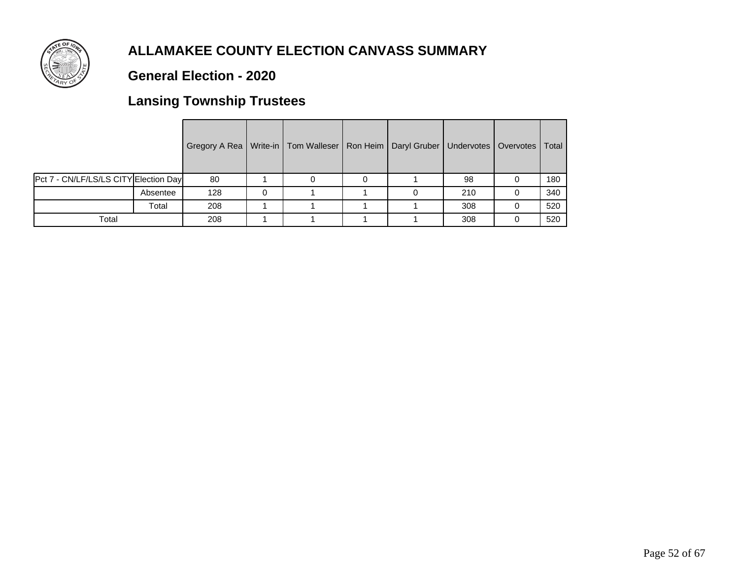# ALLAMAKEE COUNTY ELECTION CANVASS SUMMARY

## General Election - 2020

## Lansing Township Trustees

| | | Gregory A Rea | Write-in | Tom Walleser | Ron Heim | Daryl Gruber | Undervotes | Overvotes | Total |
|---|---|---|---|---|---|---|---|---|---|
| Pct 7 - CN/LF/LS/LS CITY | Election Day | 80 | 1 | 0 | 0 | 1 | 98 | 0 | 180 |
| | Absentee | 128 | 0 | 1 | 1 | 0 | 210 | 0 | 340 |
| | Total | 208 | 1 | 1 | 1 | 1 | 308 | 0 | 520 |
| Total | | 208 | 1 | 1 | 1 | 1 | 308 | 0 | 520 |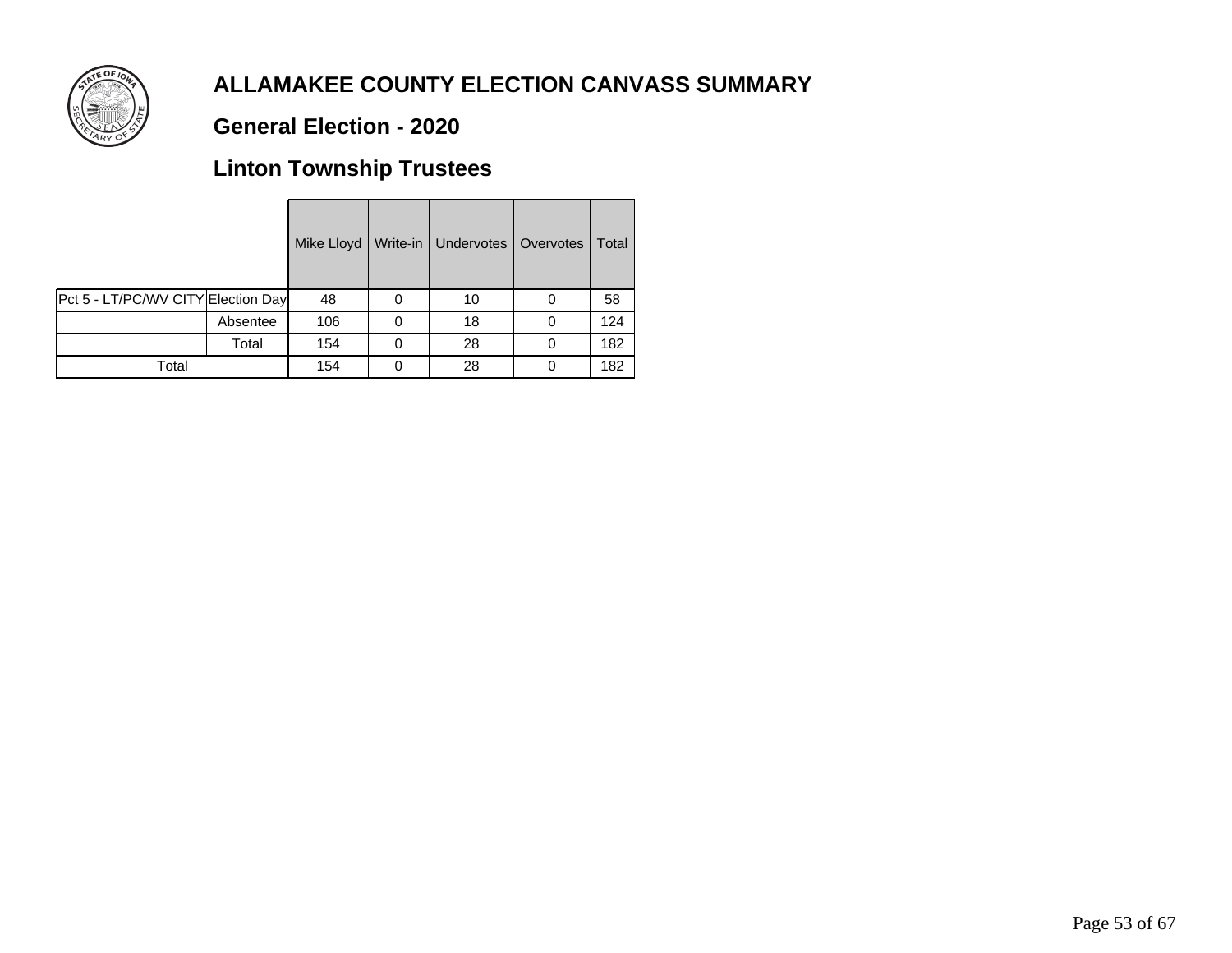# ALLAMAKEE COUNTY ELECTION CANVASS SUMMARY

## General Election - 2020

## Linton Township Trustees

| | | Mike Lloyd | Write-in | Undervotes | Overvotes | Total |
|---|---|---|---|---|---|---|
| Pct 5 - LT/PC/WV CITY | Election Day | 48 | 0 | 10 | 0 | 58 |
| | Absentee | 106 | 0 | 18 | 0 | 124 |
| | Total | 154 | 0 | 28 | 0 | 182 |
| Total | | 154 | 0 | 28 | 0 | 182 |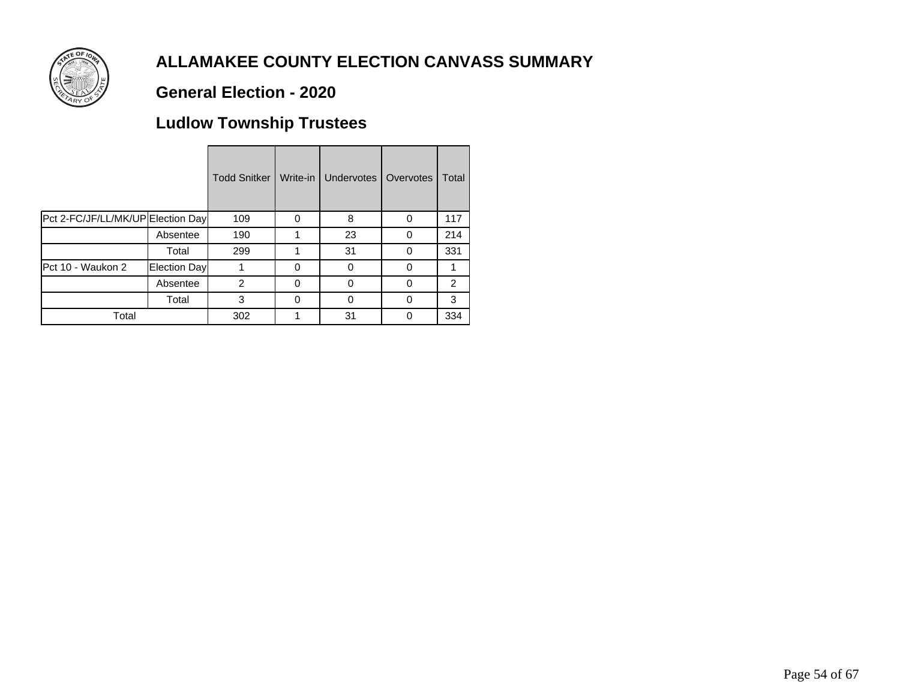# ALLAMAKEE COUNTY ELECTION CANVASS SUMMARY

## General Election - 2020

## Ludlow Township Trustees

| | | Todd Snitker | Write-in | Undervotes | Overvotes | Total |
|---|---|---|---|---|---|---|
| Pct 2-FC/JF/LL/MK/UP | Election Day | 109 | 0 | 8 | 0 | 117 |
| | Absentee | 190 | 1 | 23 | 0 | 214 |
| | Total | 299 | 1 | 31 | 0 | 331 |
| Pct 10 - Waukon 2 | Election Day | 1 | 0 | 0 | 0 | 1 |
| | Absentee | 2 | 0 | 0 | 0 | 2 |
| | Total | 3 | 0 | 0 | 0 | 3 |
| Total | | 302 | 1 | 31 | 0 | 334 |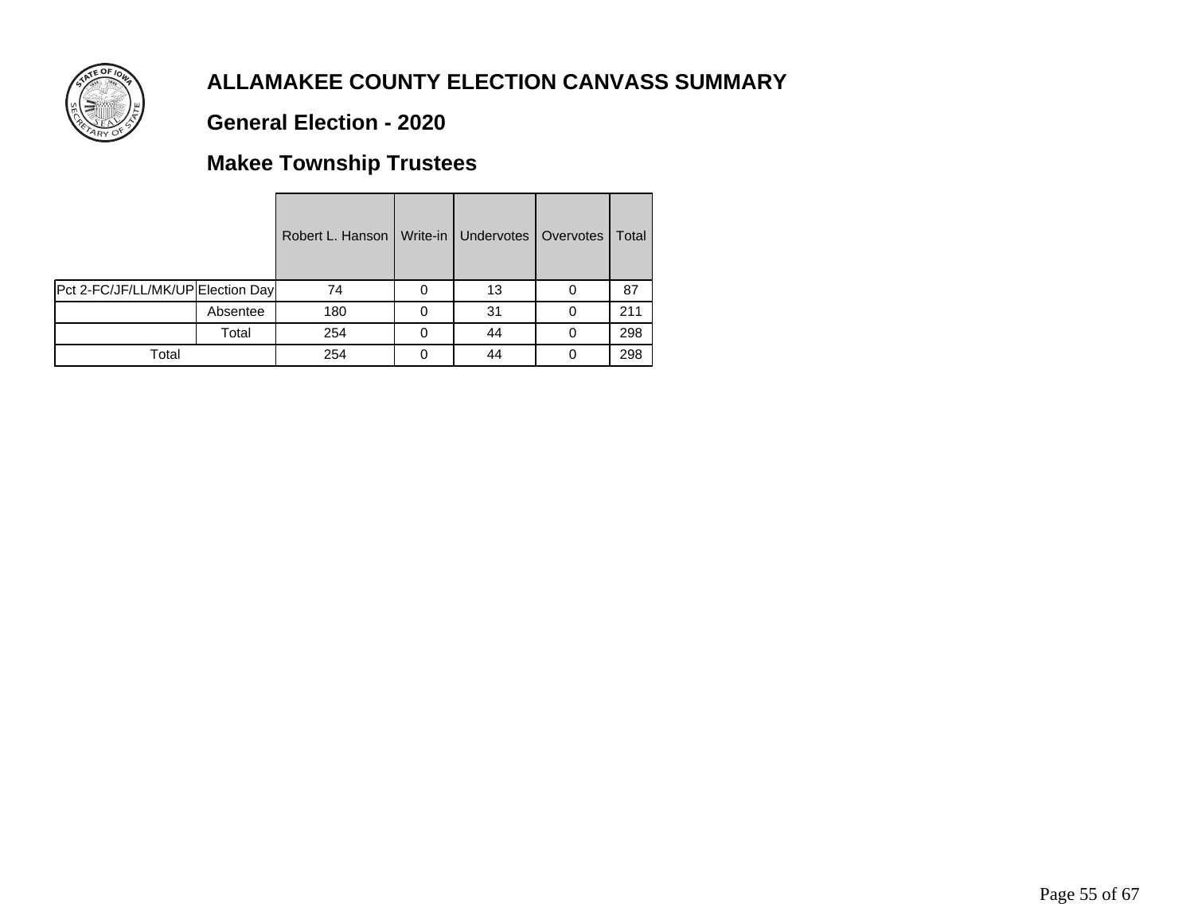# ALLAMAKEE COUNTY ELECTION CANVASS SUMMARY

## General Election - 2020

## Makee Township Trustees

| | | Robert L. Hanson | Write-in | Undervotes | Overvotes | Total |
|---|---|---|---|---|---|---|
| Pct 2-FC/JF/LL/MK/UP | Election Day | 74 | 0 | 13 | 0 | 87 |
| | Absentee | 180 | 0 | 31 | 0 | 211 |
| | Total | 254 | 0 | 44 | 0 | 298 |
| Total | | 254 | 0 | 44 | 0 | 298 |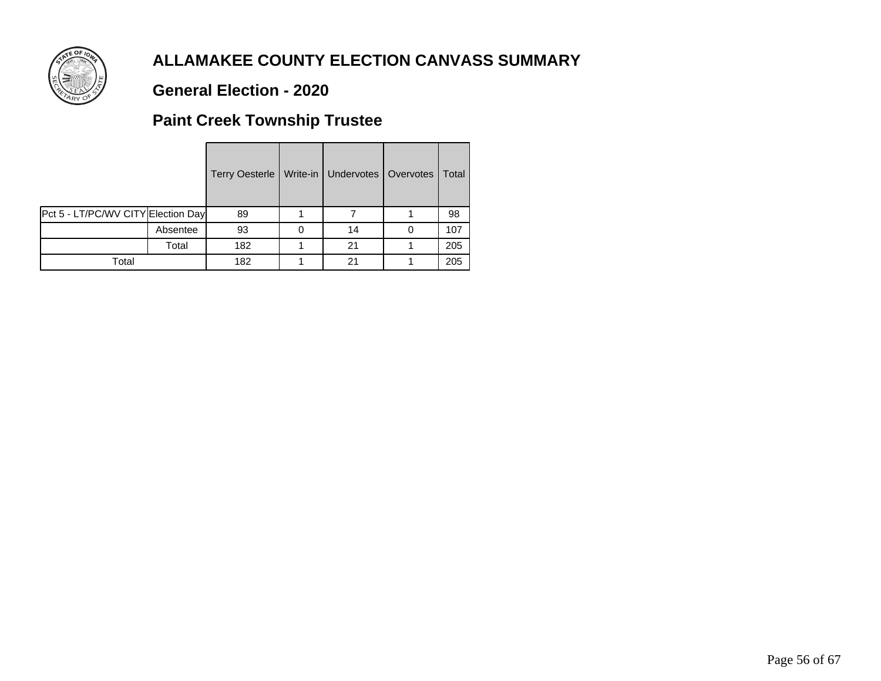# ALLAMAKEE COUNTY ELECTION CANVASS SUMMARY

## General Election - 2020

## Paint Creek Township Trustee

| | | Terry Oesterle | Write-in | Undervotes | Overvotes | Total |
|---|---|---|---|---|---|---|
| Pct 5 - LT/PC/WV CITY | Election Day | 89 | 1 | 7 | 1 | 98 |
| | Absentee | 93 | 0 | 14 | 0 | 107 |
| | Total | 182 | 1 | 21 | 1 | 205 |
| Total | | 182 | 1 | 21 | 1 | 205 |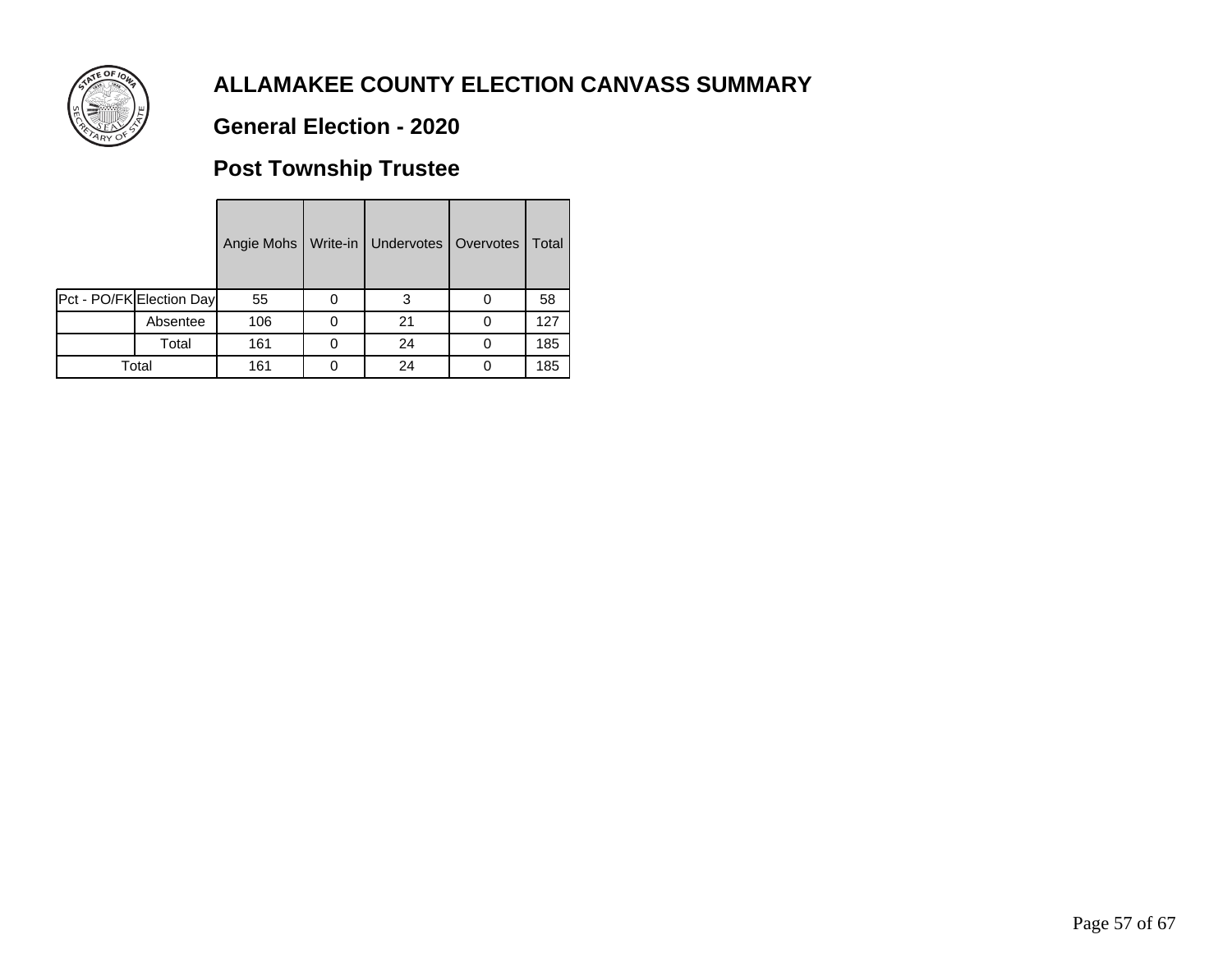# ALLAMAKEE COUNTY ELECTION CANVASS SUMMARY

## General Election - 2020

## Post Township Trustee

| | | Angie Mohs | Write-in | Undervotes | Overvotes | Total |
|---|---|---|---|---|---|---|
| Pct - PO/FK | Election Day | 55 | 0 | 3 | 0 | 58 |
| | Absentee | 106 | 0 | 21 | 0 | 127 |
| | Total | 161 | 0 | 24 | 0 | 185 |
| Total | | 161 | 0 | 24 | 0 | 185 |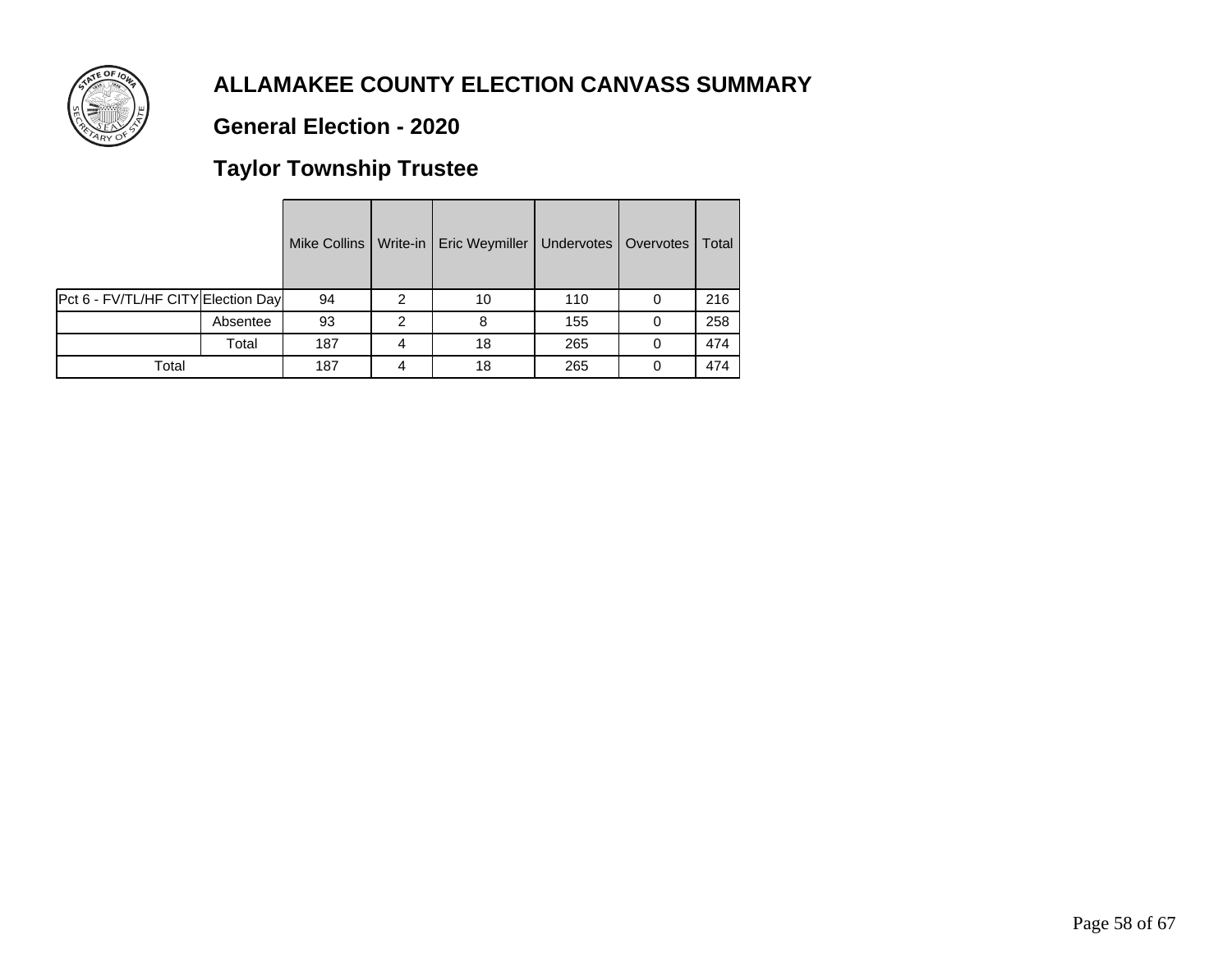# ALLAMAKEE COUNTY ELECTION CANVASS SUMMARY

## General Election - 2020

## Taylor Township Trustee

| | | Mike Collins | Write-in | Eric Weymiller | Undervotes | Overvotes | Total |
|---|---|---|---|---|---|---|---|
| Pct 6 - FV/TL/HF CITY | Election Day | 94 | 2 | 10 | 110 | 0 | 216 |
| | Absentee | 93 | 2 | 8 | 155 | 0 | 258 |
| | Total | 187 | 4 | 18 | 265 | 0 | 474 |
| Total | | 187 | 4 | 18 | 265 | 0 | 474 |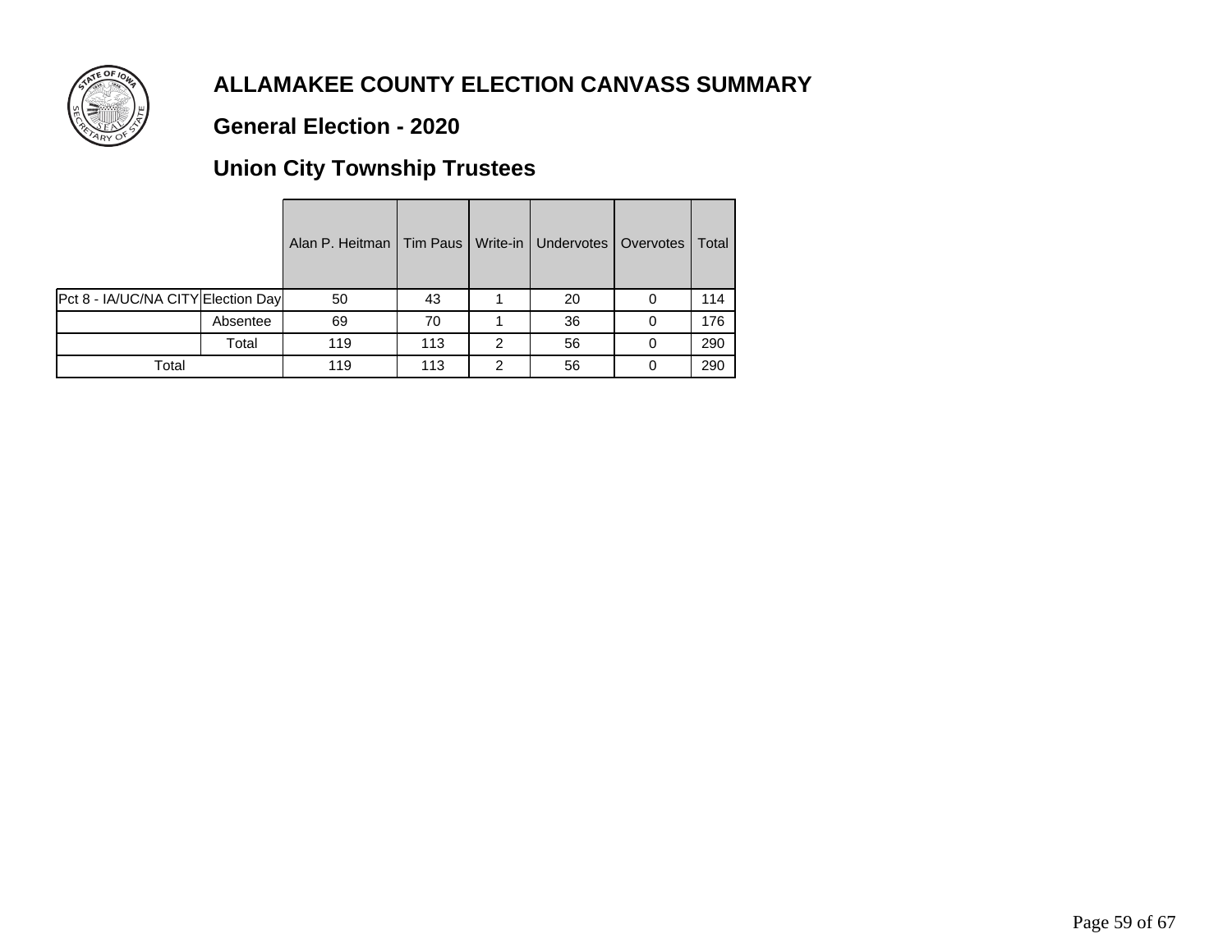# ALLAMAKEE COUNTY ELECTION CANVASS SUMMARY

## General Election - 2020

## Union City Township Trustees

| | | Alan P. Heitman | Tim Paus | Write-in | Undervotes | Overvotes | Total |
|---|---|---|---|---|---|---|---|
| Pct 8 - IA/UC/NA CITY | Election Day | 50 | 43 | 1 | 20 | 0 | 114 |
| | Absentee | 69 | 70 | 1 | 36 | 0 | 176 |
| | Total | 119 | 113 | 2 | 56 | 0 | 290 |
| Total | | 119 | 113 | 2 | 56 | 0 | 290 |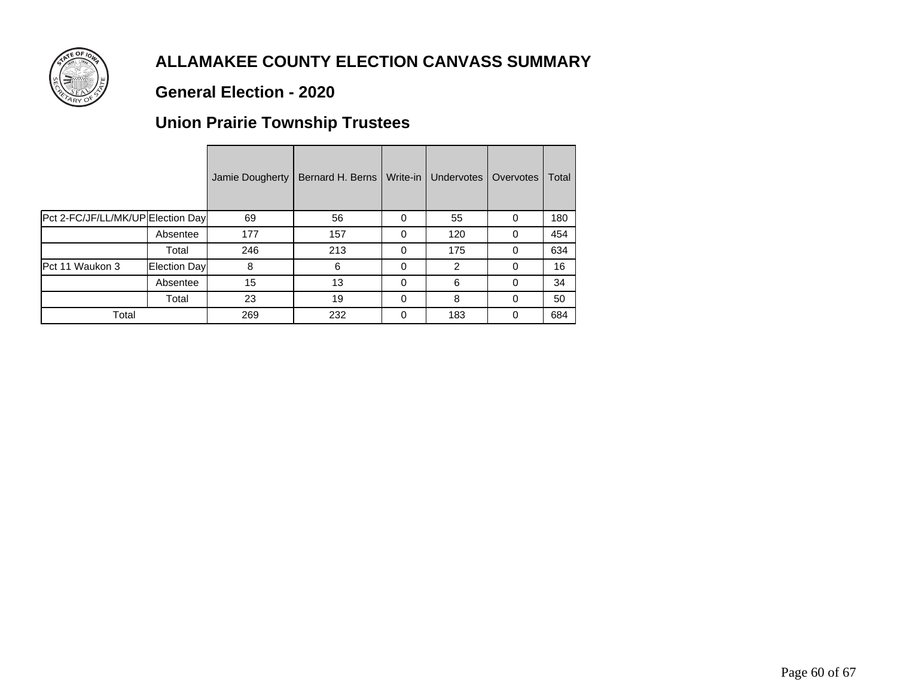# ALLAMAKEE COUNTY ELECTION CANVASS SUMMARY

## General Election - 2020

## Union Prairie Township Trustees

| | | Jamie Dougherty | Bernard H. Berns | Write-in | Undervotes | Overvotes | Total |
|---|---|---|---|---|---|---|---|
| Pct 2-FC/JF/LL/MK/UP | Election Day | 69 | 56 | 0 | 55 | 0 | 180 |
| | Absentee | 177 | 157 | 0 | 120 | 0 | 454 |
| | Total | 246 | 213 | 0 | 175 | 0 | 634 |
| Pct 11 Waukon 3 | Election Day | 8 | 6 | 0 | 2 | 0 | 16 |
| | Absentee | 15 | 13 | 0 | 6 | 0 | 34 |
| | Total | 23 | 19 | 0 | 8 | 0 | 50 |
| Total | | 269 | 232 | 0 | 183 | 0 | 684 |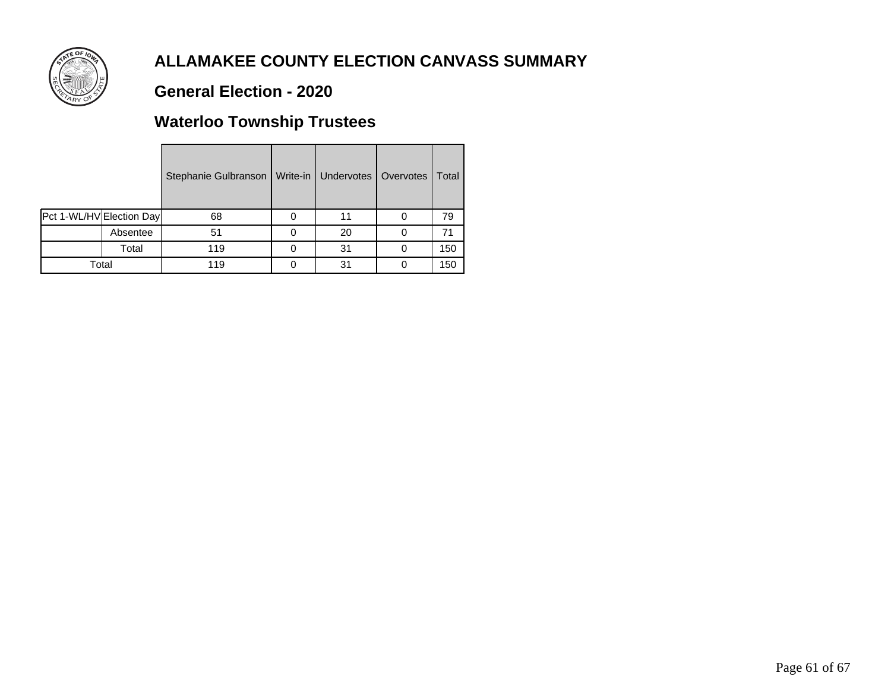# ALLAMAKEE COUNTY ELECTION CANVASS SUMMARY

## General Election - 2020

## Waterloo Township Trustees

| | | Stephanie Gulbranson | Write-in | Undervotes | Overvotes | Total |
|---|---|---|---|---|---|---|
| Pct 1-WL/HV | Election Day | 68 | 0 | 11 | 0 | 79 |
| | Absentee | 51 | 0 | 20 | 0 | 71 |
| | Total | 119 | 0 | 31 | 0 | 150 |
| Total | | 119 | 0 | 31 | 0 | 150 |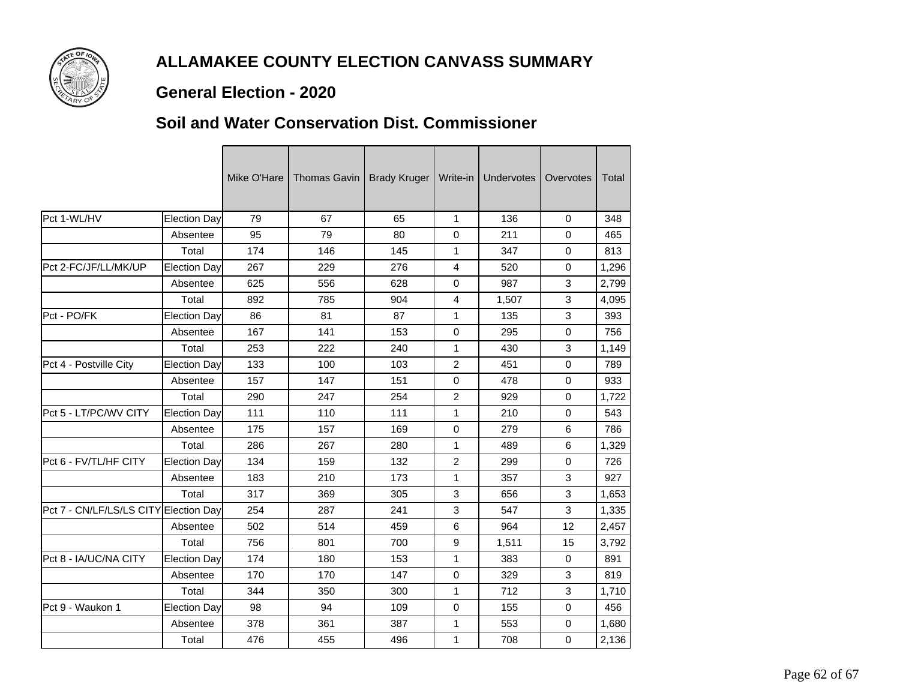# ALLAMAKEE COUNTY ELECTION CANVASS SUMMARY

## General Election - 2020

## Soil and Water Conservation Dist. Commissioner

| | | Mike O'Hare | Thomas Gavin | Brady Kruger | Write-in | Undervotes | Overvotes | Total |
|---|---|---|---|---|---|---|---|---|
| Pct 1-WL/HV | Election Day | 79 | 67 | 65 | 1 | 136 | 0 | 348 |
| | Absentee | 95 | 79 | 80 | 0 | 211 | 0 | 465 |
| | Total | 174 | 146 | 145 | 1 | 347 | 0 | 813 |
| Pct 2-FC/JF/LL/MK/UP | Election Day | 267 | 229 | 276 | 4 | 520 | 0 | 1,296 |
| | Absentee | 625 | 556 | 628 | 0 | 987 | 3 | 2,799 |
| | Total | 892 | 785 | 904 | 4 | 1,507 | 3 | 4,095 |
| Pct - PO/FK | Election Day | 86 | 81 | 87 | 1 | 135 | 3 | 393 |
| | Absentee | 167 | 141 | 153 | 0 | 295 | 0 | 756 |
| | Total | 253 | 222 | 240 | 1 | 430 | 3 | 1,149 |
| Pct 4 - Postville City | Election Day | 133 | 100 | 103 | 2 | 451 | 0 | 789 |
| | Absentee | 157 | 147 | 151 | 0 | 478 | 0 | 933 |
| | Total | 290 | 247 | 254 | 2 | 929 | 0 | 1,722 |
| Pct 5 - LT/PC/WV CITY | Election Day | 111 | 110 | 111 | 1 | 210 | 0 | 543 |
| | Absentee | 175 | 157 | 169 | 0 | 279 | 6 | 786 |
| | Total | 286 | 267 | 280 | 1 | 489 | 6 | 1,329 |
| Pct 6 - FV/TL/HF CITY | Election Day | 134 | 159 | 132 | 2 | 299 | 0 | 726 |
| | Absentee | 183 | 210 | 173 | 1 | 357 | 3 | 927 |
| | Total | 317 | 369 | 305 | 3 | 656 | 3 | 1,653 |
| Pct 7 - CN/LF/LS/LS CITY | Election Day | 254 | 287 | 241 | 3 | 547 | 3 | 1,335 |
| | Absentee | 502 | 514 | 459 | 6 | 964 | 12 | 2,457 |
| | Total | 756 | 801 | 700 | 9 | 1,511 | 15 | 3,792 |
| Pct 8 - IA/UC/NA CITY | Election Day | 174 | 180 | 153 | 1 | 383 | 0 | 891 |
| | Absentee | 170 | 170 | 147 | 0 | 329 | 3 | 819 |
| | Total | 344 | 350 | 300 | 1 | 712 | 3 | 1,710 |
| Pct 9 - Waukon 1 | Election Day | 98 | 94 | 109 | 0 | 155 | 0 | 456 |
| | Absentee | 378 | 361 | 387 | 1 | 553 | 0 | 1,680 |
| | Total | 476 | 455 | 496 | 1 | 708 | 0 | 2,136 |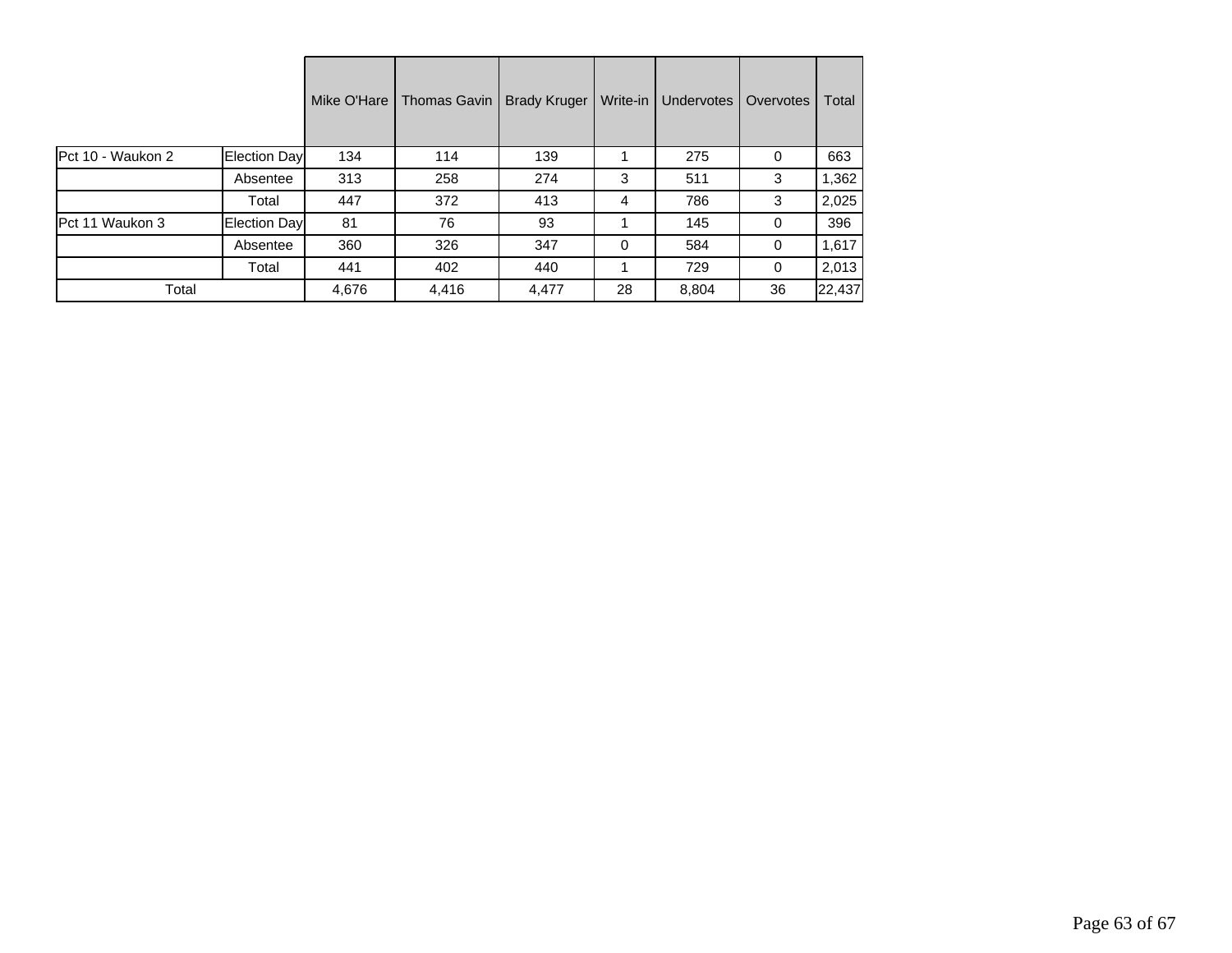| | | Mike O'Hare | Thomas Gavin | Brady Kruger | Write-in | Undervotes | Overvotes | Total |
|---|---|---|---|---|---|---|---|---|
| Pct 10 - Waukon 2 | Election Day | 134 | 114 | 139 | 1 | 275 | 0 | 663 |
| | Absentee | 313 | 258 | 274 | 3 | 511 | 3 | 1,362 |
| | Total | 447 | 372 | 413 | 4 | 786 | 3 | 2,025 |
| Pct 11 Waukon 3 | Election Day | 81 | 76 | 93 | 1 | 145 | 0 | 396 |
| | Absentee | 360 | 326 | 347 | 0 | 584 | 0 | 1,617 |
| | Total | 441 | 402 | 440 | 1 | 729 | 0 | 2,013 |
| Total | | 4,676 | 4,416 | 4,477 | 28 | 8,804 | 36 | 22,437 |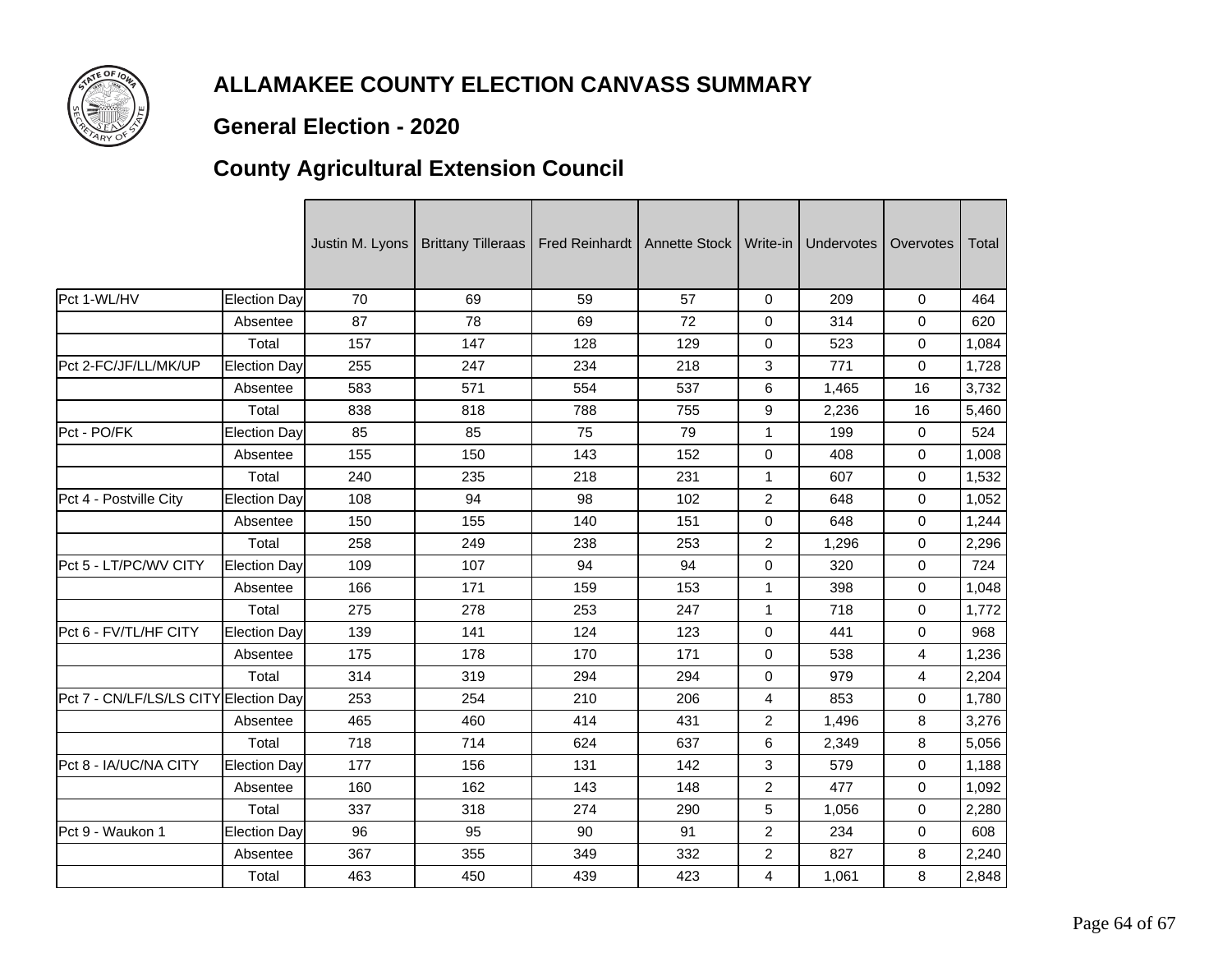# ALLAMAKEE COUNTY ELECTION CANVASS SUMMARY

## General Election - 2020

## County Agricultural Extension Council

| | | Justin M. Lyons | Brittany Tilleraas | Fred Reinhardt | Annette Stock | Write-in | Undervotes | Overvotes | Total |
|---|---|---|---|---|---|---|---|---|---|
| Pct 1-WL/HV | Election Day | 70 | 69 | 59 | 57 | 0 | 209 | 0 | 464 |
| | Absentee | 87 | 78 | 69 | 72 | 0 | 314 | 0 | 620 |
| | Total | 157 | 147 | 128 | 129 | 0 | 523 | 0 | 1,084 |
| Pct 2-FC/JF/LL/MK/UP | Election Day | 255 | 247 | 234 | 218 | 3 | 771 | 0 | 1,728 |
| | Absentee | 583 | 571 | 554 | 537 | 6 | 1,465 | 16 | 3,732 |
| | Total | 838 | 818 | 788 | 755 | 9 | 2,236 | 16 | 5,460 |
| Pct - PO/FK | Election Day | 85 | 85 | 75 | 79 | 1 | 199 | 0 | 524 |
| | Absentee | 155 | 150 | 143 | 152 | 0 | 408 | 0 | 1,008 |
| | Total | 240 | 235 | 218 | 231 | 1 | 607 | 0 | 1,532 |
| Pct 4 - Postville City | Election Day | 108 | 94 | 98 | 102 | 2 | 648 | 0 | 1,052 |
| | Absentee | 150 | 155 | 140 | 151 | 0 | 648 | 0 | 1,244 |
| | Total | 258 | 249 | 238 | 253 | 2 | 1,296 | 0 | 2,296 |
| Pct 5 - LT/PC/WV CITY | Election Day | 109 | 107 | 94 | 94 | 0 | 320 | 0 | 724 |
| | Absentee | 166 | 171 | 159 | 153 | 1 | 398 | 0 | 1,048 |
| | Total | 275 | 278 | 253 | 247 | 1 | 718 | 0 | 1,772 |
| Pct 6 - FV/TL/HF CITY | Election Day | 139 | 141 | 124 | 123 | 0 | 441 | 0 | 968 |
| | Absentee | 175 | 178 | 170 | 171 | 0 | 538 | 4 | 1,236 |
| | Total | 314 | 319 | 294 | 294 | 0 | 979 | 4 | 2,204 |
| Pct 7 - CN/LF/LS/LS CITY | Election Day | 253 | 254 | 210 | 206 | 4 | 853 | 0 | 1,780 |
| | Absentee | 465 | 460 | 414 | 431 | 2 | 1,496 | 8 | 3,276 |
| | Total | 718 | 714 | 624 | 637 | 6 | 2,349 | 8 | 5,056 |
| Pct 8 - IA/UC/NA CITY | Election Day | 177 | 156 | 131 | 142 | 3 | 579 | 0 | 1,188 |
| | Absentee | 160 | 162 | 143 | 148 | 2 | 477 | 0 | 1,092 |
| | Total | 337 | 318 | 274 | 290 | 5 | 1,056 | 0 | 2,280 |
| Pct 9 - Waukon 1 | Election Day | 96 | 95 | 90 | 91 | 2 | 234 | 0 | 608 |
| | Absentee | 367 | 355 | 349 | 332 | 2 | 827 | 8 | 2,240 |
| | Total | 463 | 450 | 439 | 423 | 4 | 1,061 | 8 | 2,848 |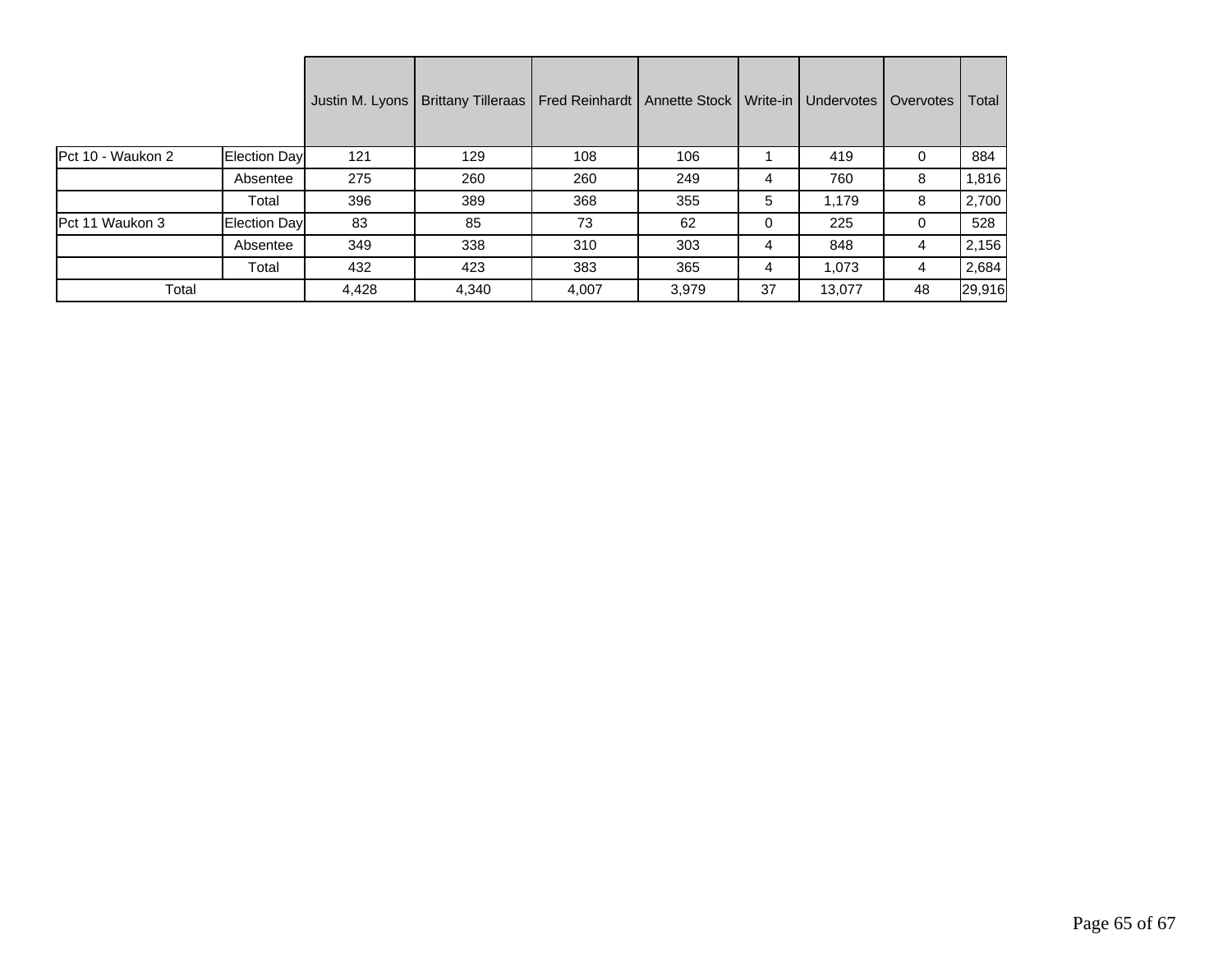| | | Justin M. Lyons | Brittany Tilleraas | Fred Reinhardt | Annette Stock | Write-in | Undervotes | Overvotes | Total |
|---|---|---|---|---|---|---|---|---|---|
| Pct 10 - Waukon 2 | Election Day | 121 | 129 | 108 | 106 | 1 | 419 | 0 | 884 |
| | Absentee | 275 | 260 | 260 | 249 | 4 | 760 | 8 | 1,816 |
| | Total | 396 | 389 | 368 | 355 | 5 | 1,179 | 8 | 2,700 |
| Pct 11 Waukon 3 | Election Day | 83 | 85 | 73 | 62 | 0 | 225 | 0 | 528 |
| | Absentee | 349 | 338 | 310 | 303 | 4 | 848 | 4 | 2,156 |
| | Total | 432 | 423 | 383 | 365 | 4 | 1,073 | 4 | 2,684 |
| Total | | 4,428 | 4,340 | 4,007 | 3,979 | 37 | 13,077 | 48 | 29,916 |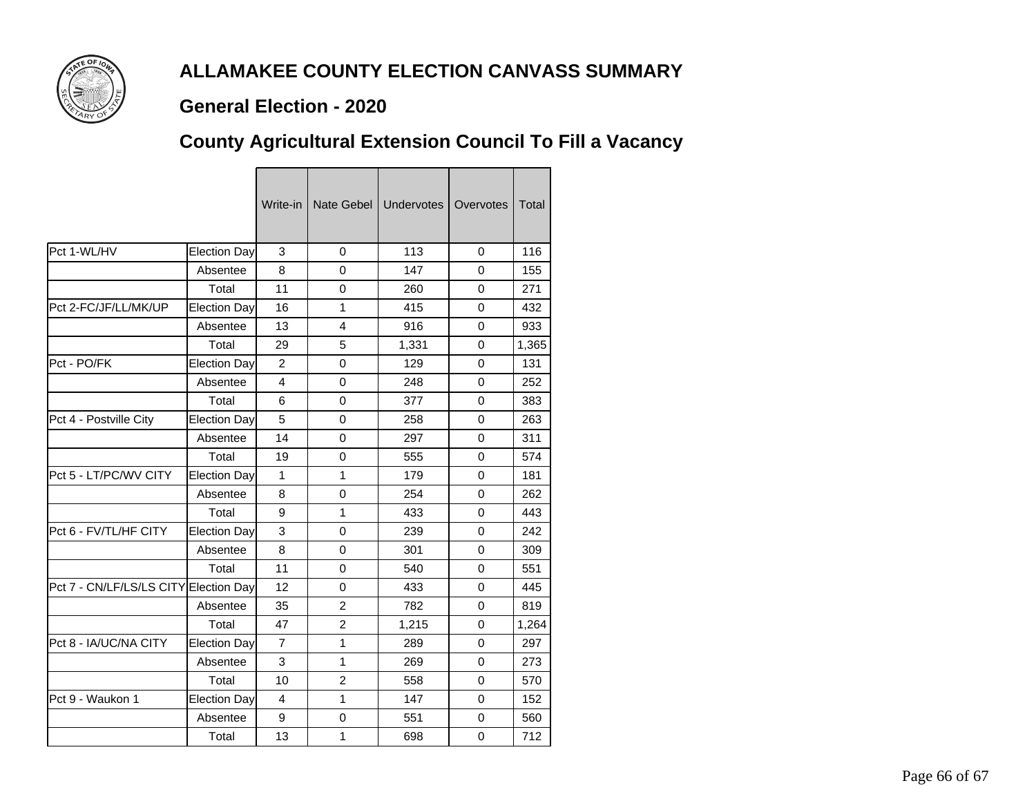# ALLAMAKEE COUNTY ELECTION CANVASS SUMMARY

## General Election - 2020

## County Agricultural Extension Council To Fill a Vacancy

| | | Write-in | Nate Gebel | Undervotes | Overvotes | Total |
|---|---|---|---|---|---|---|
| Pct 1-WL/HV | Election Day | 3 | 0 | 113 | 0 | 116 |
| | Absentee | 8 | 0 | 147 | 0 | 155 |
| | Total | 11 | 0 | 260 | 0 | 271 |
| Pct 2-FC/JF/LL/MK/UP | Election Day | 16 | 1 | 415 | 0 | 432 |
| | Absentee | 13 | 4 | 916 | 0 | 933 |
| | Total | 29 | 5 | 1,331 | 0 | 1,365 |
| Pct - PO/FK | Election Day | 2 | 0 | 129 | 0 | 131 |
| | Absentee | 4 | 0 | 248 | 0 | 252 |
| | Total | 6 | 0 | 377 | 0 | 383 |
| Pct 4 - Postville City | Election Day | 5 | 0 | 258 | 0 | 263 |
| | Absentee | 14 | 0 | 297 | 0 | 311 |
| | Total | 19 | 0 | 555 | 0 | 574 |
| Pct 5 - LT/PC/WV CITY | Election Day | 1 | 1 | 179 | 0 | 181 |
| | Absentee | 8 | 0 | 254 | 0 | 262 |
| | Total | 9 | 1 | 433 | 0 | 443 |
| Pct 6 - FV/TL/HF CITY | Election Day | 3 | 0 | 239 | 0 | 242 |
| | Absentee | 8 | 0 | 301 | 0 | 309 |
| | Total | 11 | 0 | 540 | 0 | 551 |
| Pct 7 - CN/LF/LS/LS CITY | Election Day | 12 | 0 | 433 | 0 | 445 |
| | Absentee | 35 | 2 | 782 | 0 | 819 |
| | Total | 47 | 2 | 1,215 | 0 | 1,264 |
| Pct 8 - IA/UC/NA CITY | Election Day | 7 | 1 | 289 | 0 | 297 |
| | Absentee | 3 | 1 | 269 | 0 | 273 |
| | Total | 10 | 2 | 558 | 0 | 570 |
| Pct 9 - Waukon 1 | Election Day | 4 | 1 | 147 | 0 | 152 |
| | Absentee | 9 | 0 | 551 | 0 | 560 |
| | Total | 13 | 1 | 698 | 0 | 712 |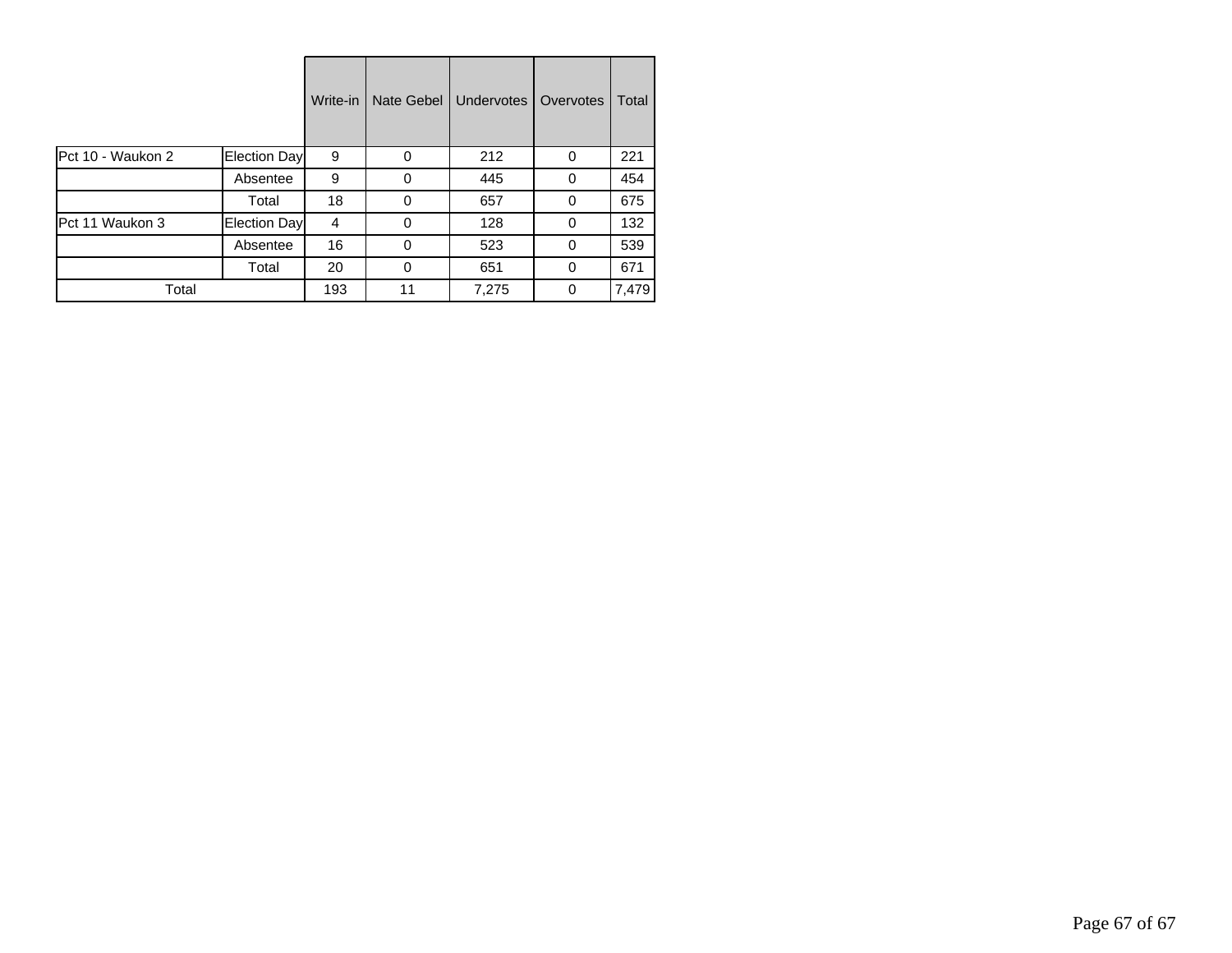| | | Write-in | Nate Gebel | Undervotes | Overvotes | Total |
|---|---|---|---|---|---|---|
| Pct 10 - Waukon 2 | Election Day | 9 | 0 | 212 | 0 | 221 |
| | Absentee | 9 | 0 | 445 | 0 | 454 |
| | Total | 18 | 0 | 657 | 0 | 675 |
| Pct 11 Waukon 3 | Election Day | 4 | 0 | 128 | 0 | 132 |
| | Absentee | 16 | 0 | 523 | 0 | 539 |
| | Total | 20 | 0 | 651 | 0 | 671 |
| Total | | 193 | 11 | 7,275 | 0 | 7,479 |